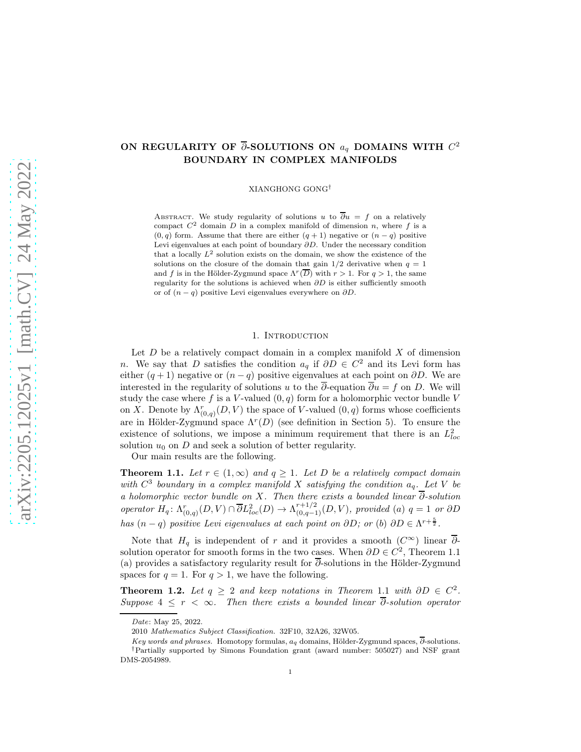# ON REGULARITY OF $\overline{\partial}$-SOLUTIONS ON $a_q$ DOMAINS WITH $C^2$ BOUNDARY IN COMPLEX MANIFOLDS

XIANGHONG GONG[†]

Abstract. We study regularity of solutions $u$ to $\overline{\partial} u = f$ on a relatively compact $C^2$ domain $D$ in a complex manifold of dimension $n$, where $f$ is a $(0, q)$ form. Assume that there are either $(q+1)$ negative or $(n-q)$ positive Levi eigenvalues at each point of boundary $\partial D$. Under the necessary condition that a locally $L^2$ solution exists on the domain, we show the existence of the solutions on the closure of the domain that gain $1/2$ derivative when $q = 1$ and $f$ is in the Hölder-Zygmund space $\Lambda^r(\overline{D})$ with $r > 1$. For $q > 1$, the same regularity for the solutions is achieved when $\partial D$ is either sufficiently smooth or of $(n-q)$ positive Levi eigenvalues everywhere on $\partial D$.

## 1. Introduction

Let $D$ be a relatively compact domain in a complex manifold $X$ of dimension $n$. We say that $D$ satisfies the condition $a_q$ if $\partial D \in C^2$ and its Levi form has either $(q+1)$ negative or $(n-q)$ positive eigenvalues at each point on $\partial D$. We are interested in the regularity of solutions $u$ to the $\overline{\partial}$-equation $\overline{\partial} u = f$ on $D$. We will study the case where $f$ is a $V$-valued $(0, q)$ form for a holomorphic vector bundle $V$ on $X$. Denote by $\Lambda^r_{(0,q)}(D, V)$ the space of $V$-valued $(0, q)$ forms whose coefficients are in Hölder-Zygmund space $\Lambda^r(D)$ (see definition in Section 5). To ensure the existence of solutions, we impose a minimum requirement that there is an $L^2_{loc}$ solution $u_0$ on $D$ and seek a solution of better regularity.

Our main results are the following.

**Theorem 1.1.** *Let $r \in (1, \infty)$ and $q \geq 1$. Let $D$ be a relatively compact domain with $C^3$ boundary in a complex manifold $X$ satisfying the condition $a_q$. Let $V$ be a holomorphic vector bundle on $X$. Then there exists a bounded linear $\overline{\partial}$-solution operator $H_q \colon \Lambda^r_{(0,q)}(D, V) \cap \overline{\partial} L^2_{loc}(D) \to \Lambda^{r+1/2}_{(0,q-1)}(D, V)$, provided (a) $q = 1$ or $\partial D$ has $(n-q)$ positive Levi eigenvalues at each point on $\partial D$; or (b) $\partial D \in \Lambda^{r+\frac{5}{2}}$.*

Note that $H_q$ is independent of $r$ and it provides a smooth ($C^\infty$) linear $\overline{\partial}$-solution operator for smooth forms in the two cases. When $\partial D \in C^2$, Theorem 1.1 (a) provides a satisfactory regularity result for $\overline{\partial}$-solutions in the Hölder-Zygmund spaces for $q = 1$. For $q > 1$, we have the following.

**Theorem 1.2.** *Let $q \geq 2$ and keep notations in Theorem 1.1 with $\partial D \in C^2$. Suppose $4 \leq r < \infty$. Then there exists a bounded linear $\overline{\partial}$-solution operator*

---

*Date*: May 25, 2022.

2010 *Mathematics Subject Classification.* 32F10, 32A26, 32W05.

*Key words and phrases.* Homotopy formulas, $a_q$ domains, Hölder-Zygmund spaces, $\overline{\partial}$-solutions.

[†]Partially supported by Simons Foundation grant (award number: 505027) and NSF grant DMS-2054989.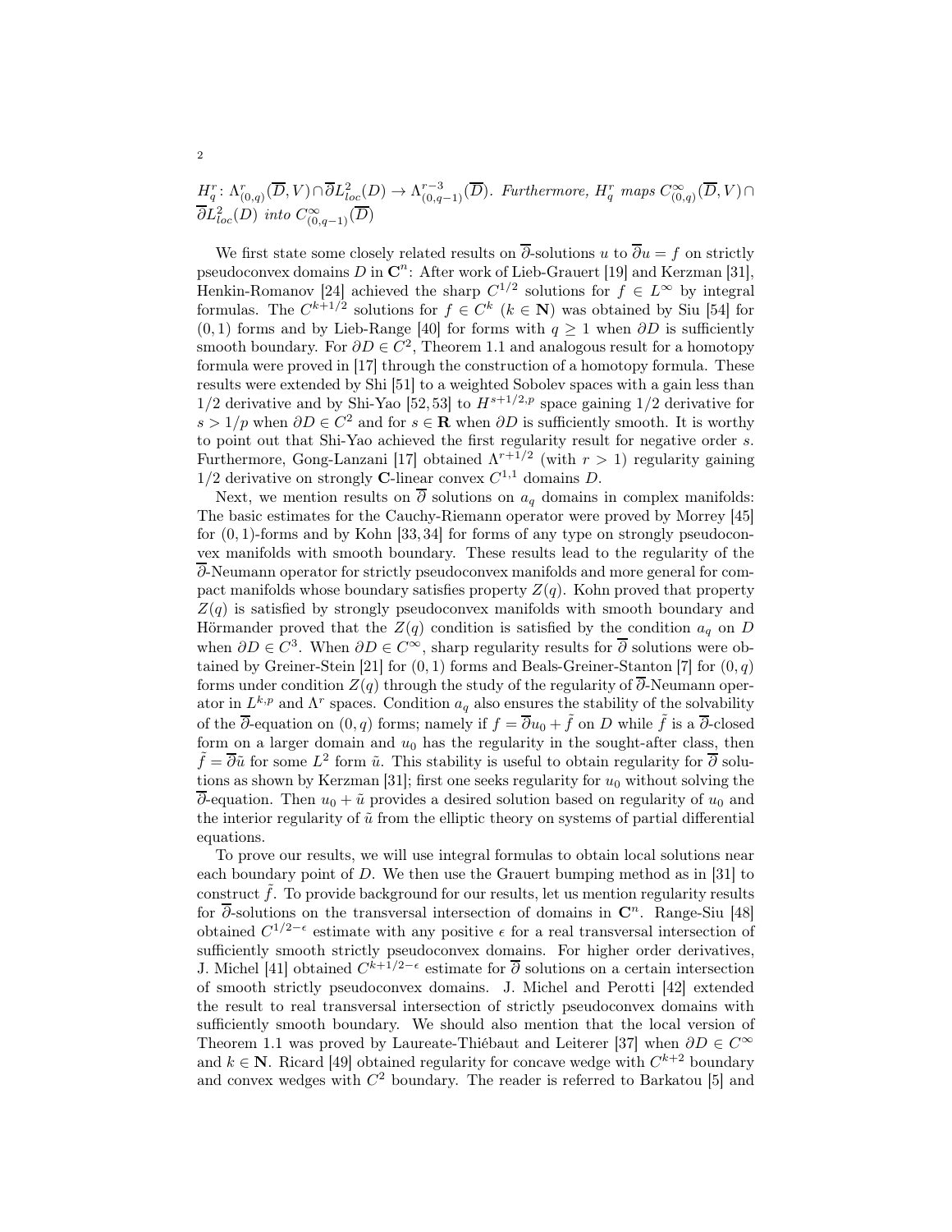$H_q^r\colon \Lambda^r_{(0,q)}(\overline{D}, V)\cap\overline{\partial}L^2_{loc}(D) \to \Lambda^{r-3}_{(0,q-1)}(\overline{D})$. *Furthermore,* $H_q^r$ *maps* $C^\infty_{(0,q)}(\overline{D}, V)\cap \overline{\partial}L^2_{loc}(D)$ *into* $C^\infty_{(0,q-1)}(\overline{D})$

We first state some closely related results on $\overline{\partial}$-solutions $u$ to $\overline{\partial}u = f$ on strictly pseudoconvex domains $D$ in $\mathbf{C}^n$: After work of Lieb-Grauert [19] and Kerzman [31], Henkin-Romanov [24] achieved the sharp $C^{1/2}$ solutions for $f \in L^\infty$ by integral formulas. The $C^{k+1/2}$ solutions for $f \in C^k$ ($k \in \mathbf{N}$) was obtained by Siu [54] for $(0,1)$ forms and by Lieb-Range [40] for forms with $q \geq 1$ when $\partial D$ is sufficiently smooth boundary. For $\partial D \in C^2$, Theorem 1.1 and analogous result for a homotopy formula were proved in [17] through the construction of a homotopy formula. These results were extended by Shi [51] to a weighted Sobolev spaces with a gain less than $1/2$ derivative and by Shi-Yao [52, 53] to $H^{s+1/2,p}$ space gaining $1/2$ derivative for $s > 1/p$ when $\partial D \in C^2$ and for $s \in \mathbf{R}$ when $\partial D$ is sufficiently smooth. It is worthy to point out that Shi-Yao achieved the first regularity result for negative order $s$. Furthermore, Gong-Lanzani [17] obtained $\Lambda^{r+1/2}$ (with $r > 1$) regularity gaining $1/2$ derivative on strongly $\mathbf{C}$-linear convex $C^{1,1}$ domains $D$.

Next, we mention results on $\overline{\partial}$ solutions on $a_q$ domains in complex manifolds: The basic estimates for the Cauchy-Riemann operator were proved by Morrey [45] for $(0,1)$-forms and by Kohn [33, 34] for forms of any type on strongly pseudoconvex manifolds with smooth boundary. These results lead to the regularity of the $\overline{\partial}$-Neumann operator for strictly pseudoconvex manifolds and more general for compact manifolds whose boundary satisfies property $Z(q)$. Kohn proved that property $Z(q)$ is satisfied by strongly pseudoconvex manifolds with smooth boundary and Hörmander proved that the $Z(q)$ condition is satisfied by the condition $a_q$ on $D$ when $\partial D \in C^3$. When $\partial D \in C^\infty$, sharp regularity results for $\overline{\partial}$ solutions were obtained by Greiner-Stein [21] for $(0,1)$ forms and Beals-Greiner-Stanton [7] for $(0,q)$ forms under condition $Z(q)$ through the study of the regularity of $\overline{\partial}$-Neumann operator in $L^{k,p}$ and $\Lambda^r$ spaces. Condition $a_q$ also ensures the stability of the solvability of the $\overline{\partial}$-equation on $(0,q)$ forms; namely if $f = \overline{\partial}u_0 + \tilde{f}$ on $D$ while $\tilde{f}$ is a $\overline{\partial}$-closed form on a larger domain and $u_0$ has the regularity in the sought-after class, then $\tilde{f} = \overline{\partial}\tilde{u}$ for some $L^2$ form $\tilde{u}$. This stability is useful to obtain regularity for $\overline{\partial}$ solutions as shown by Kerzman [31]; first one seeks regularity for $u_0$ without solving the $\overline{\partial}$-equation. Then $u_0 + \tilde{u}$ provides a desired solution based on regularity of $u_0$ and the interior regularity of $\tilde{u}$ from the elliptic theory on systems of partial differential equations.

To prove our results, we will use integral formulas to obtain local solutions near each boundary point of $D$. We then use the Grauert bumping method as in [31] to construct $\tilde{f}$. To provide background for our results, let us mention regularity results for $\overline{\partial}$-solutions on the transversal intersection of domains in $\mathbf{C}^n$. Range-Siu [48] obtained $C^{1/2-\epsilon}$ estimate with any positive $\epsilon$ for a real transversal intersection of sufficiently smooth strictly pseudoconvex domains. For higher order derivatives, J. Michel [41] obtained $C^{k+1/2-\epsilon}$ estimate for $\overline{\partial}$ solutions on a certain intersection of smooth strictly pseudoconvex domains. J. Michel and Perotti [42] extended the result to real transversal intersection of strictly pseudoconvex domains with sufficiently smooth boundary. We should also mention that the local version of Theorem 1.1 was proved by Laureate-Thiébaut and Leiterer [37] when $\partial D \in C^\infty$ and $k \in \mathbf{N}$. Ricard [49] obtained regularity for concave wedge with $C^{k+2}$ boundary and convex wedges with $C^2$ boundary. The reader is referred to Barkatou [5] and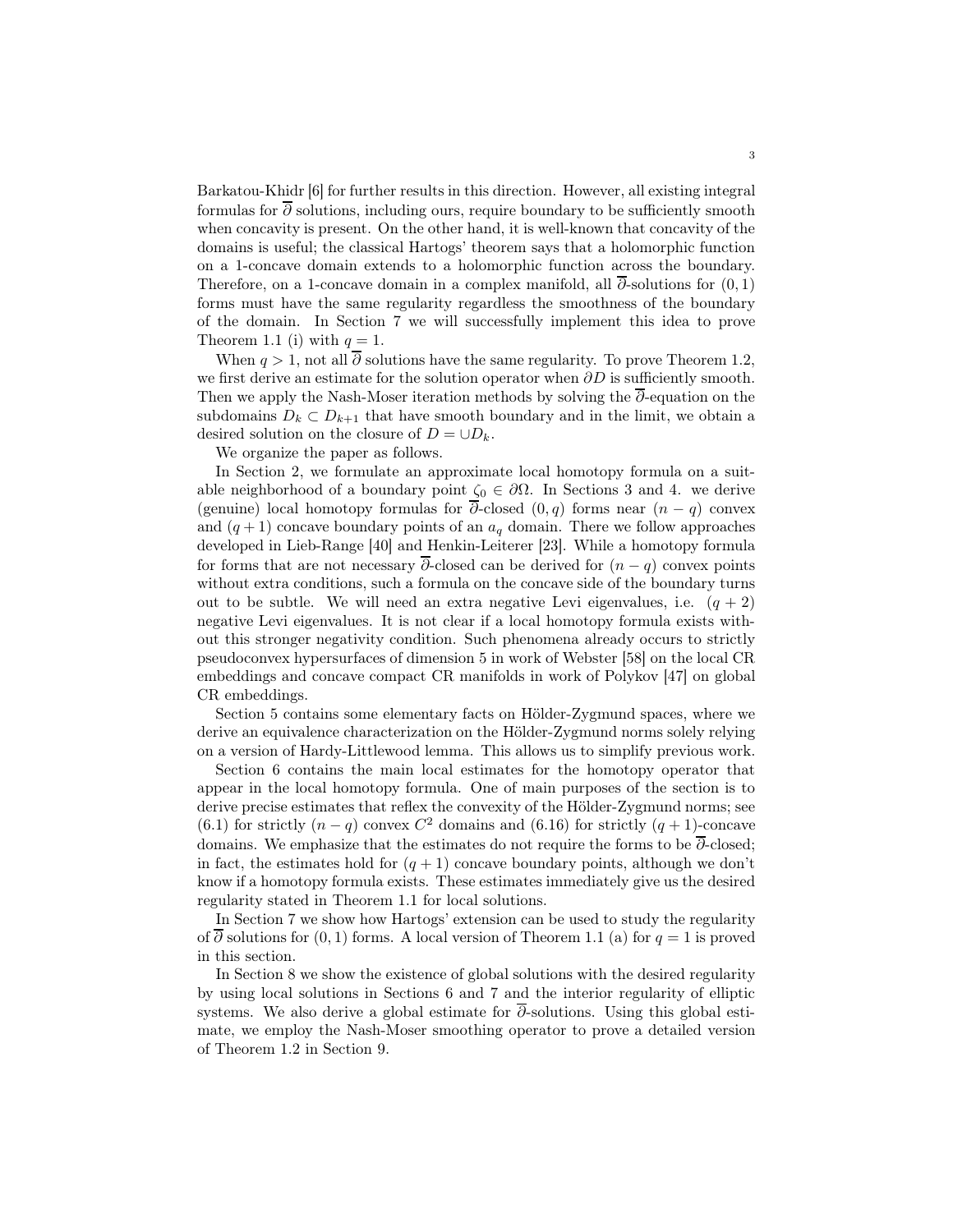Barkatou-Khidr [6] for further results in this direction. However, all existing integral formulas for $\overline{\partial}$ solutions, including ours, require boundary to be sufficiently smooth when concavity is present. On the other hand, it is well-known that concavity of the domains is useful; the classical Hartogs' theorem says that a holomorphic function on a 1-concave domain extends to a holomorphic function across the boundary. Therefore, on a 1-concave domain in a complex manifold, all $\overline{\partial}$-solutions for $(0,1)$ forms must have the same regularity regardless the smoothness of the boundary of the domain. In Section 7 we will successfully implement this idea to prove Theorem 1.1 (i) with $q=1$.

When $q>1$, not all $\overline{\partial}$ solutions have the same regularity. To prove Theorem 1.2, we first derive an estimate for the solution operator when $\partial D$ is sufficiently smooth. Then we apply the Nash-Moser iteration methods by solving the $\overline{\partial}$-equation on the subdomains $D_k \subset D_{k+1}$ that have smooth boundary and in the limit, we obtain a desired solution on the closure of $D = \cup D_k$.

We organize the paper as follows.

In Section 2, we formulate an approximate local homotopy formula on a suitable neighborhood of a boundary point $\zeta_0 \in \partial\Omega$. In Sections 3 and 4. we derive (genuine) local homotopy formulas for $\overline{\partial}$-closed $(0,q)$ forms near $(n-q)$ convex and $(q+1)$ concave boundary points of an $a_q$ domain. There we follow approaches developed in Lieb-Range [40] and Henkin-Leiterer [23]. While a homotopy formula for forms that are not necessary $\overline{\partial}$-closed can be derived for $(n-q)$ convex points without extra conditions, such a formula on the concave side of the boundary turns out to be subtle. We will need an extra negative Levi eigenvalues, i.e. $(q+2)$ negative Levi eigenvalues. It is not clear if a local homotopy formula exists without this stronger negativity condition. Such phenomena already occurs to strictly pseudoconvex hypersurfaces of dimension 5 in work of Webster [58] on the local CR embeddings and concave compact CR manifolds in work of Polykov [47] on global CR embeddings.

Section 5 contains some elementary facts on Hölder-Zygmund spaces, where we derive an equivalence characterization on the Hölder-Zygmund norms solely relying on a version of Hardy-Littlewood lemma. This allows us to simplify previous work.

Section 6 contains the main local estimates for the homotopy operator that appear in the local homotopy formula. One of main purposes of the section is to derive precise estimates that reflex the convexity of the Hölder-Zygmund norms; see (6.1) for strictly $(n-q)$ convex $C^2$ domains and (6.16) for strictly $(q+1)$-concave domains. We emphasize that the estimates do not require the forms to be $\overline{\partial}$-closed; in fact, the estimates hold for $(q+1)$ concave boundary points, although we don't know if a homotopy formula exists. These estimates immediately give us the desired regularity stated in Theorem 1.1 for local solutions.

In Section 7 we show how Hartogs' extension can be used to study the regularity of $\overline{\partial}$ solutions for $(0,1)$ forms. A local version of Theorem 1.1 (a) for $q=1$ is proved in this section.

In Section 8 we show the existence of global solutions with the desired regularity by using local solutions in Sections 6 and 7 and the interior regularity of elliptic systems. We also derive a global estimate for $\overline{\partial}$-solutions. Using this global estimate, we employ the Nash-Moser smoothing operator to prove a detailed version of Theorem 1.2 in Section 9.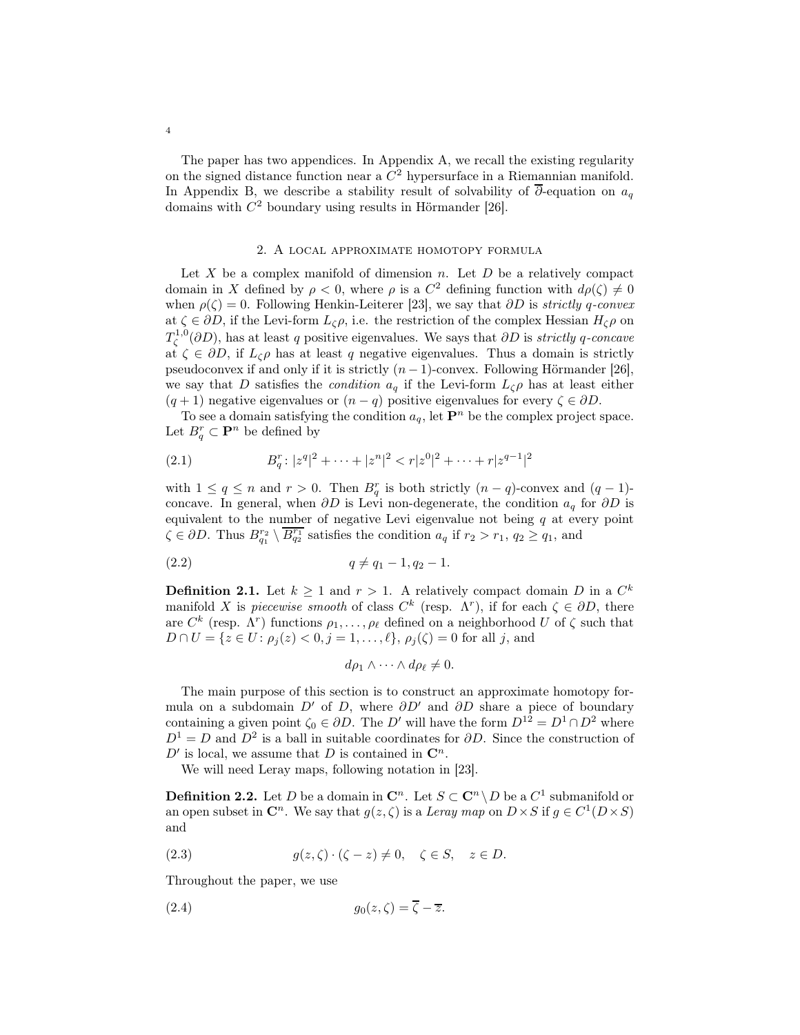The paper has two appendices. In Appendix A, we recall the existing regularity on the signed distance function near a $C^2$ hypersurface in a Riemannian manifold. In Appendix B, we describe a stability result of solvability of $\overline{\partial}$-equation on $a_q$ domains with $C^2$ boundary using results in Hörmander [26].

## 2. A local approximate homotopy formula

Let $X$ be a complex manifold of dimension $n$. Let $D$ be a relatively compact domain in $X$ defined by $\rho < 0$, where $\rho$ is a $C^2$ defining function with $d\rho(\zeta) \neq 0$ when $\rho(\zeta) = 0$. Following Henkin-Leiterer [23], we say that $\partial D$ is *strictly $q$-convex* at $\zeta \in \partial D$, if the Levi-form $L_\zeta \rho$, i.e. the restriction of the complex Hessian $H_\zeta \rho$ on $T^{1,0}_\zeta(\partial D)$, has at least $q$ positive eigenvalues. We says that $\partial D$ is *strictly $q$-concave* at $\zeta \in \partial D$, if $L_\zeta \rho$ has at least $q$ negative eigenvalues. Thus a domain is strictly pseudoconvex if and only if it is strictly $(n-1)$-convex. Following Hörmander [26], we say that $D$ satisfies the *condition $a_q$* if the Levi-form $L_\zeta \rho$ has at least either $(q+1)$ negative eigenvalues or $(n-q)$ positive eigenvalues for every $\zeta \in \partial D$.

To see a domain satisfying the condition $a_q$, let $\mathbf{P}^n$ be the complex project space. Let $B^r_q \subset \mathbf{P}^n$ be defined by

$$B^r_q \colon |z^q|^2 + \cdots + |z^n|^2 < r|z^0|^2 + \cdots + r|z^{q-1}|^2 \tag{2.1}$$

with $1 \leq q \leq n$ and $r > 0$. Then $B^r_q$ is both strictly $(n-q)$-convex and $(q-1)$-concave. In general, when $\partial D$ is Levi non-degenerate, the condition $a_q$ for $\partial D$ is equivalent to the number of negative Levi eigenvalue not being $q$ at every point $\zeta \in \partial D$. Thus $B^{r_2}_{q_1} \setminus \overline{B^{r_1}_{q_2}}$ satisfies the condition $a_q$ if $r_2 > r_1$, $q_2 \geq q_1$, and

$$q \neq q_1 - 1, q_2 - 1. \tag{2.2}$$

**Definition 2.1.** Let $k \geq 1$ and $r > 1$. A relatively compact domain $D$ in a $C^k$ manifold $X$ is *piecewise smooth* of class $C^k$ (resp. $\Lambda^r$), if for each $\zeta \in \partial D$, there are $C^k$ (resp. $\Lambda^r$) functions $\rho_1, \ldots, \rho_\ell$ defined on a neighborhood $U$ of $\zeta$ such that $D \cap U = \{z \in U \colon \rho_j(z) < 0, j = 1, \ldots, \ell\}$, $\rho_j(\zeta) = 0$ for all $j$, and

$$d\rho_1 \wedge \cdots \wedge d\rho_\ell \neq 0.$$

The main purpose of this section is to construct an approximate homotopy formula on a subdomain $D'$ of $D$, where $\partial D'$ and $\partial D$ share a piece of boundary containing a given point $\zeta_0 \in \partial D$. The $D'$ will have the form $D^{12} = D^1 \cap D^2$ where $D^1 = D$ and $D^2$ is a ball in suitable coordinates for $\partial D$. Since the construction of $D'$ is local, we assume that $D$ is contained in $\mathbf{C}^n$.

We will need Leray maps, following notation in [23].

**Definition 2.2.** Let $D$ be a domain in $\mathbf{C}^n$. Let $S \subset \mathbf{C}^n \setminus D$ be a $C^1$ submanifold or an open subset in $\mathbf{C}^n$. We say that $g(z, \zeta)$ is a *Leray map* on $D \times S$ if $g \in C^1(D \times S)$ and

$$g(z, \zeta) \cdot (\zeta - z) \neq 0, \quad \zeta \in S, \quad z \in D. \tag{2.3}$$

Throughout the paper, we use

$$g_0(z, \zeta) = \overline{\zeta} - \overline{z}. \tag{2.4}$$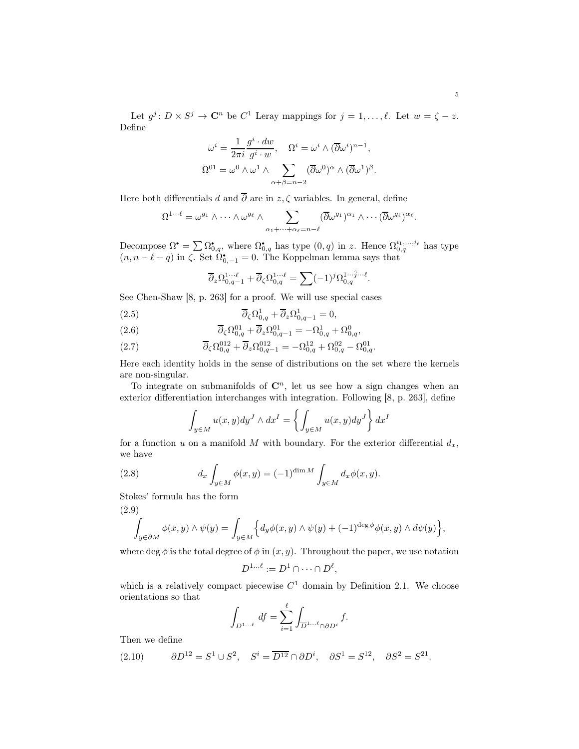Let $g^j\colon D \times S^j \to \mathbf{C}^n$ be $C^1$ Leray mappings for $j = 1, \dots, \ell$. Let $w = \zeta - z$. Define

$$
\omega^i = \frac{1}{2\pi i} \frac{g^i \cdot dw}{g^i \cdot w}, \quad \Omega^i = \omega^i \wedge (\overline{\partial} \omega^i)^{n-1},
$$

$$
\Omega^{01} = \omega^0 \wedge \omega^1 \wedge \sum_{\alpha+\beta=n-2} (\overline{\partial}\omega^0)^\alpha \wedge (\overline{\partial}\omega^1)^\beta.
$$

Here both differentials $d$ and $\overline{\partial}$ are in $z, \zeta$ variables. In general, define

$$
\Omega^{1\cdots\ell} = \omega^{g_1} \wedge \cdots \wedge \omega^{g_\ell} \wedge \sum_{\alpha_1+\cdots+\alpha_\ell=n-\ell} (\overline{\partial}\omega^{g_1})^{\alpha_1} \wedge \cdots (\overline{\partial}\omega^{g_\ell})^{\alpha_\ell}.
$$

Decompose $\Omega^\bullet = \sum \Omega^\bullet_{0,q}$, where $\Omega^\bullet_{0,q}$ has type $(0,q)$ in $z$. Hence $\Omega^{i_1,\dots,i_\ell}_{0,q}$ has type $(n, n-\ell-q)$ in $\zeta$. Set $\Omega^\bullet_{0,-1} = 0$. The Koppelman lemma says that

$$
\overline{\partial}_z \Omega^{1\cdots\ell}_{0,q-1} + \overline{\partial}_\zeta \Omega^{1\cdots\ell}_{0,q} = \sum (-1)^j \Omega^{1\cdots\hat{j}\cdots\ell}_{0,q}.
$$

See Chen-Shaw [8, p. 263] for a proof. We will use special cases

$$
\overline{\partial}_\zeta \Omega^1_{0,q} + \overline{\partial}_z \Omega^1_{0,q-1} = 0, \tag{2.5}
$$

$$
\overline{\partial}_\zeta \Omega^{01}_{0,q} + \overline{\partial}_z \Omega^{01}_{0,q-1} = -\Omega^1_{0,q} + \Omega^0_{0,q}, \tag{2.6}
$$

$$
\overline{\partial}_\zeta \Omega^{012}_{0,q} + \overline{\partial}_z \Omega^{012}_{0,q-1} = -\Omega^{12}_{0,q} + \Omega^{02}_{0,q} - \Omega^{01}_{0,q}. \tag{2.7}
$$

Here each identity holds in the sense of distributions on the set where the kernels are non-singular.

To integrate on submanifolds of $\mathbf{C}^n$, let us see how a sign changes when an exterior differentiation interchanges with integration. Following [8, p. 263], define

$$
\int_{y \in M} u(x,y) dy^J \wedge dx^I = \left\{ \int_{y\in M} u(x,y) dy^J \right\} dx^I
$$

for a function $u$ on a manifold $M$ with boundary. For the exterior differential $d_x$, we have

$$
d_x \int_{y\in M} \phi(x,y) = (-1)^{\dim M} \int_{y \in M} d_x \phi(x,y). \tag{2.8}
$$

Stokes' formula has the form

$$
\int_{y\in\partial M} \phi(x,y) \wedge \psi(y) = \int_{y\in M} \Big\{ d_y \phi(x,y) \wedge \psi(y) + (-1)^{\deg \phi} \phi(x,y) \wedge d\psi(y) \Big\}, \tag{2.9}
$$

where $\deg \phi$ is the total degree of $\phi$ in $(x,y)$. Throughout the paper, we use notation

$$
D^{1\dots\ell} := D^1 \cap \cdots \cap D^\ell,
$$

which is a relatively compact piecewise $C^1$ domain by Definition 2.1. We choose orientations so that

$$
\int_{D^{1\dots\ell}} df = \sum_{i=1}^{\ell} \int_{\overline{D}^{1\dots\ell} \cap \partial D^i} f.
$$

Then we define

$$
\partial D^{12} = S^1 \cup S^2, \quad S^i = \overline{D^{12}} \cap \partial D^i, \quad \partial S^1 = S^{12}, \quad \partial S^2 = S^{21}. \tag{2.10}
$$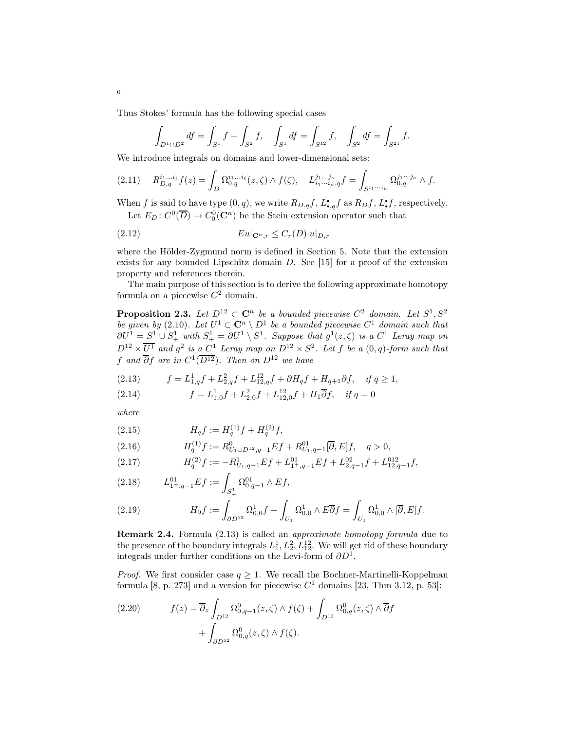Thus Stokes' formula has the following special cases

$$\int_{D^1\cap D^2} df = \int_{S^1} f + \int_{S^2} f, \quad \int_{S^1} df = \int_{S^{12}} f, \quad \int_{S^2} df = \int_{S^{21}} f.$$

We introduce integrals on domains and lower-dimensional sets:

$$R^{i_1\dots i_\ell}_{D,q} f(z) = \int_D \Omega^{i_1\dots i_\ell}_{0,q}(z,\zeta)\wedge f(\zeta), \quad L^{j_1\dots j_\nu}_{i_1\cdots i_\mu,q} f = \int_{S^{i_1\cdots i_\mu}} \Omega^{j_1\cdots j_\nu}_{0,q} \wedge f. \tag{2.11}$$

When $f$ is said to have type $(0,q)$, we write $R_{D,q}f$, $L^{\bullet}_{\bullet,q}f$ as $R_D f$, $L^{\bullet}_{\bullet} f$, respectively.

Let $E_D\colon C^0(\overline{D}) \to C^0_0(\mathbf{C}^n)$ be the Stein extension operator such that

$$|Eu|_{\mathbf{C}^n,r} \leq C_r(D)|u|_{D,r} \tag{2.12}$$

where the Hölder-Zygmund norm is defined in Section 5. Note that the extension exists for any bounded Lipschitz domain $D$. See [15] for a proof of the extension property and references therein.

The main purpose of this section is to derive the following approximate homotopy formula on a piecewise $C^2$ domain.

**Proposition 2.3.** *Let $D^{12}\subset \mathbf{C}^n$ be a bounded piecewise $C^2$ domain. Let $S^1, S^2$ be given by (2.10). Let $U^1 \subset \mathbf{C}^n \setminus D^1$ be a bounded piecewise $C^1$ domain such that $\partial U^1 = S^1 \cup S^1_+$ with $S^1_+ = \partial U^1 \setminus S^1$. Suppose that $g^1(z,\zeta)$ is a $C^1$ Leray map on $D^{12}\times \overline{U^1}$ and $g^2$ is a $C^1$ Leray map on $D^{12}\times S^2$. Let $f$ be a $(0,q)$-form such that $f$ and $\overline{\partial} f$ are in $C^1(\overline{D^{12}})$. Then on $D^{12}$ we have*

$$f = L^1_{1,q}f + L^2_{2,q}f + L^{12}_{12,q}f + \overline{\partial} H_q f + H_{q+1}\overline{\partial} f, \quad \text{if } q \geq 1, \tag{2.13}$$

$$f = L^1_{1,0}f + L^2_{2,0}f + L^{12}_{12,0}f + H_1\overline{\partial} f, \quad \text{if } q = 0 \tag{2.14}$$

*where*

$$H_q f := H^{(1)}_q f + H^{(2)}_q f, \tag{2.15}$$

$$H^{(1)}_q f := R^0_{U_1\cup D^{12},q-1} Ef + R^{01}_{U_1,q-1}[\overline{\partial}, E]f, \quad q > 0, \tag{2.16}$$

$$H^{(2)}_q f := -R^1_{U_1,q-1} Ef + L^{01}_{1^+,q-1} Ef + L^{02}_{2,q-1} f + L^{012}_{12,q-1} f, \tag{2.17}$$

$$L^{01}_{1^+,q-1} Ef := \int_{S^1_+} \Omega^{01}_{0,q-1} \wedge Ef, \tag{2.18}$$

$$H_0 f := \int_{\partial D^{12}} \Omega^1_{0,0} f - \int_{U_1} \Omega^1_{0,0} \wedge E\overline{\partial} f = \int_{U_1} \Omega^1_{0,0} \wedge [\overline{\partial}, E] f. \tag{2.19}$$

**Remark 2.4.** Formula (2.13) is called an *approximate homotopy formula* due to the presence of the boundary integrals $L^1_1, L^2_2, L^{12}_{12}$. We will get rid of these boundary integrals under further conditions on the Levi-form of $\partial D^1$.

*Proof.* We first consider case $q \geq 1$. We recall the Bochner-Martinelli-Koppelman formula [8, p. 273] and a version for piecewise $C^1$ domains [23, Thm 3.12, p. 53]:

$$\begin{aligned} f(z) = \overline{\partial}_z \int_{D^{12}} \Omega^0_{0,q-1}(z,\zeta)\wedge f(\zeta) + \int_{D^{12}} \Omega^0_{0,q}(z,\zeta)\wedge \overline{\partial} f \\ + \int_{\partial D^{12}} \Omega^0_{0,q}(z,\zeta)\wedge f(\zeta). \end{aligned} \tag{2.20}$$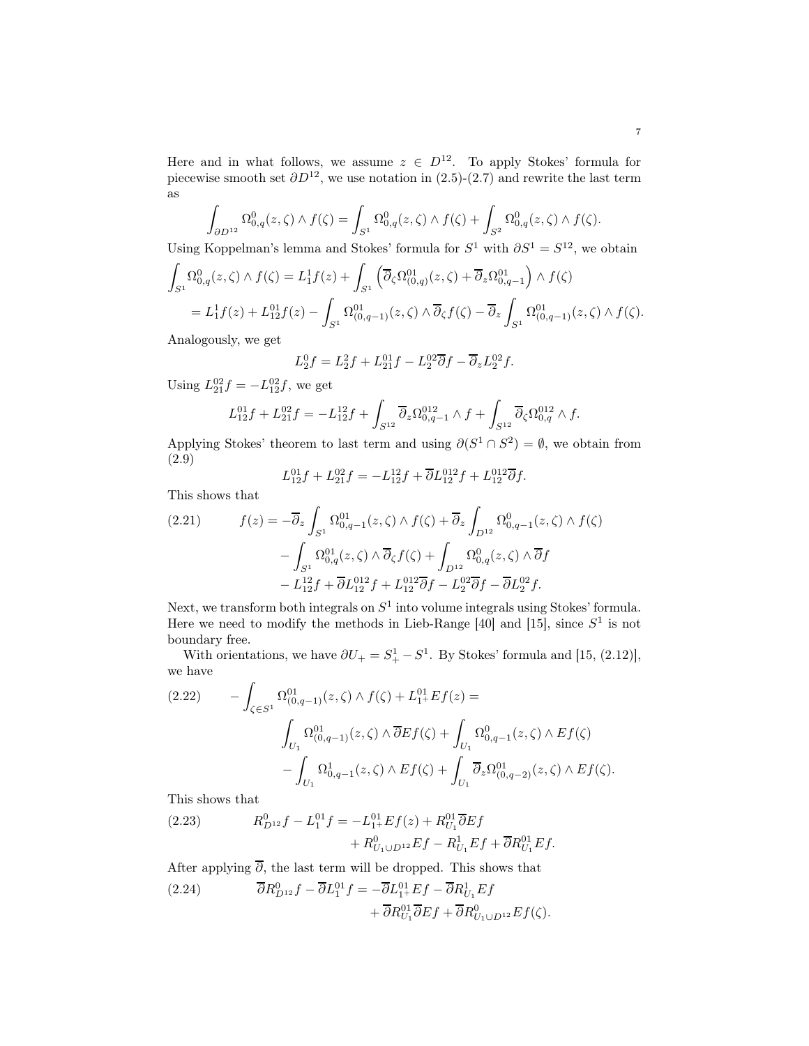Here and in what follows, we assume $z \in D^{12}$. To apply Stokes' formula for piecewise smooth set $\partial D^{12}$, we use notation in (2.5)-(2.7) and rewrite the last term as

$$\int_{\partial D^{12}} \Omega^0_{0,q}(z,\zeta) \wedge f(\zeta) = \int_{S^1} \Omega^0_{0,q}(z,\zeta) \wedge f(\zeta) + \int_{S^2} \Omega^0_{0,q}(z,\zeta) \wedge f(\zeta).$$

Using Koppelman's lemma and Stokes' formula for $S^1$ with $\partial S^1 = S^{12}$, we obtain

$$\begin{aligned}\int_{S^1} \Omega^0_{0,q}(z,\zeta) \wedge f(\zeta) &= L^1_1 f(z) + \int_{S^1} \left( \overline{\partial}_\zeta \Omega^{01}_{(0,q)}(z,\zeta) + \overline{\partial}_z \Omega^{01}_{0,q-1} \right) \wedge f(\zeta) \\ &= L^1_1 f(z) + L^{01}_{12} f(z) - \int_{S^1} \Omega^{01}_{(0,q-1)}(z,\zeta) \wedge \overline{\partial}_\zeta f(\zeta) - \overline{\partial}_z \int_{S^1} \Omega^{01}_{(0,q-1)}(z,\zeta) \wedge f(\zeta).\end{aligned}$$

Analogously, we get

$$L^0_2 f = L^2_2 f + L^{01}_{21} f - L^{02}_2 \overline{\partial} f - \overline{\partial}_z L^{02}_2 f.$$

Using $L^{02}_{21} f = -L^{02}_{12} f$, we get

$$L^{01}_{12} f + L^{02}_{21} f = -L^{12}_{12} f + \int_{S^{12}} \overline{\partial}_z \Omega^{012}_{0,q-1} \wedge f + \int_{S^{12}} \overline{\partial}_\zeta \Omega^{012}_{0,q} \wedge f.$$

Applying Stokes' theorem to last term and using $\partial(S^1 \cap S^2) = \emptyset$, we obtain from (2.9)

$$L^{01}_{12} f + L^{02}_{21} f = -L^{12}_{12} f + \overline{\partial} L^{012}_{12} f + L^{012}_{12} \overline{\partial} f.$$

This shows that

$$\begin{aligned}(2.21)\qquad f(z) = &-\overline{\partial}_z \int_{S^1} \Omega^{01}_{0,q-1}(z,\zeta) \wedge f(\zeta) + \overline{\partial}_z \int_{D^{12}} \Omega^0_{0,q-1}(z,\zeta) \wedge f(\zeta) \\ &- \int_{S^1} \Omega^{01}_{0,q}(z,\zeta) \wedge \overline{\partial}_\zeta f(\zeta) + \int_{D^{12}} \Omega^0_{0,q}(z,\zeta) \wedge \overline{\partial} f \\ &- L^{12}_{12} f + \overline{\partial} L^{012}_{12} f + L^{012}_{12} \overline{\partial} f - L^{02}_2 \overline{\partial} f - \overline{\partial} L^{02}_2 f.\end{aligned}$$

Next, we transform both integrals on $S^1$ into volume integrals using Stokes' formula. Here we need to modify the methods in Lieb-Range [40] and [15], since $S^1$ is not boundary free.

With orientations, we have $\partial U_+ = S^1_+ - S^1$. By Stokes' formula and [15, (2.12)], we have

$$\begin{aligned}(2.22)\qquad -\int_{\zeta \in S^1} \Omega^{01}_{(0,q-1)}(z,\zeta) \wedge f(\zeta) + L^{01}_{1^+} Ef(z) = \\ \int_{U_1} \Omega^{01}_{(0,q-1)}(z,\zeta) \wedge \overline{\partial} Ef(\zeta) + \int_{U_1} \Omega^0_{0,q-1}(z,\zeta) \wedge Ef(\zeta) \\ - \int_{U_1} \Omega^1_{0,q-1}(z,\zeta) \wedge Ef(\zeta) + \int_{U_1} \overline{\partial}_z \Omega^{01}_{(0,q-2)}(z,\zeta) \wedge Ef(\zeta).\end{aligned}$$

This shows that

$$\begin{aligned}(2.23)\qquad R^0_{D^{12}} f - L^{01}_1 f = &-L^{01}_{1^+} Ef(z) + R^{01}_{U_1} \overline{\partial} Ef \\ &+ R^0_{U_1 \cup D^{12}} Ef - R^1_{U_1} Ef + \overline{\partial} R^{01}_{U_1} Ef.\end{aligned}$$

After applying $\overline{\partial}$, the last term will be dropped. This shows that

$$\begin{aligned}(2.24)\qquad \overline{\partial} R^0_{D^{12}} f - \overline{\partial} L^{01}_1 f = &-\overline{\partial} L^{01}_{1^+} Ef - \overline{\partial} R^1_{U_1} Ef \\ &+ \overline{\partial} R^{01}_{U_1} \overline{\partial} Ef + \overline{\partial} R^0_{U_1 \cup D^{12}} Ef(\zeta).\end{aligned}$$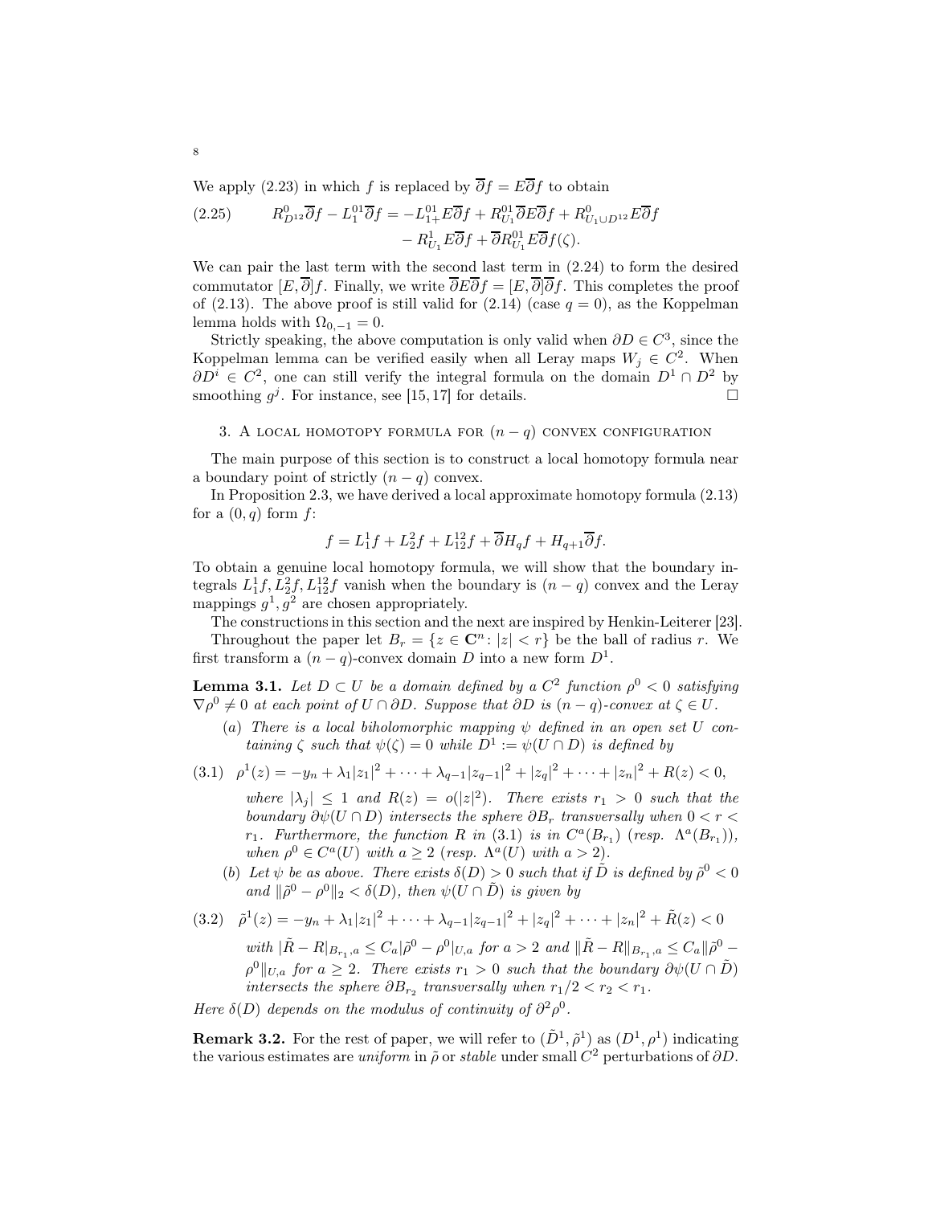We apply (2.23) in which $f$ is replaced by $\overline{\partial} f = E\overline{\partial} f$ to obtain

$$
\begin{aligned}
(2.25) \qquad R^0_{D^{12}}\overline{\partial} f - L^{01}_1\overline{\partial} f = &-L^{01}_{1+}E\overline{\partial} f + R^{01}_{U_1}\overline{\partial} E\overline{\partial} f + R^0_{U_1\cup D^{12}}E\overline{\partial} f \\
&- R^1_{U_1}E\overline{\partial} f + \overline{\partial} R^{01}_{U_1}E\overline{\partial} f(\zeta).
\end{aligned}
$$

We can pair the last term with the second last term in (2.24) to form the desired commutator $[E,\overline{\partial}]f$. Finally, we write $\overline{\partial} E\overline{\partial} f = [E,\overline{\partial}]\overline{\partial} f$. This completes the proof of (2.13). The above proof is still valid for (2.14) (case $q=0$), as the Koppelman lemma holds with $\Omega_{0,-1}=0$.

Strictly speaking, the above computation is only valid when $\partial D \in C^3$, since the Koppelman lemma can be verified easily when all Leray maps $W_j \in C^2$. When $\partial D^i \in C^2$, one can still verify the integral formula on the domain $D^1 \cap D^2$ by smoothing $g^j$. For instance, see [15, 17] for details. $\square$

## 3. A local homotopy formula for $(n-q)$ convex configuration

The main purpose of this section is to construct a local homotopy formula near a boundary point of strictly $(n-q)$ convex.

In Proposition 2.3, we have derived a local approximate homotopy formula (2.13) for a $(0,q)$ form $f$:

$$
f = L^1_1 f + L^2_2 f + L^{12}_{12} f + \overline{\partial} H_q f + H_{q+1}\overline{\partial} f.
$$

To obtain a genuine local homotopy formula, we will show that the boundary integrals $L^1_1 f, L^2_2 f, L^{12}_{12} f$ vanish when the boundary is $(n-q)$ convex and the Leray mappings $g^1, g^2$ are chosen appropriately.

The constructions in this section and the next are inspired by Henkin-Leiterer [23].

Throughout the paper let $B_r = \{z \in \mathbf{C}^n \colon |z| < r\}$ be the ball of radius $r$. We first transform a $(n-q)$-convex domain $D$ into a new form $D^1$.

**Lemma 3.1.** *Let $D \subset U$ be a domain defined by a $C^2$ function $\rho^0 < 0$ satisfying $\nabla \rho^0 \neq 0$ at each point of $U \cap \partial D$. Suppose that $\partial D$ is $(n-q)$-convex at $\zeta \in U$.*

- $(a)$ *There is a local biholomorphic mapping $\psi$ defined in an open set $U$ containing $\zeta$ such that $\psi(\zeta) = 0$ while $D^1 := \psi(U \cap D)$ is defined by*

$$
(3.1) \quad \rho^1(z) = -y_n + \lambda_1|z_1|^2 + \cdots + \lambda_{q-1}|z_{q-1}|^2 + |z_q|^2 + \cdots + |z_n|^2 + R(z) < 0,
$$

  *where $|\lambda_j| \leq 1$ and $R(z) = o(|z|^2)$. There exists $r_1 > 0$ such that the boundary $\partial\psi(U \cap D)$ intersects the sphere $\partial B_r$ transversally when $0 < r < r_1$. Furthermore, the function $R$ in (3.1) is in $C^a(B_{r_1})$ (resp. $\Lambda^a(B_{r_1})$), when $\rho^0 \in C^a(U)$ with $a \geq 2$ (resp. $\Lambda^a(U)$ with $a > 2$).*

- $(b)$ *Let $\psi$ be as above. There exists $\delta(D) > 0$ such that if $\tilde{D}$ is defined by $\tilde{\rho}^0 < 0$ and $\|\tilde{\rho}^0 - \rho^0\|_2 < \delta(D)$, then $\psi(U \cap \tilde{D})$ is given by*

$$
(3.2) \quad \tilde{\rho}^1(z) = -y_n + \lambda_1|z_1|^2 + \cdots + \lambda_{q-1}|z_{q-1}|^2 + |z_q|^2 + \cdots + |z_n|^2 + \tilde{R}(z) < 0
$$

  *with $|\tilde{R} - R|_{B_{r_1},a} \leq C_a|\tilde{\rho}^0 - \rho^0|_{U,a}$ for $a > 2$ and $\|\tilde{R} - R\|_{B_{r_1},a} \leq C_a\|\tilde{\rho}^0 - \rho^0\|_{U,a}$ for $a \geq 2$. There exists $r_1 > 0$ such that the boundary $\partial\psi(U \cap \tilde{D})$ intersects the sphere $\partial B_{r_2}$ transversally when $r_1/2 < r_2 < r_1$.*

*Here $\delta(D)$ depends on the modulus of continuity of $\partial^2\rho^0$.*

**Remark 3.2.** For the rest of paper, we will refer to $(\tilde{D}^1, \tilde{\rho}^1)$ as $(D^1, \rho^1)$ indicating the various estimates are *uniform* in $\tilde{\rho}$ or *stable* under small $C^2$ perturbations of $\partial D$.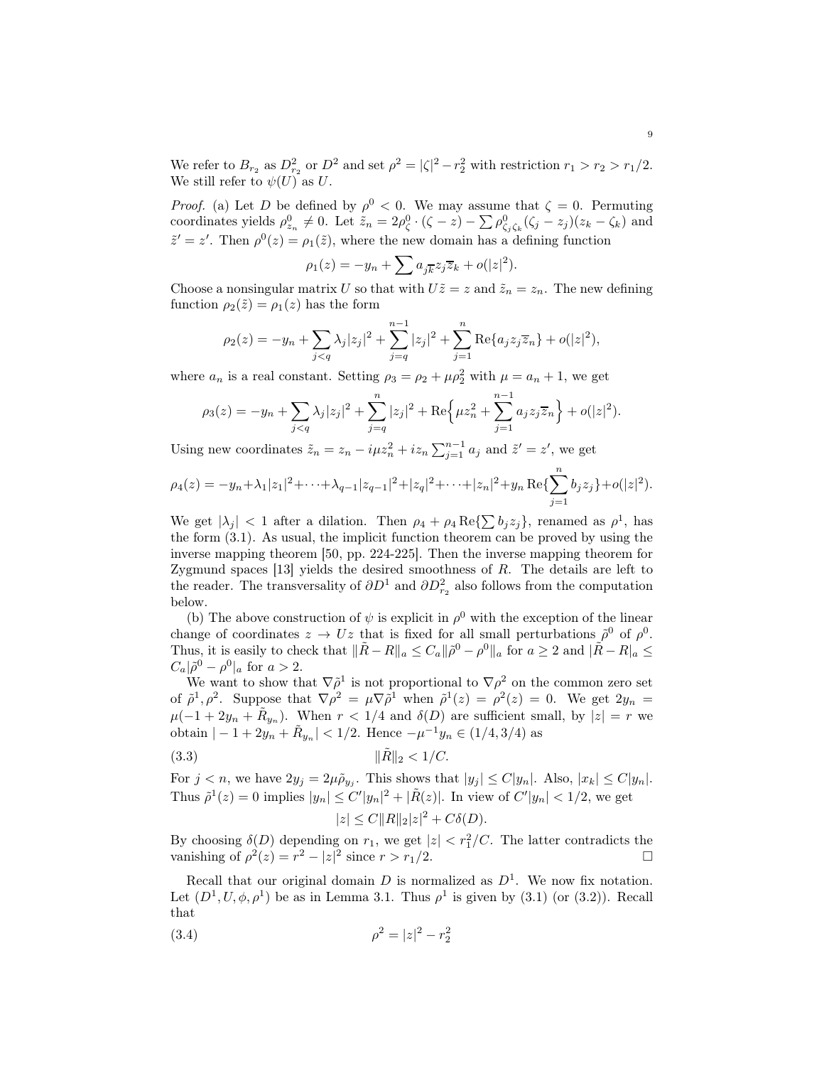We refer to $B_{r_2}$ as $D^2_{r_2}$ or $D^2$ and set $\rho^2 = |\zeta|^2 - r_2^2$ with restriction $r_1 > r_2 > r_1/2$. We still refer to $\psi(U)$ as $U$.

*Proof.* (a) Let $D$ be defined by $\rho^0 < 0$. We may assume that $\zeta = 0$. Permuting coordinates yields $\rho^0_{z_n} \neq 0$. Let $\tilde{z}_n = 2\rho^0_\zeta \cdot (\zeta - z) - \sum \rho^0_{\zeta_j\zeta_k}(\zeta_j - z_j)(z_k - \zeta_k)$ and $\tilde{z}' = z'$. Then $\rho^0(z) = \rho_1(\tilde{z})$, where the new domain has a defining function

$$\rho_1(z) = -y_n + \sum a_{j\overline{k}} z_j \overline{z}_k + o(|z|^2).$$

Choose a nonsingular matrix $U$ so that with $U\tilde{z} = z$ and $\tilde{z}_n = z_n$. The new defining function $\rho_2(\tilde{z}) = \rho_1(z)$ has the form

$$\rho_2(z) = -y_n + \sum_{j<q} \lambda_j |z_j|^2 + \sum_{j=q}^{n-1} |z_j|^2 + \sum_{j=1}^{n} \mathrm{Re}\{a_j z_j \overline{z}_n\} + o(|z|^2),$$

where $a_n$ is a real constant. Setting $\rho_3 = \rho_2 + \mu\rho_2^2$ with $\mu = a_n + 1$, we get

$$\rho_3(z) = -y_n + \sum_{j<q} \lambda_j |z_j|^2 + \sum_{j=q}^{n} |z_j|^2 + \mathrm{Re}\Big\{\mu z_n^2 + \sum_{j=1}^{n-1} a_j z_j \overline{z}_n\Big\} + o(|z|^2).$$

Using new coordinates $\tilde{z}_n = z_n - i\mu z_n^2 + iz_n \sum_{j=1}^{n-1} a_j$ and $\tilde{z}' = z'$, we get

$$\rho_4(z) = -y_n + \lambda_1|z_1|^2 + \cdots + \lambda_{q-1}|z_{q-1}|^2 + |z_q|^2 + \cdots + |z_n|^2 + y_n \mathrm{Re}\{\sum_{j=1}^{n} b_j z_j\} + o(|z|^2).$$

We get $|\lambda_j| < 1$ after a dilation. Then $\rho_4 + \rho_4 \mathrm{Re}\{\sum b_j z_j\}$, renamed as $\rho^1$, has the form (3.1). As usual, the implicit function theorem can be proved by using the inverse mapping theorem [50, pp. 224-225]. Then the inverse mapping theorem for Zygmund spaces [13] yields the desired smoothness of $R$. The details are left to the reader. The transversality of $\partial D^1$ and $\partial D^2_{r_2}$ also follows from the computation below.

(b) The above construction of $\psi$ is explicit in $\rho^0$ with the exception of the linear change of coordinates $z \to Uz$ that is fixed for all small perturbations $\tilde{\rho}^0$ of $\rho^0$. Thus, it is easily to check that $\|\tilde{R} - R\|_a \leq C_a \|\tilde{\rho}^0 - \rho^0\|_a$ for $a \geq 2$ and $|\tilde{R} - R|_a \leq C_a |\tilde{\rho}^0 - \rho^0|_a$ for $a > 2$.

We want to show that $\nabla\tilde{\rho}^1$ is not proportional to $\nabla\rho^2$ on the common zero set of $\tilde{\rho}^1, \rho^2$. Suppose that $\nabla\rho^2 = \mu\nabla\tilde{\rho}^1$ when $\tilde{\rho}^1(z) = \rho^2(z) = 0$. We get $2y_n = \mu(-1 + 2y_n + \tilde{R}_{y_n})$. When $r < 1/4$ and $\delta(D)$ are sufficient small, by $|z| = r$ we obtain $|-1 + 2y_n + \tilde{R}_{y_n}| < 1/2$. Hence $-\mu^{-1} y_n \in (1/4, 3/4)$ as

$$\|\tilde{R}\|_2 < 1/C. \tag{3.3}$$

For $j < n$, we have $2y_j = 2\mu\tilde{\rho}_{y_j}$. This shows that $|y_j| \leq C|y_n|$. Also, $|x_k| \leq C|y_n|$. Thus $\tilde{\rho}^1(z) = 0$ implies $|y_n| \leq C'|y_n|^2 + |\tilde{R}(z)|$. In view of $C'|y_n| < 1/2$, we get

$$|z| \leq C\|R\|_2|z|^2 + C\delta(D).$$

By choosing $\delta(D)$ depending on $r_1$, we get $|z| < r_1^2/C$. The latter contradicts the vanishing of $\rho^2(z) = r^2 - |z|^2$ since $r > r_1/2$. $\square$

Recall that our original domain $D$ is normalized as $D^1$. We now fix notation. Let $(D^1, U, \phi, \rho^1)$ be as in Lemma 3.1. Thus $\rho^1$ is given by (3.1) (or (3.2)). Recall that

$$\rho^2 = |z|^2 - r_2^2 \tag{3.4}$$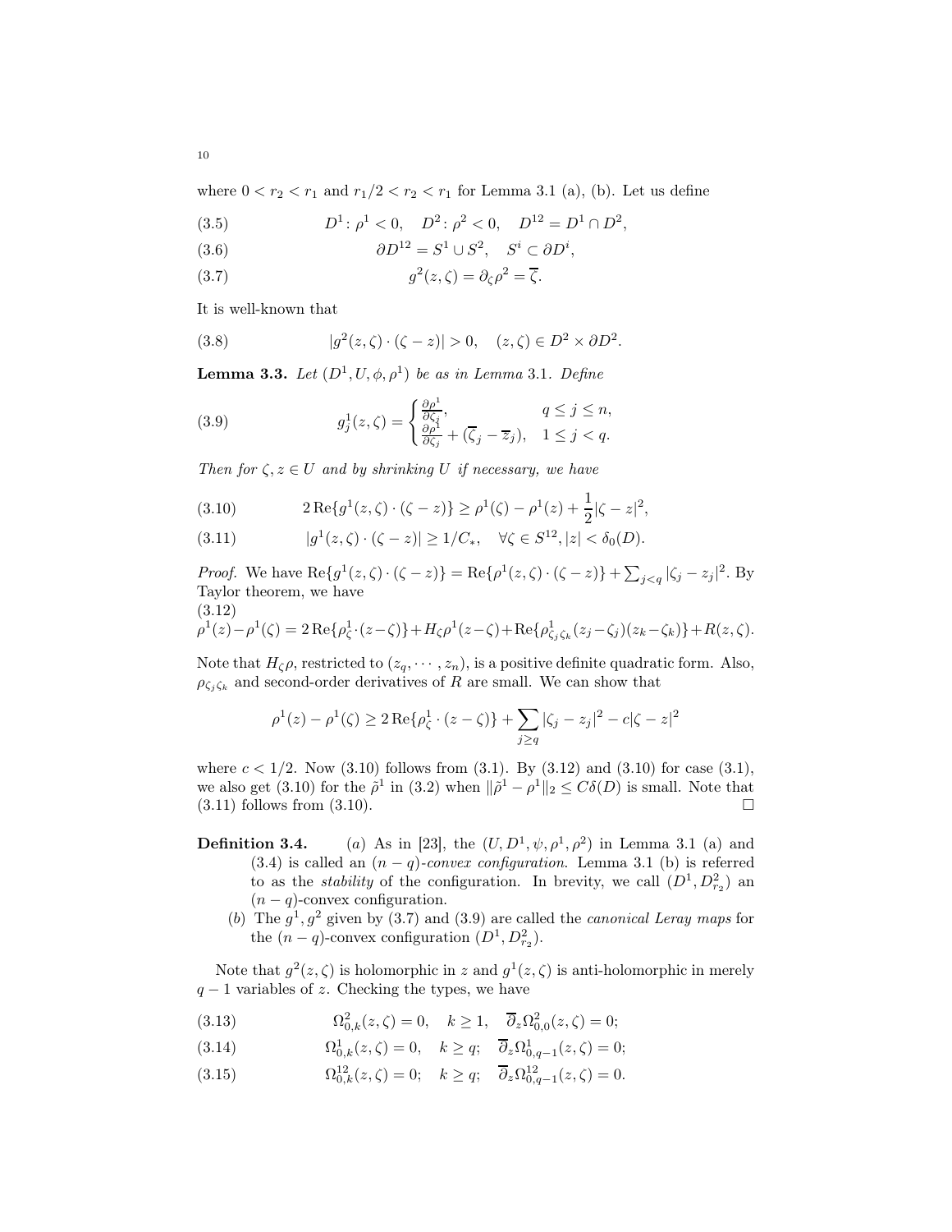where $0 < r_2 < r_1$ and $r_1/2 < r_2 < r_1$ for Lemma 3.1 (a), (b). Let us define

$$D^1\colon \rho^1 < 0, \quad D^2\colon \rho^2 < 0, \quad D^{12} = D^1 \cap D^2, \tag{3.5}$$

$$\partial D^{12} = S^1 \cup S^2, \quad S^i \subset \partial D^i, \tag{3.6}$$

$$g^2(z,\zeta) = \partial_\zeta \rho^2 = \overline{\zeta}. \tag{3.7}$$

It is well-known that

$$|g^2(z,\zeta)\cdot(\zeta - z)| > 0, \quad (z,\zeta) \in D^2 \times \partial D^2. \tag{3.8}$$

**Lemma 3.3.** *Let $(D^1, U, \phi, \rho^1)$ be as in Lemma* 3.1*. Define*

$$g^1_j(z,\zeta) = \begin{cases} \frac{\partial \rho^1}{\partial \zeta_j}, & q \le j \le n, \\ \frac{\partial \rho^1}{\partial \zeta_j} + (\overline{\zeta}_j - \overline{z}_j), & 1 \le j < q. \end{cases} \tag{3.9}$$

*Then for $\zeta, z \in U$ and by shrinking $U$ if necessary, we have*

$$2\,\mathrm{Re}\{g^1(z,\zeta)\cdot(\zeta - z)\} \ge \rho^1(\zeta) - \rho^1(z) + \frac{1}{2}|\zeta - z|^2, \tag{3.10}$$

$$|g^1(z,\zeta)\cdot(\zeta - z)| \ge 1/C_*, \quad \forall \zeta \in S^{12}, |z| < \delta_0(D). \tag{3.11}$$

*Proof.* We have $\mathrm{Re}\{g^1(z,\zeta)\cdot(\zeta-z)\} = \mathrm{Re}\{\rho^1(z,\zeta)\cdot(\zeta-z)\} + \sum_{j<q}|\zeta_j - z_j|^2$. By Taylor theorem, we have

$$\rho^1(z) - \rho^1(\zeta) = 2\,\mathrm{Re}\{\rho^1_\zeta\cdot(z-\zeta)\} + H_\zeta\rho^1(z-\zeta) + \mathrm{Re}\{\rho^1_{\zeta_j\zeta_k}(z_j-\zeta_j)(z_k-\zeta_k)\} + R(z,\zeta). \tag{3.12}$$

Note that $H_\zeta\rho$, restricted to $(z_q, \cdots, z_n)$, is a positive definite quadratic form. Also, $\rho_{\zeta_j\zeta_k}$ and second-order derivatives of $R$ are small. We can show that

$$\rho^1(z) - \rho^1(\zeta) \ge 2\,\mathrm{Re}\{\rho^1_\zeta\cdot(z-\zeta)\} + \sum_{j\ge q}|\zeta_j - z_j|^2 - c|\zeta - z|^2$$

where $c < 1/2$. Now (3.10) follows from (3.1). By (3.12) and (3.10) for case (3.1), we also get (3.10) for the $\tilde\rho^1$ in (3.2) when $\|\tilde\rho^1 - \rho^1\|_2 \le C\delta(D)$ is small. Note that (3.11) follows from (3.10). $\square$

**Definition 3.4.** (*a*) As in [23], the $(U, D^1, \psi, \rho^1, \rho^2)$ in Lemma 3.1 (a) and (3.4) is called an $(n-q)$-*convex configuration*. Lemma 3.1 (b) is referred to as the *stability* of the configuration. In brevity, we call $(D^1, D^2_{r_2})$ an $(n-q)$-convex configuration.

(*b*) The $g^1, g^2$ given by (3.7) and (3.9) are called the *canonical Leray maps* for the $(n-q)$-convex configuration $(D^1, D^2_{r_2})$.

Note that $g^2(z,\zeta)$ is holomorphic in $z$ and $g^1(z,\zeta)$ is anti-holomorphic in merely $q-1$ variables of $z$. Checking the types, we have

$$\Omega^2_{0,k}(z,\zeta) = 0, \quad k \ge 1, \quad \overline{\partial}_z\Omega^2_{0,0}(z,\zeta) = 0; \tag{3.13}$$

$$\Omega^1_{0,k}(z,\zeta) = 0, \quad k \ge q; \quad \overline{\partial}_z\Omega^1_{0,q-1}(z,\zeta) = 0; \tag{3.14}$$

$$\Omega^{12}_{0,k}(z,\zeta) = 0; \quad k \ge q; \quad \overline{\partial}_z\Omega^{12}_{0,q-1}(z,\zeta) = 0. \tag{3.15}$$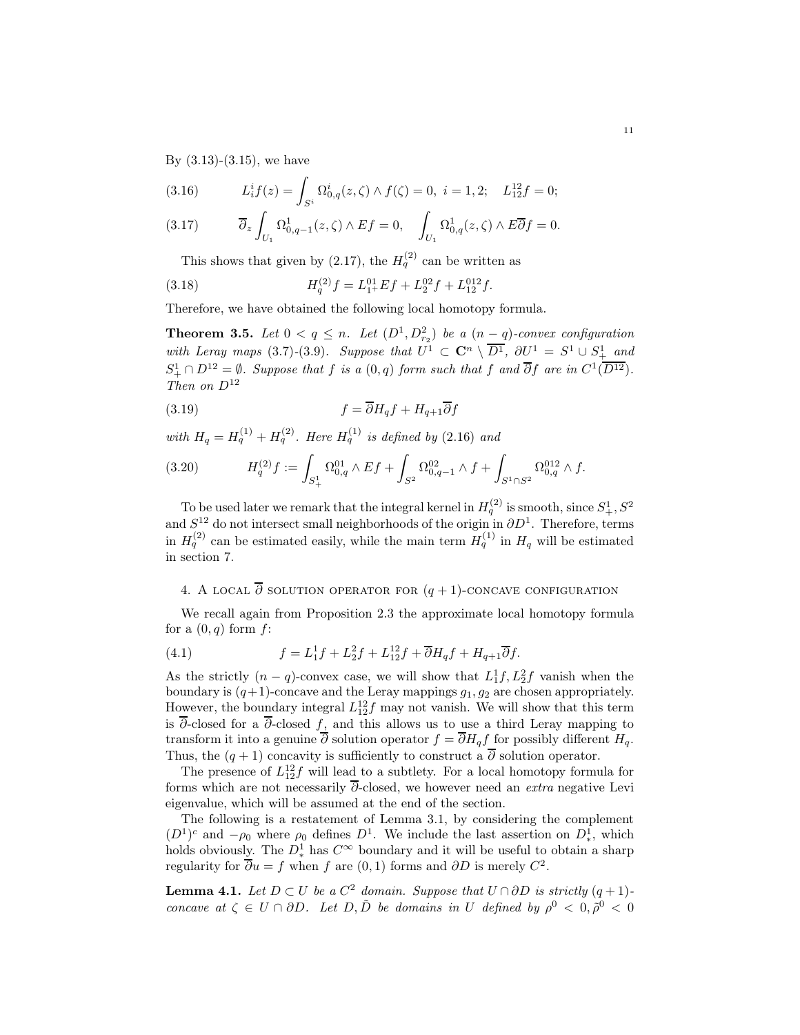By (3.13)-(3.15), we have

$$L_i^i f(z) = \int_{S^i} \Omega^i_{0,q}(z,\zeta) \wedge f(\zeta) = 0, \; i = 1,2; \quad L^{12}_{12} f = 0; \tag{3.16}$$

$$\overline{\partial}_z \int_{U_1} \Omega^1_{0,q-1}(z,\zeta) \wedge Ef = 0, \quad \int_{U_1} \Omega^1_{0,q}(z,\zeta) \wedge E\overline{\partial} f = 0. \tag{3.17}$$

This shows that given by (2.17), the $H_q^{(2)}$ can be written as

$$H_q^{(2)} f = L^{01}_{1^+} Ef + L^{02}_2 f + L^{012}_{12} f. \tag{3.18}$$

Therefore, we have obtained the following local homotopy formula.

**Theorem 3.5.** *Let $0 < q \leq n$. Let $(D^1, D^2_{r_2})$ be a $(n-q)$-convex configuration with Leray maps (3.7)-(3.9). Suppose that $U^1 \subset \mathbf{C}^n \setminus \overline{D^1}$, $\partial U^1 = S^1 \cup S^1_+$ and $S^1_+ \cap D^{12} = \emptyset$. Suppose that $f$ is a $(0,q)$ form such that $f$ and $\overline{\partial} f$ are in $C^1(\overline{D^{12}})$. Then on $D^{12}$*

$$f = \overline{\partial} H_q f + H_{q+1} \overline{\partial} f \tag{3.19}$$

*with $H_q = H_q^{(1)} + H_q^{(2)}$. Here $H_q^{(1)}$ is defined by (2.16) and*

$$H_q^{(2)} f := \int_{S^1_+} \Omega^{01}_{0,q} \wedge Ef + \int_{S^2} \Omega^{02}_{0,q-1} \wedge f + \int_{S^1 \cap S^2} \Omega^{012}_{0,q} \wedge f. \tag{3.20}$$

To be used later we remark that the integral kernel in $H_q^{(2)}$ is smooth, since $S^1_+, S^2$ and $S^{12}$ do not intersect small neighborhoods of the origin in $\partial D^1$. Therefore, terms in $H_q^{(2)}$ can be estimated easily, while the main term $H_q^{(1)}$ in $H_q$ will be estimated in section 7.

## 4. A local $\overline{\partial}$ solution operator for $(q+1)$-concave configuration

We recall again from Proposition 2.3 the approximate local homotopy formula for a $(0,q)$ form $f$:

$$f = L^1_1 f + L^2_2 f + L^{12}_{12} f + \overline{\partial} H_q f + H_{q+1} \overline{\partial} f. \tag{4.1}$$

As the strictly $(n-q)$-convex case, we will show that $L^1_1 f, L^2_2 f$ vanish when the boundary is $(q+1)$-concave and the Leray mappings $g_1, g_2$ are chosen appropriately. However, the boundary integral $L^{12}_{12} f$ may not vanish. We will show that this term is $\overline{\partial}$-closed for a $\overline{\partial}$-closed $f$, and this allows us to use a third Leray mapping to transform it into a genuine $\overline{\partial}$ solution operator $f = \overline{\partial} H_q f$ for possibly different $H_q$. Thus, the $(q+1)$ concavity is sufficiently to construct a $\overline{\partial}$ solution operator.

The presence of $L^{12}_{12} f$ will lead to a subtlety. For a local homotopy formula for forms which are not necessarily $\overline{\partial}$-closed, we however need an *extra* negative Levi eigenvalue, which will be assumed at the end of the section.

The following is a restatement of Lemma 3.1, by considering the complement $(D^1)^c$ and $-\rho_0$ where $\rho_0$ defines $D^1$. We include the last assertion on $D^1_*$, which holds obviously. The $D^1_*$ has $C^\infty$ boundary and it will be useful to obtain a sharp regularity for $\overline{\partial} u = f$ when $f$ are $(0,1)$ forms and $\partial D$ is merely $C^2$.

**Lemma 4.1.** *Let $D \subset U$ be a $C^2$ domain. Suppose that $U \cap \partial D$ is strictly $(q+1)$-concave at $\zeta \in U \cap \partial D$. Let $D, \tilde{D}$ be domains in $U$ defined by $\rho^0 < 0, \tilde{\rho}^0 < 0$*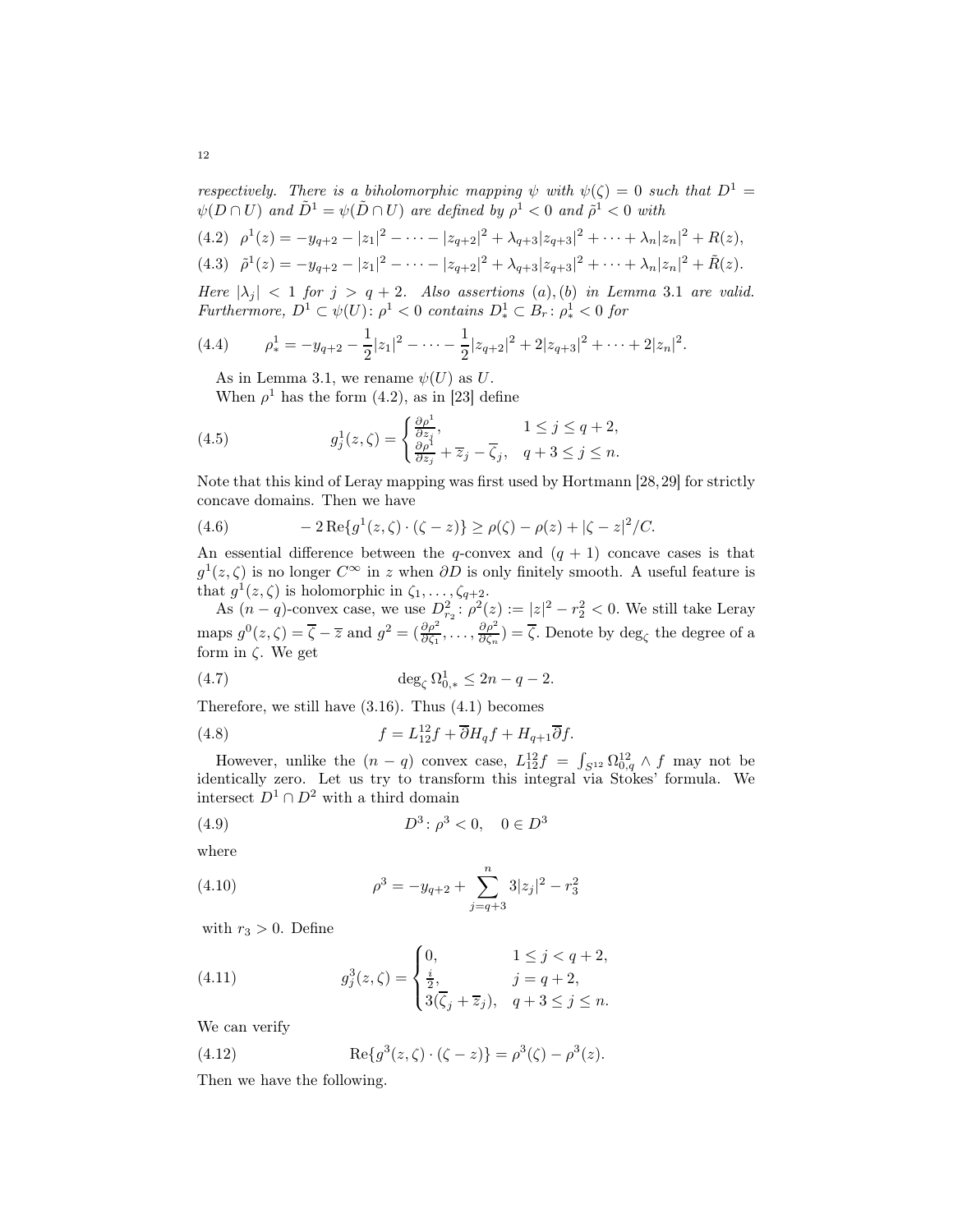*respectively. There is a biholomorphic mapping $\psi$ with $\psi(\zeta) = 0$ such that $D^1 = \psi(D \cap U)$ and $\tilde{D}^1 = \psi(\tilde{D} \cap U)$ are defined by $\rho^1 < 0$ and $\tilde{\rho}^1 < 0$ with*

$$\rho^1(z) = -y_{q+2} - |z_1|^2 - \cdots - |z_{q+2}|^2 + \lambda_{q+3}|z_{q+3}|^2 + \cdots + \lambda_n|z_n|^2 + R(z), \tag{4.2}$$

$$\tilde{\rho}^1(z) = -y_{q+2} - |z_1|^2 - \cdots - |z_{q+2}|^2 + \lambda_{q+3}|z_{q+3}|^2 + \cdots + \lambda_n|z_n|^2 + \tilde{R}(z). \tag{4.3}$$

*Here $|\lambda_j| < 1$ for $j > q+2$. Also assertions $(a), (b)$ in Lemma 3.1 are valid. Furthermore, $D^1 \subset \psi(U)\colon \rho^1 < 0$ contains $D^1_* \subset B_r\colon \rho^1_* < 0$ for*

$$\rho^1_* = -y_{q+2} - \frac{1}{2}|z_1|^2 - \cdots - \frac{1}{2}|z_{q+2}|^2 + 2|z_{q+3}|^2 + \cdots + 2|z_n|^2. \tag{4.4}$$

As in Lemma 3.1, we rename $\psi(U)$ as $U$.

When $\rho^1$ has the form (4.2), as in [23] define

$$g^1_j(z,\zeta) = \begin{cases} \frac{\partial \rho^1}{\partial z_j}, & 1 \leq j \leq q+2, \\ \frac{\partial \rho^1}{\partial z_j} + \overline{z}_j - \overline{\zeta}_j, & q+3 \leq j \leq n. \end{cases} \tag{4.5}$$

Note that this kind of Leray mapping was first used by Hortmann [28,29] for strictly concave domains. Then we have

$$-2\,\mathrm{Re}\{g^1(z,\zeta) \cdot (\zeta - z)\} \geq \rho(\zeta) - \rho(z) + |\zeta - z|^2/C. \tag{4.6}$$

An essential difference between the $q$-convex and $(q+1)$ concave cases is that $g^1(z,\zeta)$ is no longer $C^\infty$ in $z$ when $\partial D$ is only finitely smooth. A useful feature is that $g^1(z,\zeta)$ is holomorphic in $\zeta_1, \ldots, \zeta_{q+2}$.

As $(n-q)$-convex case, we use $D^2_{r_2}\colon \rho^2(z) := |z|^2 - r_2^2 < 0$. We still take Leray maps $g^0(z,\zeta) = \overline{\zeta} - \overline{z}$ and $g^2 = (\frac{\partial \rho^2}{\partial \zeta_1}, \ldots, \frac{\partial \rho^2}{\partial \zeta_n}) = \overline{\zeta}$. Denote by $\deg_\zeta$ the degree of a form in $\zeta$. We get

$$\deg_\zeta \Omega^1_{0,*} \leq 2n - q - 2. \tag{4.7}$$

Therefore, we still have (3.16). Thus (4.1) becomes

$$f = L^{12}_{12} f + \overline{\partial} H_q f + H_{q+1} \overline{\partial} f. \tag{4.8}$$

However, unlike the $(n-q)$ convex case, $L^{12}_{12} f = \int_{S^{12}} \Omega^{12}_{0,q} \wedge f$ may not be identically zero. Let us try to transform this integral via Stokes' formula. We intersect $D^1 \cap D^2$ with a third domain

$$D^3\colon \rho^3 < 0, \quad 0 \in D^3 \tag{4.9}$$

where

$$\rho^3 = -y_{q+2} + \sum_{j=q+3}^{n} 3|z_j|^2 - r_3^2 \tag{4.10}$$

with $r_3 > 0$. Define

$$g^3_j(z,\zeta) = \begin{cases} 0, & 1 \leq j < q+2, \\ \frac{i}{2}, & j = q+2, \\ 3(\overline{\zeta}_j + \overline{z}_j), & q+3 \leq j \leq n. \end{cases} \tag{4.11}$$

We can verify

$$\mathrm{Re}\{g^3(z,\zeta) \cdot (\zeta - z)\} = \rho^3(\zeta) - \rho^3(z). \tag{4.12}$$

Then we have the following.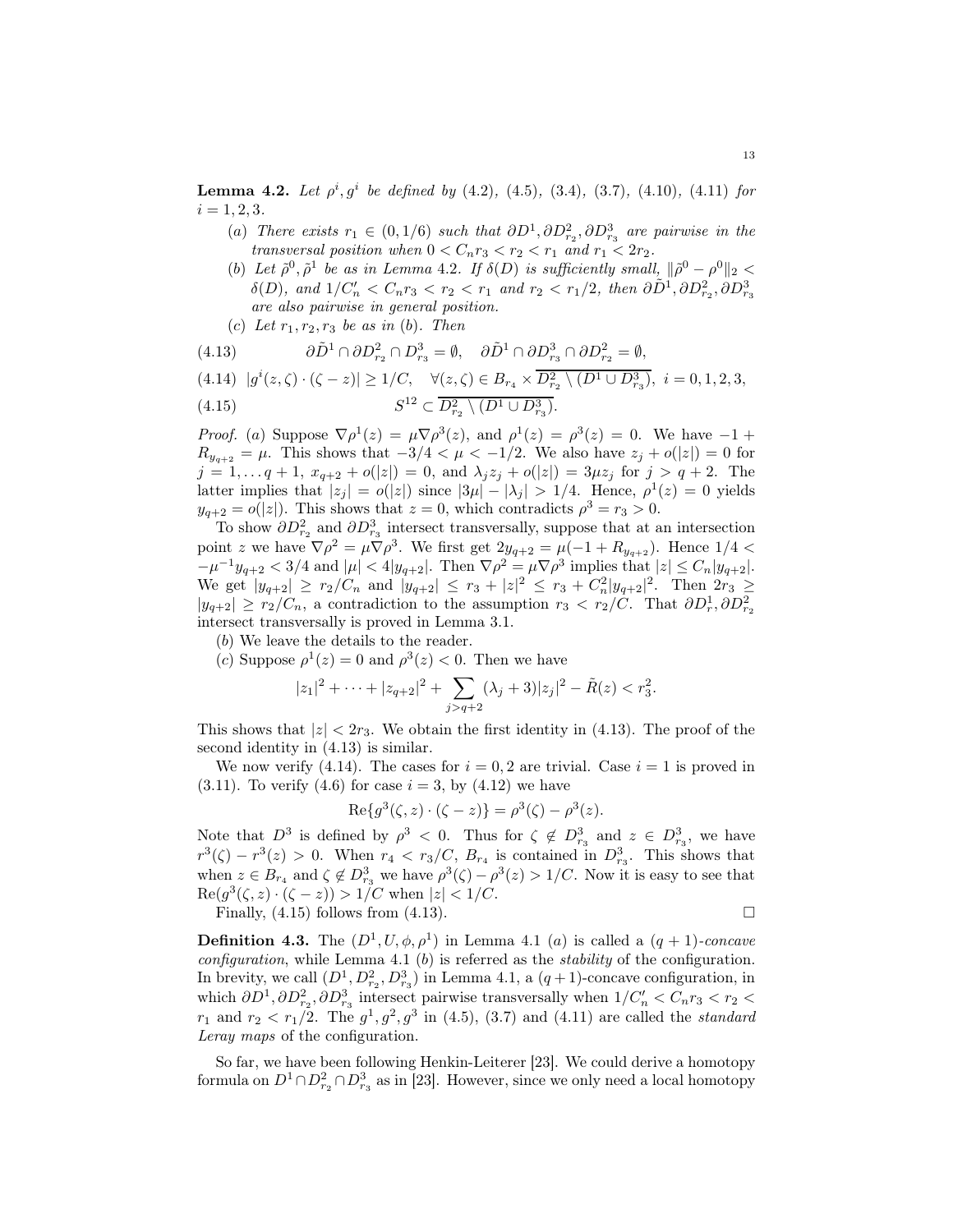**Lemma 4.2.** *Let $\rho^i, g^i$ be defined by* (4.2), (4.5), (3.4), (3.7), (4.10), (4.11) *for* $i = 1, 2, 3$.

(a) *There exists $r_1 \in (0, 1/6)$ such that $\partial D^1, \partial D^2_{r_2}, \partial D^3_{r_3}$ are pairwise in the transversal position when $0 < C_n r_3 < r_2 < r_1$ and $r_1 < 2r_2$.*

(b) *Let $\tilde\rho^0, \tilde\rho^1$ be as in Lemma 4.2. If $\delta(D)$ is sufficiently small, $\|\tilde\rho^0 - \rho^0\|_2 < \delta(D)$, and $1/C_n' < C_n r_3 < r_2 < r_1$ and $r_2 < r_1/2$, then $\partial\tilde D^1, \partial D^2_{r_2}, \partial D^3_{r_3}$ are also pairwise in general position.*

(c) *Let $r_1, r_2, r_3$ be as in* (b). *Then*

$$\partial\tilde D^1 \cap \partial D^2_{r_2} \cap D^3_{r_3} = \emptyset, \quad \partial\tilde D^1 \cap \partial D^3_{r_3} \cap \partial D^2_{r_2} = \emptyset, \tag{4.13}$$

$$|g^i(z,\zeta)\cdot(\zeta - z)| \geq 1/C, \quad \forall (z,\zeta) \in B_{r_4} \times \overline{D^2_{r_2} \setminus (D^1 \cup D^3_{r_3})}, \ i = 0,1,2,3, \tag{4.14}$$

$$S^{12} \subset \overline{D^2_{r_2} \setminus (D^1 \cup D^3_{r_3})}. \tag{4.15}$$

*Proof.* (a) Suppose $\nabla\rho^1(z) = \mu\nabla\rho^3(z)$, and $\rho^1(z) = \rho^3(z) = 0$. We have $-1 + R_{y_{q+2}} = \mu$. This shows that $-3/4 < \mu < -1/2$. We also have $z_j + o(|z|) = 0$ for $j = 1, \dots q+1$, $x_{q+2} + o(|z|) = 0$, and $\lambda_j z_j + o(|z|) = 3\mu z_j$ for $j > q+2$. The latter implies that $|z_j| = o(|z|)$ since $|3\mu| - |\lambda_j| > 1/4$. Hence, $\rho^1(z) = 0$ yields $y_{q+2} = o(|z|)$. This shows that $z = 0$, which contradicts $\rho^3 = r_3 > 0$.

To show $\partial D^2_{r_2}$ and $\partial D^3_{r_3}$ intersect transversally, suppose that at an intersection point $z$ we have $\nabla\rho^2 = \mu\nabla\rho^3$. We first get $2y_{q+2} = \mu(-1 + R_{y_{q+2}})$. Hence $1/4 < -\mu^{-1}y_{q+2} < 3/4$ and $|\mu| < 4|y_{q+2}|$. Then $\nabla\rho^2 = \mu\nabla\rho^3$ implies that $|z| \leq C_n|y_{q+2}|$. We get $|y_{q+2}| \geq r_2/C_n$ and $|y_{q+2}| \leq r_3 + |z|^2 \leq r_3 + C_n^2|y_{q+2}|^2$. Then $2r_3 \geq |y_{q+2}| \geq r_2/C_n$, a contradiction to the assumption $r_3 < r_2/C$. That $\partial D^1_r, \partial D^2_{r_2}$ intersect transversally is proved in Lemma 3.1.

(b) We leave the details to the reader.

(c) Suppose $\rho^1(z) = 0$ and $\rho^3(z) < 0$. Then we have

$$|z_1|^2 + \cdots + |z_{q+2}|^2 + \sum_{j>q+2}(\lambda_j + 3)|z_j|^2 - \tilde R(z) < r_3^2.$$

This shows that $|z| < 2r_3$. We obtain the first identity in (4.13). The proof of the second identity in (4.13) is similar.

We now verify (4.14). The cases for $i = 0, 2$ are trivial. Case $i = 1$ is proved in (3.11). To verify (4.6) for case $i = 3$, by (4.12) we have

$$\mathrm{Re}\{g^3(\zeta, z)\cdot(\zeta - z)\} = \rho^3(\zeta) - \rho^3(z).$$

Note that $D^3$ is defined by $\rho^3 < 0$. Thus for $\zeta \notin D^3_{r_3}$ and $z \in D^3_{r_3}$, we have $r^3(\zeta) - r^3(z) > 0$. When $r_4 < r_3/C$, $B_{r_4}$ is contained in $D^3_{r_3}$. This shows that when $z \in B_{r_4}$ and $\zeta \notin D^3_{r_3}$ we have $\rho^3(\zeta) - \rho^3(z) > 1/C$. Now it is easy to see that $\mathrm{Re}(g^3(\zeta,z)\cdot(\zeta - z)) > 1/C$ when $|z| < 1/C$.

Finally, (4.15) follows from (4.13). $\square$

**Definition 4.3.** The $(D^1, U, \phi, \rho^1)$ in Lemma 4.1 (a) is called a $(q+1)$-*concave configuration*, while Lemma 4.1 (b) is referred as the *stability* of the configuration. In brevity, we call $(D^1, D^2_{r_2}, D^3_{r_3})$ in Lemma 4.1, a $(q+1)$-concave configuration, in which $\partial D^1, \partial D^2_{r_2}, \partial D^3_{r_3}$ intersect pairwise transversally when $1/C_n' < C_n r_3 < r_2 < r_1$ and $r_2 < r_1/2$. The $g^1, g^2, g^3$ in (4.5), (3.7) and (4.11) are called the *standard Leray maps* of the configuration.

So far, we have been following Henkin-Leiterer [23]. We could derive a homotopy formula on $D^1 \cap D^2_{r_2} \cap D^3_{r_3}$ as in [23]. However, since we only need a local homotopy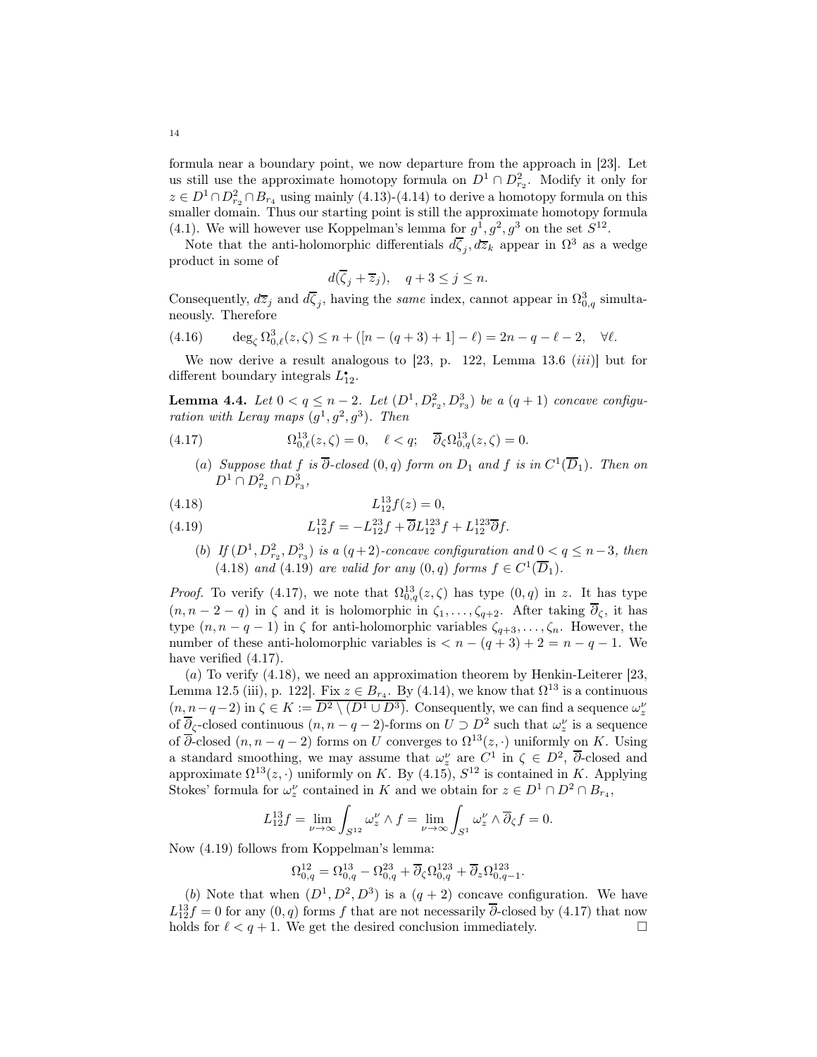formula near a boundary point, we now departure from the approach in [23]. Let us still use the approximate homotopy formula on $D^1 \cap D^2_{r_2}$. Modify it only for $z \in D^1 \cap D^2_{r_2} \cap B_{r_4}$ using mainly (4.13)-(4.14) to derive a homotopy formula on this smaller domain. Thus our starting point is still the approximate homotopy formula (4.1). We will however use Koppelman's lemma for $g^1, g^2, g^3$ on the set $S^{12}$.

Note that the anti-holomorphic differentials $d\overline{\zeta}_j, d\overline{z}_k$ appear in $\Omega^3$ as a wedge product in some of

$$d(\overline{\zeta}_j + \overline{z}_j), \quad q+3 \leq j \leq n.$$

Consequently, $d\overline{z}_j$ and $d\overline{\zeta}_j$, having the *same* index, cannot appear in $\Omega^3_{0,q}$ simultaneously. Therefore

$$\deg_\zeta \Omega^3_{0,\ell}(z,\zeta) \leq n + ([n-(q+3)+1] - \ell) = 2n - q - \ell - 2, \quad \forall \ell. \tag{4.16}$$

We now derive a result analogous to [23, p. 122, Lemma 13.6 *(iii)*] but for different boundary integrals $L^\bullet_{12}$.

**Lemma 4.4.** *Let $0 < q \leq n-2$. Let $(D^1, D^2_{r_2}, D^3_{r_3})$ be a $(q+1)$ concave configuration with Leray maps $(g^1, g^2, g^3)$. Then*

$$\Omega^{13}_{0,\ell}(z,\zeta) = 0, \quad \ell < q; \quad \overline{\partial}_\zeta \Omega^{13}_{0,q}(z,\zeta) = 0. \tag{4.17}$$

- (*a*) *Suppose that $f$ is $\overline{\partial}$-closed $(0,q)$ form on $D_1$ and $f$ is in $C^1(\overline{D}_1)$. Then on $D^1 \cap D^2_{r_2} \cap D^3_{r_3}$,*

$$L^{13}_{12} f(z) = 0, \tag{4.18}$$

$$L^{12}_{12} f = -L^{23}_{12} f + \overline{\partial} L^{123}_{12} f + L^{123}_{12} \overline{\partial} f. \tag{4.19}$$

- (*b*) *If $(D^1, D^2_{r_2}, D^3_{r_3})$ is a $(q+2)$-concave configuration and $0 < q \leq n-3$, then (4.18) and (4.19) are valid for any $(0,q)$ forms $f \in C^1(\overline{D}_1)$.*

*Proof.* To verify (4.17), we note that $\Omega^{13}_{0,q}(z,\zeta)$ has type $(0,q)$ in $z$. It has type $(n, n-2-q)$ in $\zeta$ and it is holomorphic in $\zeta_1, \dots, \zeta_{q+2}$. After taking $\overline{\partial}_\zeta$, it has type $(n, n-q-1)$ in $\zeta$ for anti-holomorphic variables $\zeta_{q+3}, \dots, \zeta_n$. However, the number of these anti-holomorphic variables is $< n-(q+3)+2 = n-q-1$. We have verified (4.17).

(*a*) To verify (4.18), we need an approximation theorem by Henkin-Leiterer [23, Lemma 12.5 (iii), p. 122]. Fix $z \in B_{r_4}$. By (4.14), we know that $\Omega^{13}$ is a continuous $(n, n-q-2)$ in $\zeta \in K := \overline{D^2 \setminus (D^1 \cup D^3)}$. Consequently, we can find a sequence $\omega^\nu_z$ of $\overline{\partial}_\zeta$-closed continuous $(n, n-q-2)$-forms on $U \supset D^2$ such that $\omega^\nu_z$ is a sequence of $\overline{\partial}$-closed $(n, n-q-2)$ forms on $U$ converges to $\Omega^{13}(z,\cdot)$ uniformly on $K$. Using a standard smoothing, we may assume that $\omega^\nu_z$ are $C^1$ in $\zeta \in D^2$, $\overline{\partial}$-closed and approximate $\Omega^{13}(z,\cdot)$ uniformly on $K$. By (4.15), $S^{12}$ is contained in $K$. Applying Stokes' formula for $\omega^\nu_z$ contained in $K$ and we obtain for $z \in D^1 \cap D^2 \cap B_{r_4}$,

$$L^{13}_{12} f = \lim_{\nu \to \infty} \int_{S^{12}} \omega^\nu_z \wedge f = \lim_{\nu \to \infty} \int_{S^1} \omega^\nu_z \wedge \overline{\partial}_\zeta f = 0.$$

Now (4.19) follows from Koppelman's lemma:

$$\Omega^{12}_{0,q} = \Omega^{13}_{0,q} - \Omega^{23}_{0,q} + \overline{\partial}_\zeta \Omega^{123}_{0,q} + \overline{\partial}_z \Omega^{123}_{0,q-1}.$$

(*b*) Note that when $(D^1, D^2, D^3)$ is a $(q+2)$ concave configuration. We have $L^{13}_{12} f = 0$ for any $(0,q)$ forms $f$ that are not necessarily $\overline{\partial}$-closed by (4.17) that now holds for $\ell < q+1$. We get the desired conclusion immediately. $\square$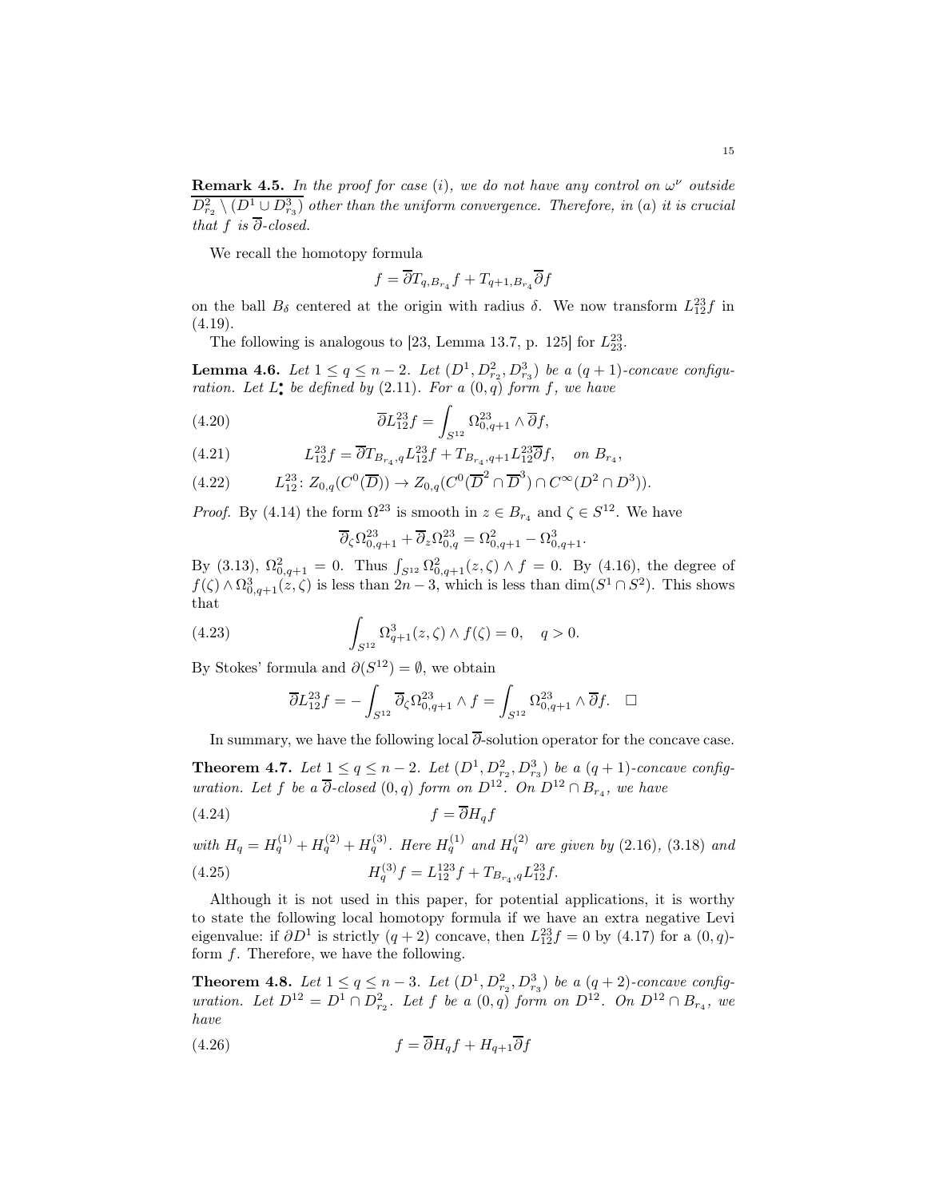**Remark 4.5.** *In the proof for case $(i)$, we do not have any control on $\omega^\nu$ outside $\overline{D^2_{r_2} \setminus (D^1 \cup D^3_{r_3})}$ other than the uniform convergence. Therefore, in $(a)$ it is crucial that $f$ is $\overline{\partial}$-closed.*

We recall the homotopy formula

$$f = \overline{\partial} T_{q,B_{r_4}} f + T_{q+1,B_{r_4}} \overline{\partial} f$$

on the ball $B_\delta$ centered at the origin with radius $\delta$. We now transform $L^{23}_{12} f$ in (4.19).

The following is analogous to [23, Lemma 13.7, p. 125] for $L^{23}_{23}$.

**Lemma 4.6.** *Let $1 \leq q \leq n-2$. Let $(D^1, D^2_{r_2}, D^3_{r_3})$ be a $(q+1)$-concave configuration. Let $L^{\bullet}_{\bullet}$ be defined by (2.11). For a $(0,q)$ form $f$, we have*

$$\overline{\partial} L^{23}_{12} f = \int_{S^{12}} \Omega^{23}_{0,q+1} \wedge \overline{\partial} f, \tag{4.20}$$

$$L^{23}_{12} f = \overline{\partial} T_{B_{r_4},q} L^{23}_{12} f + T_{B_{r_4},q+1} L^{23}_{12} \overline{\partial} f, \quad \textit{on } B_{r_4}, \tag{4.21}$$

$$L^{23}_{12} \colon Z_{0,q}(C^0(\overline{D})) \to Z_{0,q}(C^0(\overline{D}^2 \cap \overline{D}^3) \cap C^\infty(D^2 \cap D^3)). \tag{4.22}$$

*Proof.* By (4.14) the form $\Omega^{23}$ is smooth in $z \in B_{r_4}$ and $\zeta \in S^{12}$. We have

$$\overline{\partial}_\zeta \Omega^{23}_{0,q+1} + \overline{\partial}_z \Omega^{23}_{0,q} = \Omega^2_{0,q+1} - \Omega^3_{0,q+1}.$$

By (3.13), $\Omega^2_{0,q+1} = 0$. Thus $\int_{S^{12}} \Omega^2_{0,q+1}(z,\zeta) \wedge f = 0$. By (4.16), the degree of $f(\zeta) \wedge \Omega^3_{0,q+1}(z,\zeta)$ is less than $2n-3$, which is less than $\dim(S^1 \cap S^2)$. This shows that

$$\int_{S^{12}} \Omega^3_{q+1}(z,\zeta) \wedge f(\zeta) = 0, \quad q > 0. \tag{4.23}$$

By Stokes' formula and $\partial(S^{12}) = \emptyset$, we obtain

$$\overline{\partial} L^{23}_{12} f = -\int_{S^{12}} \overline{\partial}_\zeta \Omega^{23}_{0,q+1} \wedge f = \int_{S^{12}} \Omega^{23}_{0,q+1} \wedge \overline{\partial} f. \quad \square$$

In summary, we have the following local $\overline{\partial}$-solution operator for the concave case.

**Theorem 4.7.** *Let $1 \leq q \leq n-2$. Let $(D^1, D^2_{r_2}, D^3_{r_3})$ be a $(q+1)$-concave configuration. Let $f$ be a $\overline{\partial}$-closed $(0,q)$ form on $D^{12}$. On $D^{12} \cap B_{r_4}$, we have*

$$f = \overline{\partial} H_q f \tag{4.24}$$

*with $H_q = H^{(1)}_q + H^{(2)}_q + H^{(3)}_q$. Here $H^{(1)}_q$ and $H^{(2)}_q$ are given by (2.16), (3.18) and*

$$H^{(3)}_q f = L^{123}_{12} f + T_{B_{r_4},q} L^{23}_{12} f. \tag{4.25}$$

Although it is not used in this paper, for potential applications, it is worthy to state the following local homotopy formula if we have an extra negative Levi eigenvalue: if $\partial D^1$ is strictly $(q+2)$ concave, then $L^{23}_{12} f = 0$ by (4.17) for a $(0,q)$-form $f$. Therefore, we have the following.

**Theorem 4.8.** *Let $1 \leq q \leq n-3$. Let $(D^1, D^2_{r_2}, D^3_{r_3})$ be a $(q+2)$-concave configuration. Let $D^{12} = D^1 \cap D^2_{r_2}$. Let $f$ be a $(0,q)$ form on $D^{12}$. On $D^{12} \cap B_{r_4}$, we have*

$$f = \overline{\partial} H_q f + H_{q+1} \overline{\partial} f \tag{4.26}$$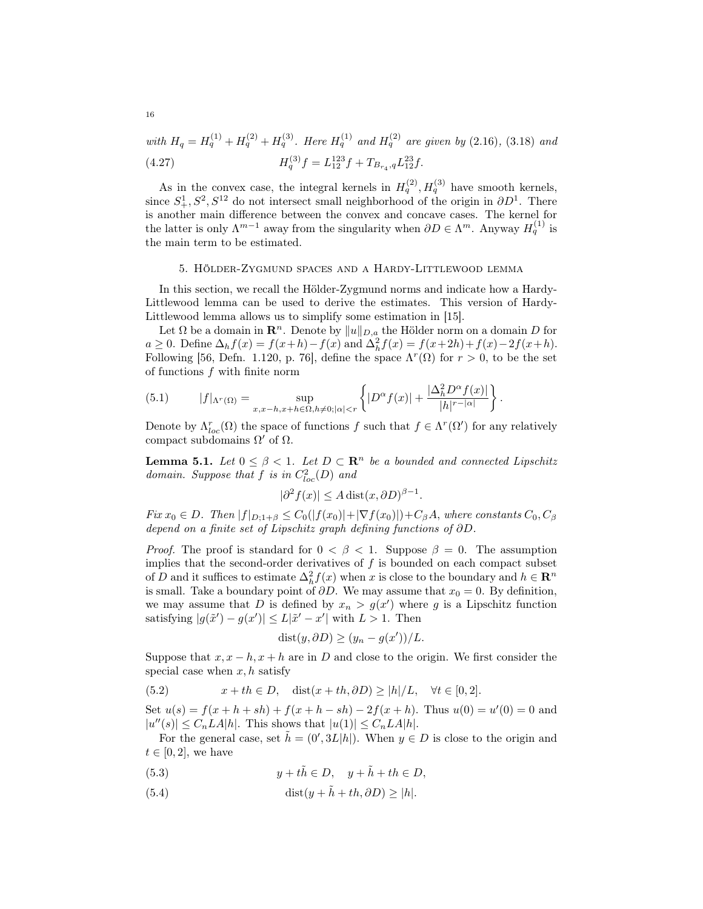*with* $H_q = H_q^{(1)} + H_q^{(2)} + H_q^{(3)}$*. Here* $H_q^{(1)}$ *and* $H_q^{(2)}$ *are given by* (2.16), (3.18) *and*

$$H_q^{(3)} f = L_{12}^{123} f + T_{B_{r_4},q} L_{12}^{23} f. \tag{4.27}$$

As in the convex case, the integral kernels in $H_q^{(2)}, H_q^{(3)}$ have smooth kernels, since $S_+^1, S^2, S^{12}$ do not intersect small neighborhood of the origin in $\partial D^1$. There is another main difference between the convex and concave cases. The kernel for the latter is only $\Lambda^{m-1}$ away from the singularity when $\partial D \in \Lambda^m$. Anyway $H_q^{(1)}$ is the main term to be estimated.

## 5. Hölder-Zygmund spaces and a Hardy-Littlewood lemma

In this section, we recall the Hölder-Zygmund norms and indicate how a Hardy-Littlewood lemma can be used to derive the estimates. This version of Hardy-Littlewood lemma allows us to simplify some estimation in [15].

Let $\Omega$ be a domain in $\mathbf{R}^n$. Denote by $\|u\|_{D,a}$ the Hölder norm on a domain $D$ for $a \geq 0$. Define $\Delta_h f(x) = f(x+h) - f(x)$ and $\Delta_h^2 f(x) = f(x+2h) + f(x) - 2f(x+h)$. Following [56, Defn. 1.120, p. 76], define the space $\Lambda^r(\Omega)$ for $r > 0$, to be the set of functions $f$ with finite norm

$$|f|_{\Lambda^r(\Omega)} = \sup_{x, x-h, x+h \in \Omega, h \neq 0; |\alpha| < r} \left\{ |D^\alpha f(x)| + \frac{|\Delta_h^2 D^\alpha f(x)|}{|h|^{r-|\alpha|}} \right\}. \tag{5.1}$$

Denote by $\Lambda_{loc}^r(\Omega)$ the space of functions $f$ such that $f \in \Lambda^r(\Omega')$ for any relatively compact subdomains $\Omega'$ of $\Omega$.

**Lemma 5.1.** *Let* $0 \leq \beta < 1$*. Let* $D \subset \mathbf{R}^n$ *be a bounded and connected Lipschitz domain. Suppose that* $f$ *is in* $C_{loc}^2(D)$ *and*

$$|\partial^2 f(x)| \leq A \operatorname{dist}(x, \partial D)^{\beta - 1}.$$

*Fix* $x_0 \in D$*. Then* $|f|_{D;1+\beta} \leq C_0(|f(x_0)| + |\nabla f(x_0)|) + C_\beta A$*, where constants* $C_0, C_\beta$ *depend on a finite set of Lipschitz graph defining functions of* $\partial D$*.*

*Proof.* The proof is standard for $0 < \beta < 1$. Suppose $\beta = 0$. The assumption implies that the second-order derivatives of $f$ is bounded on each compact subset of $D$ and it suffices to estimate $\Delta_h^2 f(x)$ when $x$ is close to the boundary and $h \in \mathbf{R}^n$ is small. Take a boundary point of $\partial D$. We may assume that $x_0 = 0$. By definition, we may assume that $D$ is defined by $x_n > g(x')$ where $g$ is a Lipschitz function satisfying $|g(\tilde{x}') - g(x')| \leq L|\tilde{x}' - x'|$ with $L > 1$. Then

$$\operatorname{dist}(y, \partial D) \geq (y_n - g(x'))/L.$$

Suppose that $x, x-h, x+h$ are in $D$ and close to the origin. We first consider the special case when $x, h$ satisfy

$$x + th \in D, \quad \operatorname{dist}(x + th, \partial D) \geq |h|/L, \quad \forall t \in [0, 2]. \tag{5.2}$$

Set $u(s) = f(x + h + sh) + f(x + h - sh) - 2f(x + h)$. Thus $u(0) = u'(0) = 0$ and $|u''(s)| \leq C_n LA|h|$. This shows that $|u(1)| \leq C_n LA|h|$.

For the general case, set $\tilde{h} = (0', 3L|h|)$. When $y \in D$ is close to the origin and $t \in [0, 2]$, we have

$$y + t\tilde{h} \in D, \quad y + \tilde{h} + th \in D, \tag{5.3}$$

$$\operatorname{dist}(y + \tilde{h} + th, \partial D) \geq |h|. \tag{5.4}$$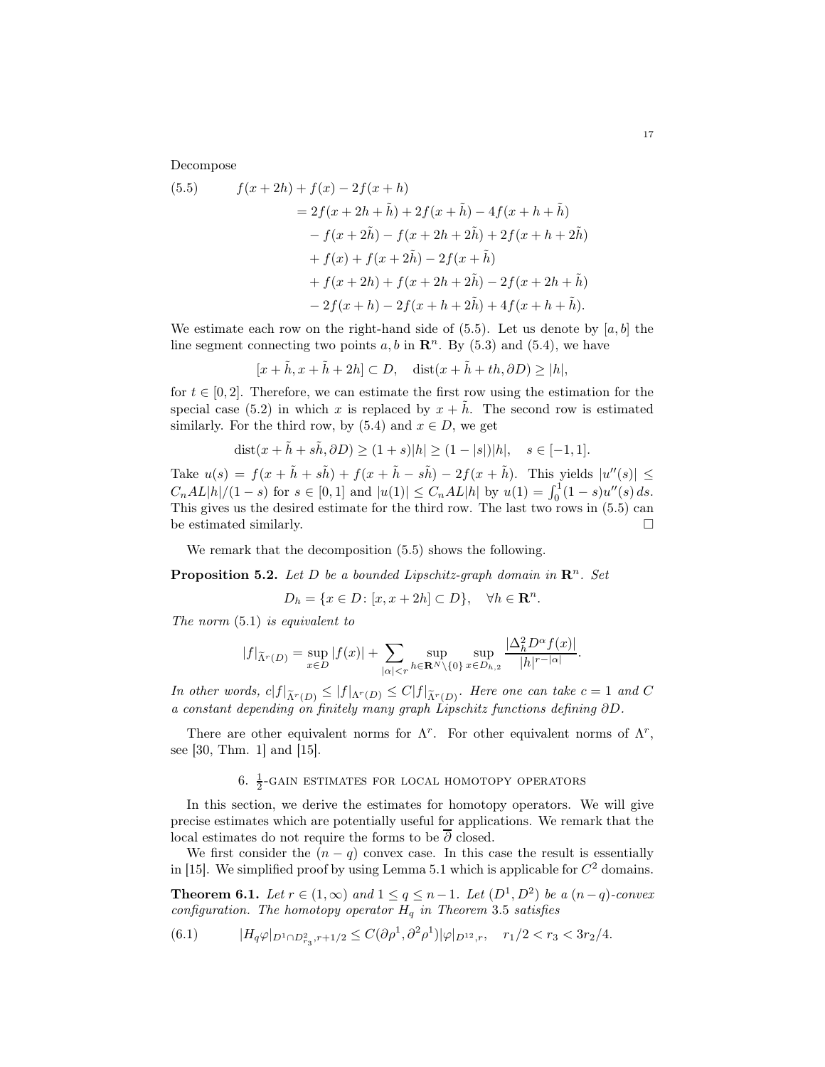Decompose

$$
\begin{aligned}
(5.5)\qquad f(x+2h)+f(x)-2f(x+h)
&= 2f(x+2h+\tilde h)+2f(x+\tilde h)-4f(x+h+\tilde h)\\
&\quad - f(x+2\tilde h)-f(x+2h+2\tilde h)+2f(x+h+2\tilde h)\\
&\quad + f(x)+f(x+2\tilde h)-2f(x+\tilde h)\\
&\quad + f(x+2h)+f(x+2h+2\tilde h)-2f(x+2h+\tilde h)\\
&\quad - 2f(x+h)-2f(x+h+2\tilde h)+4f(x+h+\tilde h).
\end{aligned}
$$

We estimate each row on the right-hand side of (5.5). Let us denote by $[a,b]$ the line segment connecting two points $a,b$ in $\mathbf{R}^n$. By (5.3) and (5.4), we have

$$
[x+\tilde h, x+\tilde h+2h]\subset D, \quad \operatorname{dist}(x+\tilde h+th,\partial D)\geq |h|,
$$

for $t\in[0,2]$. Therefore, we can estimate the first row using the estimation for the special case (5.2) in which $x$ is replaced by $x+\tilde h$. The second row is estimated similarly. For the third row, by (5.4) and $x\in D$, we get

$$
\operatorname{dist}(x+\tilde h+s\tilde h,\partial D)\geq (1+s)|h|\geq (1-|s|)|h|, \quad s\in[-1,1].
$$

Take $u(s)=f(x+\tilde h+s\tilde h)+f(x+\tilde h-s\tilde h)-2f(x+\tilde h)$. This yields $|u''(s)|\leq C_nAL|h|/(1-s)$ for $s\in[0,1]$ and $|u(1)|\leq C_nAL|h|$ by $u(1)=\int_0^1(1-s)u''(s)\,ds$. This gives us the desired estimate for the third row. The last two rows in (5.5) can be estimated similarly. $\square$

We remark that the decomposition (5.5) shows the following.

**Proposition 5.2.** *Let $D$ be a bounded Lipschitz-graph domain in $\mathbf{R}^n$. Set*

$$
D_h=\{x\in D\colon [x,x+2h]\subset D\},\quad \forall h\in\mathbf{R}^n.
$$

*The norm* (5.1) *is equivalent to*

$$
|f|_{\widetilde\Lambda^r(D)}=\sup_{x\in D}|f(x)|+\sum_{|\alpha|<r}\sup_{h\in\mathbf{R}^N\setminus\{0\}}\sup_{x\in D_{h,2}}\frac{|\Delta_h^2D^\alpha f(x)|}{|h|^{r-|\alpha|}}.
$$

*In other words, $c|f|_{\widetilde\Lambda^r(D)}\leq |f|_{\Lambda^r(D)}\leq C|f|_{\widetilde\Lambda^r(D)}$. Here one can take $c=1$ and $C$ a constant depending on finitely many graph Lipschitz functions defining $\partial D$.*

There are other equivalent norms for $\Lambda^r$. For other equivalent norms of $\Lambda^r$, see [30, Thm. 1] and [15].

## 6. $\frac{1}{2}$-gain estimates for local homotopy operators

In this section, we derive the estimates for homotopy operators. We will give precise estimates which are potentially useful for applications. We remark that the local estimates do not require the forms to be $\overline\partial$ closed.

We first consider the $(n-q)$ convex case. In this case the result is essentially in [15]. We simplified proof by using Lemma 5.1 which is applicable for $C^2$ domains.

**Theorem 6.1.** *Let $r\in(1,\infty)$ and $1\leq q\leq n-1$. Let $(D^1,D^2)$ be a $(n-q)$-convex configuration. The homotopy operator $H_q$ in Theorem* 3.5 *satisfies*

$$
(6.1)\qquad |H_q\varphi|_{D^1\cap D^2_{r_3},r+1/2}\leq C(\partial\rho^1,\partial^2\rho^1)|\varphi|_{D^{12},r}, \quad r_1/2<r_3<3r_2/4.
$$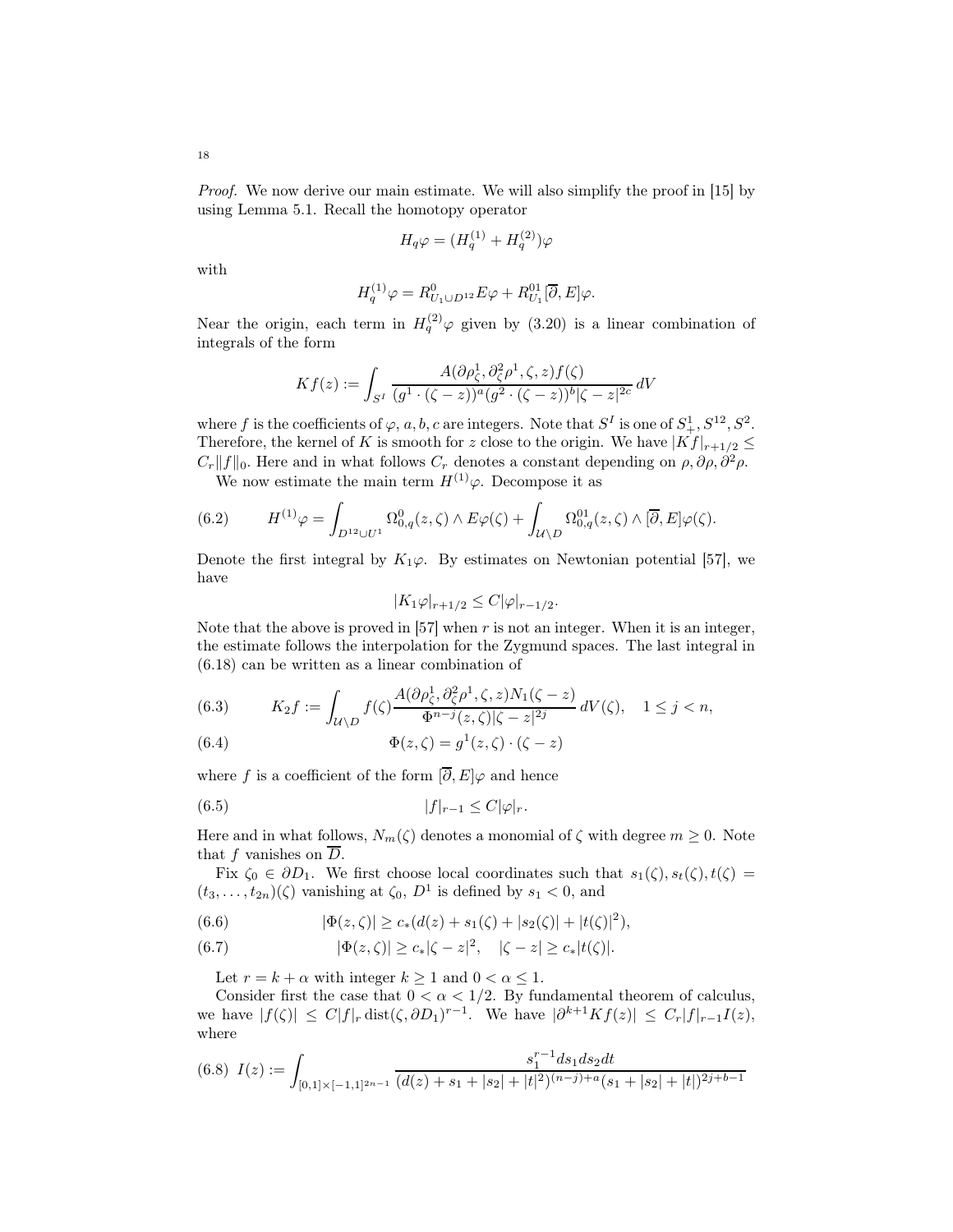*Proof.* We now derive our main estimate. We will also simplify the proof in [15] by using Lemma 5.1. Recall the homotopy operator

$$H_q\varphi = (H_q^{(1)} + H_q^{(2)})\varphi$$

with

$$H_q^{(1)}\varphi = R^0_{U_1\cup D^{12}}E\varphi + R^{01}_{U_1}[\overline{\partial}, E]\varphi.$$

Near the origin, each term in $H_q^{(2)}\varphi$ given by (3.20) is a linear combination of integrals of the form

$$Kf(z) := \int_{S^I} \frac{A(\partial\rho^1_\zeta, \partial^2_\zeta\rho^1, \zeta, z)f(\zeta)}{(g^1\cdot(\zeta-z))^a(g^2\cdot(\zeta-z))^b|\zeta-z|^{2c}}\, dV$$

where $f$ is the coefficients of $\varphi$, $a, b, c$ are integers. Note that $S^I$ is one of $S^1_+, S^{12}, S^2$. Therefore, the kernel of $K$ is smooth for $z$ close to the origin. We have $|Kf|_{r+1/2} \leq C_r\|f\|_0$. Here and in what follows $C_r$ denotes a constant depending on $\rho, \partial\rho, \partial^2\rho$.

We now estimate the main term $H^{(1)}\varphi$. Decompose it as

$$H^{(1)}\varphi = \int_{D^{12}\cup U^1} \Omega^0_{0,q}(z,\zeta)\wedge E\varphi(\zeta) + \int_{\mathcal{U}\setminus D} \Omega^{01}_{0,q}(z,\zeta)\wedge[\overline{\partial}, E]\varphi(\zeta). \tag{6.2}$$

Denote the first integral by $K_1\varphi$. By estimates on Newtonian potential [57], we have

$$|K_1\varphi|_{r+1/2} \leq C|\varphi|_{r-1/2}.$$

Note that the above is proved in [57] when $r$ is not an integer. When it is an integer, the estimate follows the interpolation for the Zygmund spaces. The last integral in (6.18) can be written as a linear combination of

$$K_2 f := \int_{\mathcal{U}\setminus D} f(\zeta)\frac{A(\partial\rho^1_\zeta, \partial^2_\zeta\rho^1, \zeta, z)N_1(\zeta-z)}{\Phi^{n-j}(z,\zeta)|\zeta-z|^{2j}}\, dV(\zeta), \quad 1\leq j<n, \tag{6.3}$$

$$\Phi(z,\zeta) = g^1(z,\zeta)\cdot(\zeta-z) \tag{6.4}$$

where $f$ is a coefficient of the form $[\overline{\partial}, E]\varphi$ and hence

$$|f|_{r-1} \leq C|\varphi|_r. \tag{6.5}$$

Here and in what follows, $N_m(\zeta)$ denotes a monomial of $\zeta$ with degree $m \geq 0$. Note that $f$ vanishes on $\overline{D}$.

Fix $\zeta_0 \in \partial D_1$. We first choose local coordinates such that $s_1(\zeta), s_t(\zeta), t(\zeta) = (t_3, \ldots, t_{2n})(\zeta)$ vanishing at $\zeta_0$, $D^1$ is defined by $s_1 < 0$, and

$$|\Phi(z,\zeta)| \geq c_*(d(z) + s_1(\zeta) + |s_2(\zeta)| + |t(\zeta)|^2), \tag{6.6}$$

$$|\Phi(z,\zeta)| \geq c_*|\zeta-z|^2, \quad |\zeta - z| \geq c_*|t(\zeta)|. \tag{6.7}$$

Let $r = k+\alpha$ with integer $k \geq 1$ and $0<\alpha\leq 1$.

Consider first the case that $0<\alpha<1/2$. By fundamental theorem of calculus, we have $|f(\zeta)| \leq C|f|_r \operatorname{dist}(\zeta, \partial D_1)^{r-1}$. We have $|\partial^{k+1}Kf(z)| \leq C_r|f|_{r-1}I(z)$, where

$$I(z) := \int_{[0,1]\times[-1,1]^{2n-1}} \frac{s_1^{r-1}ds_1ds_2dt}{(d(z)+s_1+|s_2|+|t|^2)^{(n-j)+a}(s_1+|s_2|+|t|)^{2j+b-1}} \tag{6.8}$$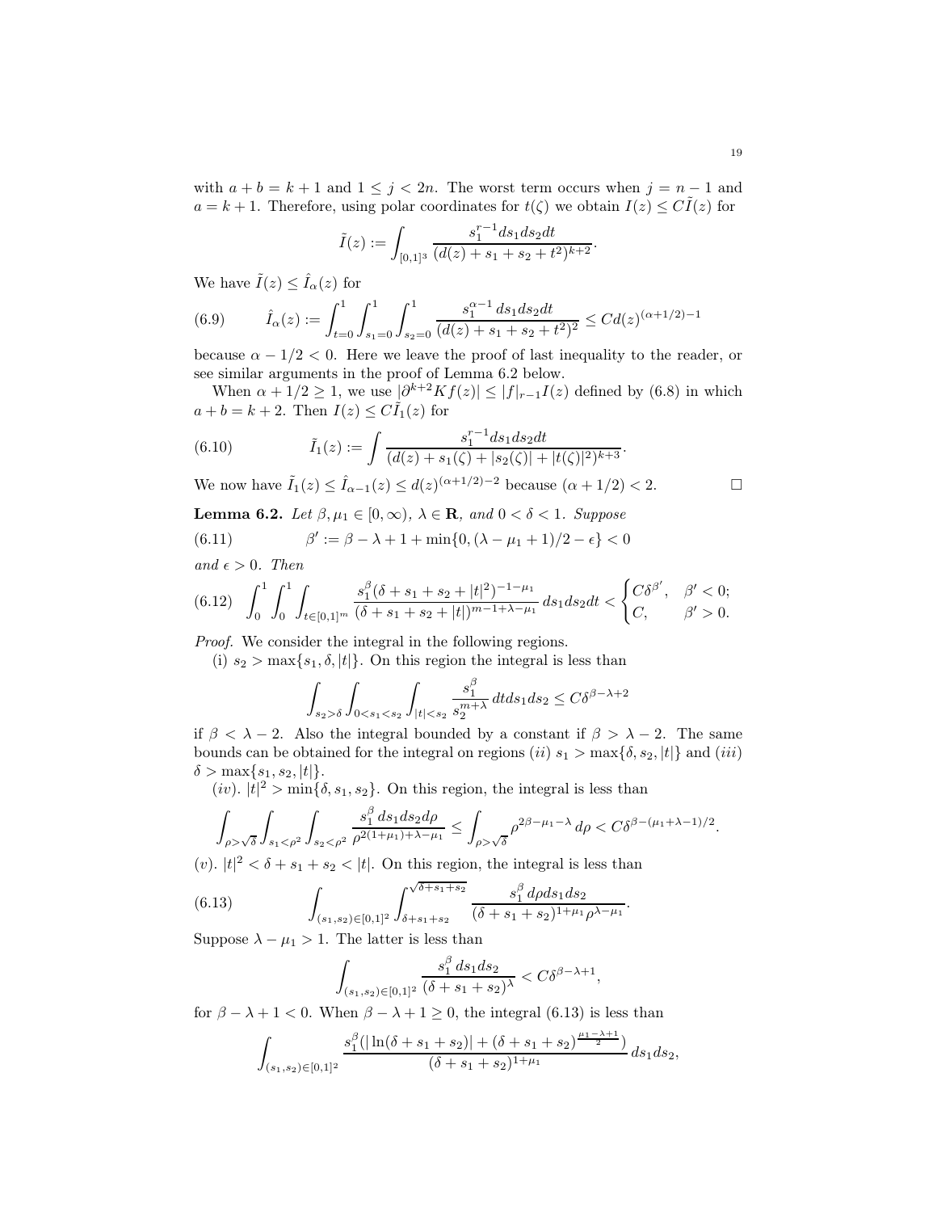with $a+b=k+1$ and $1\leq j<2n$. The worst term occurs when $j=n-1$ and $a=k+1$. Therefore, using polar coordinates for $t(\zeta)$ we obtain $I(z)\leq C\tilde{I}(z)$ for

$$\tilde{I}(z):=\int_{[0,1]^3}\frac{s_1^{r-1}ds_1ds_2dt}{(d(z)+s_1+s_2+t^2)^{k+2}}.$$

We have $\tilde{I}(z)\leq \hat{I}_\alpha(z)$ for

$$\hat{I}_\alpha(z):=\int_{t=0}^1\int_{s_1=0}^1\int_{s_2=0}^1\frac{s_1^{\alpha-1}\,ds_1ds_2dt}{(d(z)+s_1+s_2+t^2)^2}\leq Cd(z)^{(\alpha+1/2)-1}\tag{6.9}$$

because $\alpha-1/2<0$. Here we leave the proof of last inequality to the reader, or see similar arguments in the proof of Lemma 6.2 below.

When $\alpha+1/2\geq 1$, we use $|\partial^{k+2}Kf(z)|\leq |f|_{r-1}I(z)$ defined by (6.8) in which $a+b=k+2$. Then $I(z)\leq C\tilde{I}_1(z)$ for

$$\tilde{I}_1(z):=\int\frac{s_1^{r-1}ds_1ds_2dt}{(d(z)+s_1(\zeta)+|s_2(\zeta)|+|t(\zeta)|^2)^{k+3}}.\tag{6.10}$$

We now have $\tilde{I}_1(z)\leq \hat{I}_{\alpha-1}(z)\leq d(z)^{(\alpha+1/2)-2}$ because $(\alpha+1/2)<2$. $\square$

**Lemma 6.2.** *Let $\beta,\mu_1\in[0,\infty)$, $\lambda\in\mathbf{R}$, and $0<\delta<1$. Suppose*

$$\beta':=\beta-\lambda+1+\min\{0,(\lambda-\mu_1+1)/2-\epsilon\}<0\tag{6.11}$$

*and $\epsilon>0$. Then*

$$\int_0^1\int_0^1\int_{t\in[0,1]^m}\frac{s_1^\beta(\delta+s_1+s_2+|t|^2)^{-1-\mu_1}}{(\delta+s_1+s_2+|t|)^{m-1+\lambda-\mu_1}}\,ds_1ds_2dt<\begin{cases}C\delta^{\beta'}, & \beta'<0;\\ C, & \beta'>0.\end{cases}\tag{6.12}$$

*Proof.* We consider the integral in the following regions.

(i) $s_2>\max\{s_1,\delta,|t|\}$. On this region the integral is less than

$$\int_{s_2>\delta}\int_{0<s_1<s_2}\int_{|t|<s_2}\frac{s_1^\beta}{s_2^{m+\lambda}}\,dtds_1ds_2\leq C\delta^{\beta-\lambda+2}$$

if $\beta<\lambda-2$. Also the integral bounded by a constant if $\beta>\lambda-2$. The same bounds can be obtained for the integral on regions $(ii)$ $s_1>\max\{\delta,s_2,|t|\}$ and $(iii)$ $\delta>\max\{s_1,s_2,|t|\}$.

$(iv)$. $|t|^2>\min\{\delta,s_1,s_2\}$. On this region, the integral is less than

$$\int_{\rho>\sqrt{\delta}}\int_{s_1<\rho^2}\int_{s_2<\rho^2}\frac{s_1^\beta\,ds_1ds_2d\rho}{\rho^{2(1+\mu_1)+\lambda-\mu_1}}\leq\int_{\rho>\sqrt{\delta}}\rho^{2\beta-\mu_1-\lambda}\,d\rho<C\delta^{\beta-(\mu_1+\lambda-1)/2}.$$

$(v)$. $|t|^2<\delta+s_1+s_2<|t|$. On this region, the integral is less than

$$\int_{(s_1,s_2)\in[0,1]^2}\int_{\delta+s_1+s_2}^{\sqrt{\delta+s_1+s_2}}\frac{s_1^\beta\,d\rho ds_1ds_2}{(\delta+s_1+s_2)^{1+\mu_1}\rho^{\lambda-\mu_1}}.\tag{6.13}$$

Suppose $\lambda-\mu_1>1$. The latter is less than

$$\int_{(s_1,s_2)\in[0,1]^2}\frac{s_1^\beta\,ds_1ds_2}{(\delta+s_1+s_2)^\lambda}<C\delta^{\beta-\lambda+1},$$

for $\beta-\lambda+1<0$. When $\beta-\lambda+1\geq 0$, the integral (6.13) is less than

$$\int_{(s_1,s_2)\in[0,1]^2}\frac{s_1^\beta(|\ln(\delta+s_1+s_2)|+(\delta+s_1+s_2)^{\frac{\mu_1-\lambda+1}{2}})}{(\delta+s_1+s_2)^{1+\mu_1}}\,ds_1ds_2,$$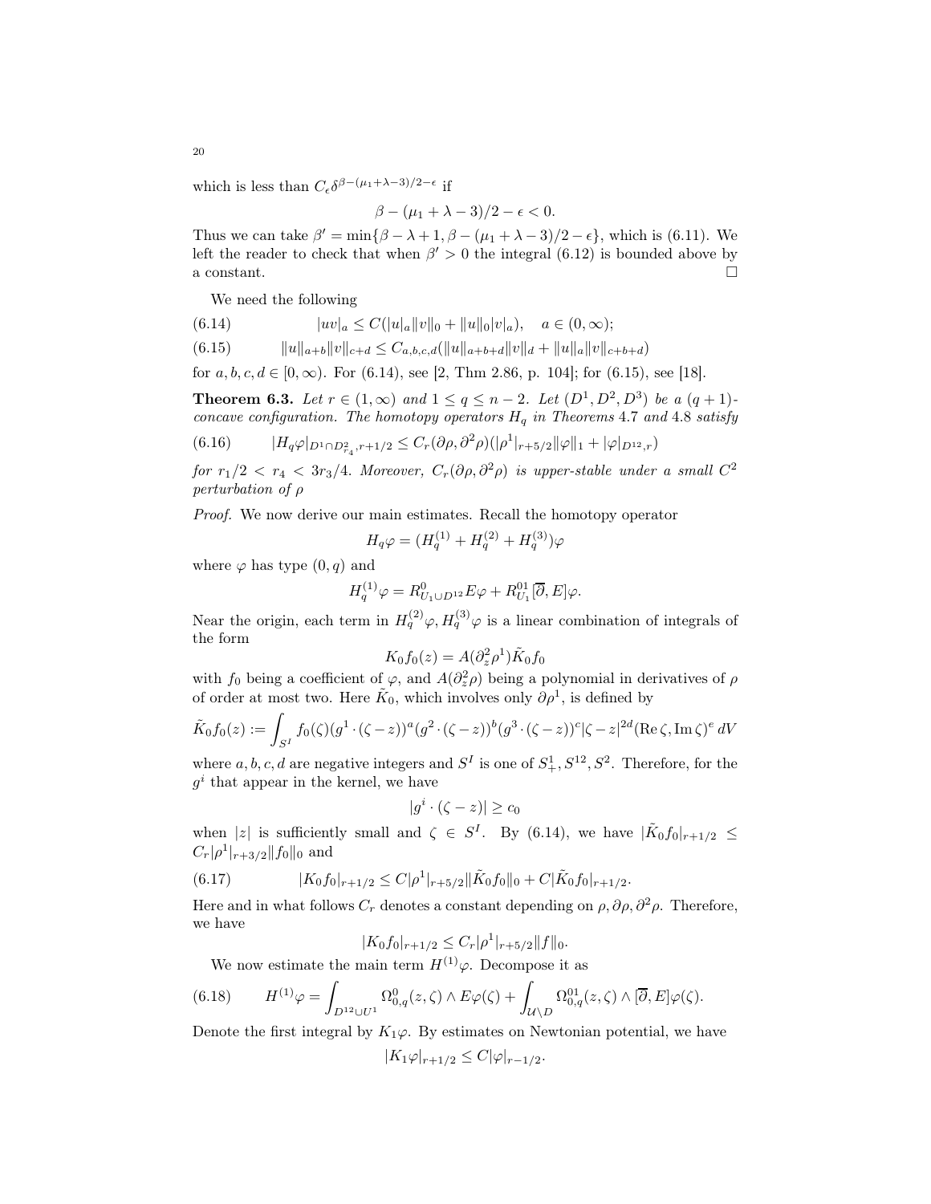which is less than $C_\epsilon \delta^{\beta-(\mu_1+\lambda-3)/2-\epsilon}$ if

$$\beta - (\mu_1 + \lambda - 3)/2 - \epsilon < 0.$$

Thus we can take $\beta' = \min\{\beta - \lambda + 1, \beta - (\mu_1 + \lambda - 3)/2 - \epsilon\}$, which is (6.11). We left the reader to check that when $\beta' > 0$ the integral (6.12) is bounded above by a constant. $\square$

We need the following

$$|uv|_a \leq C(|u|_a \|v\|_0 + \|u\|_0 |v|_a), \quad a \in (0, \infty); \tag{6.14}$$

$$\|u\|_{a+b} \|v\|_{c+d} \leq C_{a,b,c,d}(\|u\|_{a+b+d} \|v\|_d + \|u\|_a \|v\|_{c+b+d}) \tag{6.15}$$

for $a, b, c, d \in [0, \infty)$. For (6.14), see [2, Thm 2.86, p. 104]; for (6.15), see [18].

**Theorem 6.3.** *Let $r \in (1, \infty)$ and $1 \leq q \leq n-2$. Let $(D^1, D^2, D^3)$ be a $(q+1)$-concave configuration. The homotopy operators $H_q$ in Theorems 4.7 and 4.8 satisfy*

$$|H_q \varphi|_{D^1 \cap D^2_{r_4}, r+1/2} \leq C_r(\partial\rho, \partial^2\rho)(|\rho^1|_{r+5/2} \|\varphi\|_1 + |\varphi|_{D^{12}, r}) \tag{6.16}$$

*for $r_1/2 < r_4 < 3r_3/4$. Moreover, $C_r(\partial\rho, \partial^2\rho)$ is upper-stable under a small $C^2$ perturbation of $\rho$*

*Proof.* We now derive our main estimates. Recall the homotopy operator

$$H_q \varphi = (H_q^{(1)} + H_q^{(2)} + H_q^{(3)})\varphi$$

where $\varphi$ has type $(0, q)$ and

$$H_q^{(1)} \varphi = R^0_{U_1 \cup D^{12}} E\varphi + R^{01}_{U_1} [\overline{\partial}, E]\varphi.$$

Near the origin, each term in $H_q^{(2)}\varphi, H_q^{(3)}\varphi$ is a linear combination of integrals of the form

$$K_0 f_0(z) = A(\partial_z^2 \rho^1) \tilde{K}_0 f_0$$

with $f_0$ being a coefficient of $\varphi$, and $A(\partial_z^2 \rho)$ being a polynomial in derivatives of $\rho$ of order at most two. Here $\tilde{K}_0$, which involves only $\partial\rho^1$, is defined by

$$\tilde{K}_0 f_0(z) := \int_{S^I} f_0(\zeta)(g^1 \cdot (\zeta - z))^a (g^2 \cdot (\zeta - z))^b (g^3 \cdot (\zeta - z))^c |\zeta - z|^{2d} (\operatorname{Re} \zeta, \operatorname{Im} \zeta)^e \, dV$$

where $a, b, c, d$ are negative integers and $S^I$ is one of $S^1_+, S^{12}, S^2$. Therefore, for the $g^i$ that appear in the kernel, we have

$$|g^i \cdot (\zeta - z)| \geq c_0$$

when $|z|$ is sufficiently small and $\zeta \in S^I$. By (6.14), we have $|\tilde{K}_0 f_0|_{r+1/2} \leq C_r |\rho^1|_{r+3/2} \|f_0\|_0$ and

$$|K_0 f_0|_{r+1/2} \leq C|\rho^1|_{r+5/2} \|\tilde{K}_0 f_0\|_0 + C|\tilde{K}_0 f_0|_{r+1/2}. \tag{6.17}$$

Here and in what follows $C_r$ denotes a constant depending on $\rho, \partial\rho, \partial^2\rho$. Therefore, we have

$$|K_0 f_0|_{r+1/2} \leq C_r |\rho^1|_{r+5/2} \|f\|_0.$$

We now estimate the main term $H^{(1)}\varphi$. Decompose it as

$$H^{(1)}\varphi = \int_{D^{12} \cup U^1} \Omega^0_{0,q}(z, \zeta) \wedge E\varphi(\zeta) + \int_{\mathcal{U} \setminus D} \Omega^{01}_{0,q}(z, \zeta) \wedge [\overline{\partial}, E]\varphi(\zeta). \tag{6.18}$$

Denote the first integral by $K_1\varphi$. By estimates on Newtonian potential, we have

$$|K_1 \varphi|_{r+1/2} \leq C|\varphi|_{r-1/2}.$$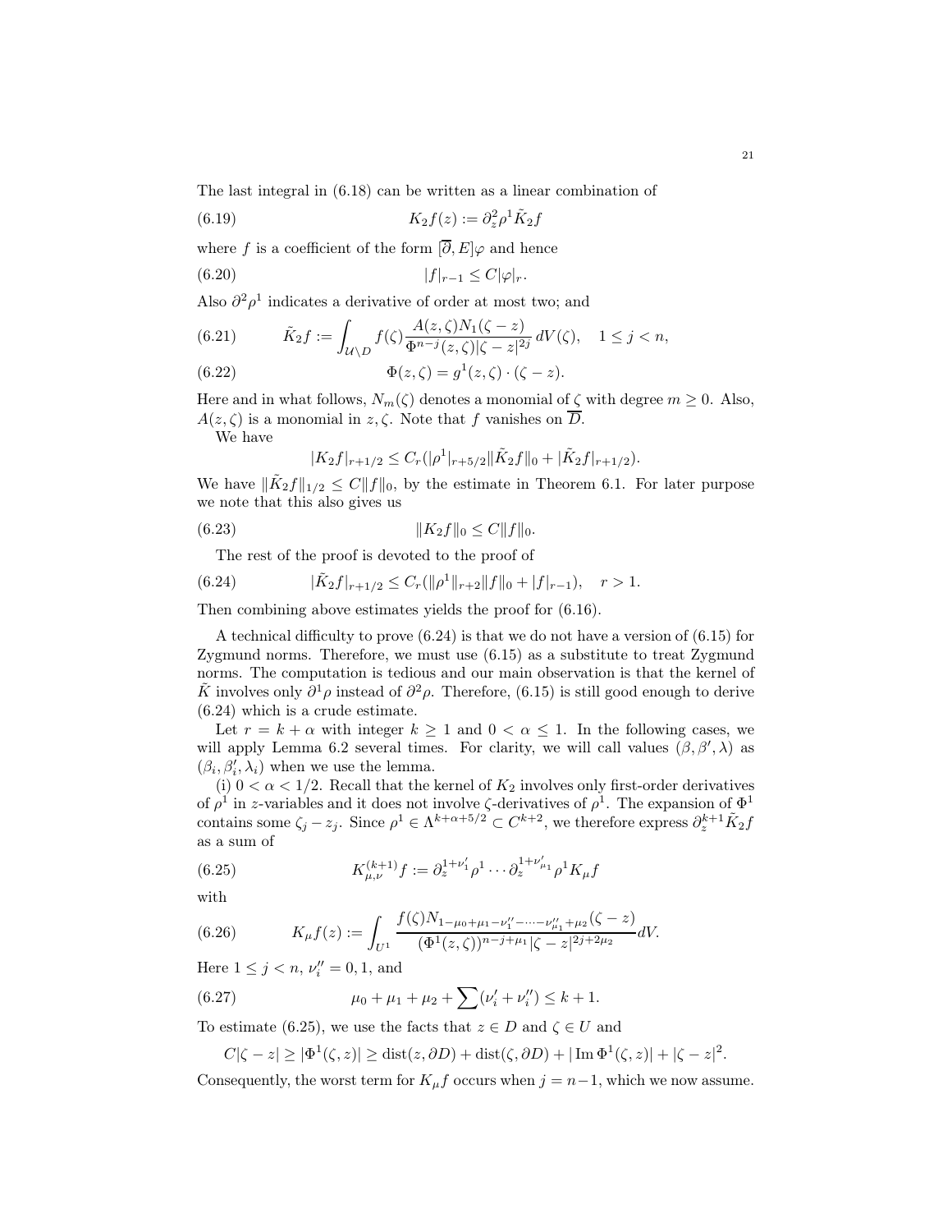The last integral in (6.18) can be written as a linear combination of

$$K_2 f(z) := \partial_z^2 \rho^1 \tilde{K}_2 f \tag{6.19}$$

where $f$ is a coefficient of the form $[\overline{\partial}, E]\varphi$ and hence

$$|f|_{r-1} \leq C|\varphi|_r. \tag{6.20}$$

Also $\partial^2\rho^1$ indicates a derivative of order at most two; and

$$\tilde{K}_2 f := \int_{\mathcal{U}\setminus D} f(\zeta) \frac{A(z,\zeta)N_1(\zeta - z)}{\Phi^{n-j}(z,\zeta)|\zeta - z|^{2j}}\, dV(\zeta), \quad 1 \leq j < n, \tag{6.21}$$

$$\Phi(z,\zeta) = g^1(z,\zeta)\cdot(\zeta - z). \tag{6.22}$$

Here and in what follows, $N_m(\zeta)$ denotes a monomial of $\zeta$ with degree $m \geq 0$. Also, $A(z,\zeta)$ is a monomial in $z, \zeta$. Note that $f$ vanishes on $\overline{D}$.

We have

$$|K_2 f|_{r+1/2} \leq C_r(|\rho^1|_{r+5/2}\|\tilde{K}_2 f\|_0 + |\tilde{K}_2 f|_{r+1/2}).$$

We have $\|\tilde{K}_2 f\|_{1/2} \leq C\|f\|_0$, by the estimate in Theorem 6.1. For later purpose we note that this also gives us

$$\|K_2 f\|_0 \leq C\|f\|_0. \tag{6.23}$$

The rest of the proof is devoted to the proof of

$$|\tilde{K}_2 f|_{r+1/2} \leq C_r(\|\rho^1\|_{r+2}\|f\|_0 + |f|_{r-1}), \quad r > 1. \tag{6.24}$$

Then combining above estimates yields the proof for (6.16).

A technical difficulty to prove (6.24) is that we do not have a version of (6.15) for Zygmund norms. Therefore, we must use (6.15) as a substitute to treat Zygmund norms. The computation is tedious and our main observation is that the kernel of $\tilde{K}$ involves only $\partial^1\rho$ instead of $\partial^2\rho$. Therefore, (6.15) is still good enough to derive (6.24) which is a crude estimate.

Let $r = k + \alpha$ with integer $k \geq 1$ and $0 < \alpha \leq 1$. In the following cases, we will apply Lemma 6.2 several times. For clarity, we will call values $(\beta, \beta', \lambda)$ as $(\beta_i, \beta_i', \lambda_i)$ when we use the lemma.

(i) $0 < \alpha < 1/2$. Recall that the kernel of $K_2$ involves only first-order derivatives of $\rho^1$ in $z$-variables and it does not involve $\zeta$-derivatives of $\rho^1$. The expansion of $\Phi^1$ contains some $\zeta_j - z_j$. Since $\rho^1 \in \Lambda^{k+\alpha+5/2} \subset C^{k+2}$, we therefore express $\partial_z^{k+1}\tilde{K}_2 f$ as a sum of

$$K_{\mu,\nu}^{(k+1)} f := \partial_z^{1+\nu_1'}\rho^1 \cdots \partial_z^{1+\nu_{\mu_1}'}\rho^1 K_\mu f \tag{6.25}$$

with

$$K_\mu f(z) := \int_{U^1} \frac{f(\zeta)N_{1-\mu_0+\mu_1-\nu_1''-\cdots-\nu_{\mu_1}''+\mu_2}(\zeta - z)}{(\Phi^1(z,\zeta))^{n-j+\mu_1}|\zeta - z|^{2j+2\mu_2}} dV. \tag{6.26}$$

Here $1 \leq j < n$, $\nu_i'' = 0, 1$, and

$$\mu_0 + \mu_1 + \mu_2 + \sum(\nu_i' + \nu_i'') \leq k + 1. \tag{6.27}$$

To estimate (6.25), we use the facts that $z \in D$ and $\zeta \in U$ and

$$C|\zeta - z| \geq |\Phi^1(\zeta, z)| \geq \operatorname{dist}(z, \partial D) + \operatorname{dist}(\zeta, \partial D) + |\operatorname{Im}\Phi^1(\zeta, z)| + |\zeta - z|^2.$$

Consequently, the worst term for $K_\mu f$ occurs when $j = n-1$, which we now assume.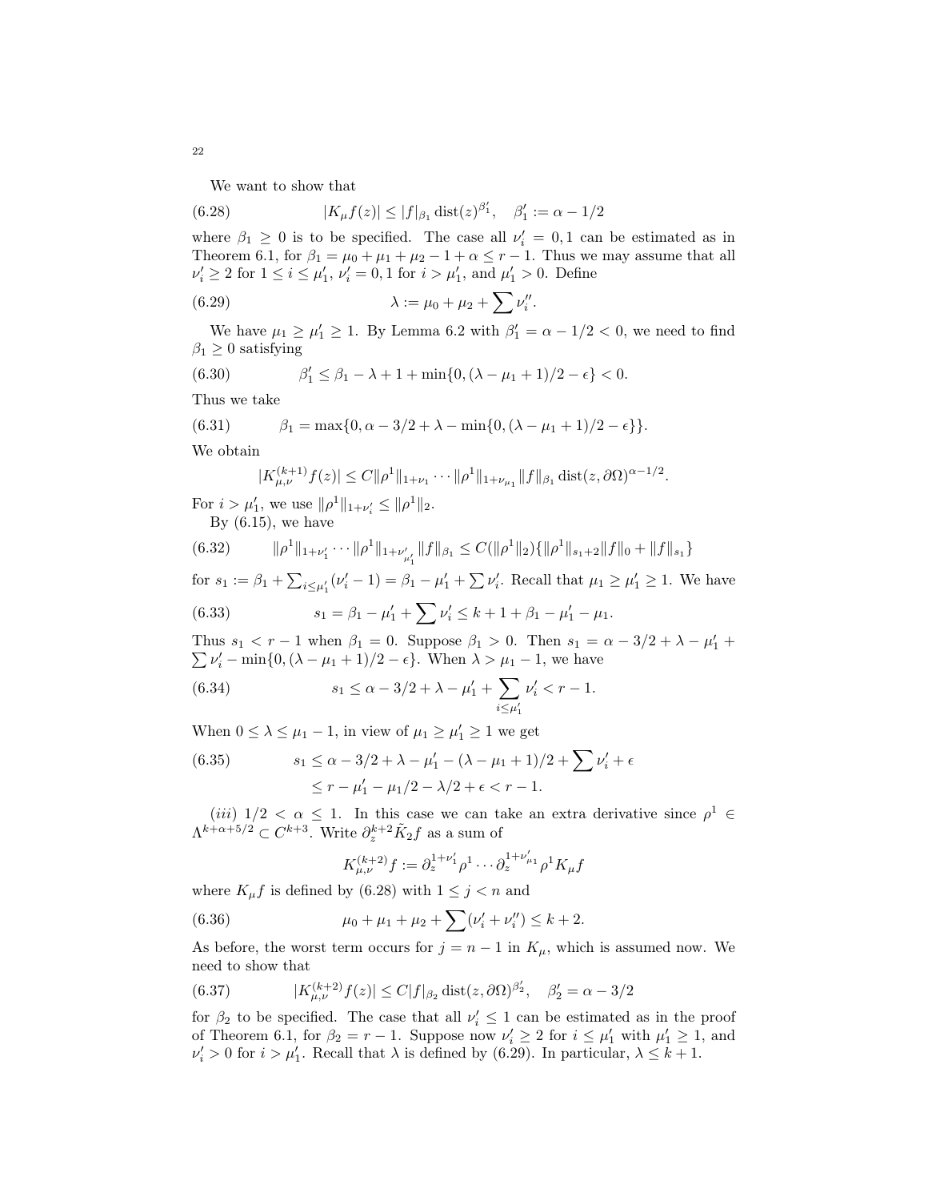We want to show that

$$|K_\mu f(z)| \leq |f|_{\beta_1} \operatorname{dist}(z)^{\beta_1'}, \quad \beta_1' := \alpha - 1/2 \tag{6.28}$$

where $\beta_1 \geq 0$ is to be specified. The case all $\nu_i' = 0, 1$ can be estimated as in Theorem 6.1, for $\beta_1 = \mu_0 + \mu_1 + \mu_2 - 1 + \alpha \leq r - 1$. Thus we may assume that all $\nu_i' \geq 2$ for $1 \leq i \leq \mu_1'$, $\nu_i' = 0, 1$ for $i > \mu_1'$, and $\mu_1' > 0$. Define

$$\lambda := \mu_0 + \mu_2 + \sum \nu_i''. \tag{6.29}$$

We have $\mu_1 \geq \mu_1' \geq 1$. By Lemma 6.2 with $\beta_1' = \alpha - 1/2 < 0$, we need to find $\beta_1 \geq 0$ satisfying

$$\beta_1' \leq \beta_1 - \lambda + 1 + \min\{0, (\lambda - \mu_1 + 1)/2 - \epsilon\} < 0. \tag{6.30}$$

Thus we take

$$\beta_1 = \max\{0, \alpha - 3/2 + \lambda - \min\{0, (\lambda - \mu_1 + 1)/2 - \epsilon\}\}. \tag{6.31}$$

We obtain

$$|K_{\mu,\nu}^{(k+1)} f(z)| \leq C \|\rho^1\|_{1+\nu_1} \cdots \|\rho^1\|_{1+\nu_{\mu_1}} \|f\|_{\beta_1} \operatorname{dist}(z, \partial\Omega)^{\alpha - 1/2}.$$

For $i > \mu_1'$, we use $\|\rho^1\|_{1+\nu_i'} \leq \|\rho^1\|_2$.

By (6.15), we have

$$\|\rho^1\|_{1+\nu_1'} \cdots \|\rho^1\|_{1+\nu_{\mu_1'}'} \|f\|_{\beta_1} \leq C(\|\rho^1\|_2)\{\|\rho^1\|_{s_1+2}\|f\|_0 + \|f\|_{s_1}\} \tag{6.32}$$

for $s_1 := \beta_1 + \sum_{i \leq \mu_1'} (\nu_i' - 1) = \beta_1 - \mu_1' + \sum \nu_i'$. Recall that $\mu_1 \geq \mu_1' \geq 1$. We have

$$s_1 = \beta_1 - \mu_1' + \sum \nu_i' \leq k + 1 + \beta_1 - \mu_1' - \mu_1. \tag{6.33}$$

Thus $s_1 < r - 1$ when $\beta_1 = 0$. Suppose $\beta_1 > 0$. Then $s_1 = \alpha - 3/2 + \lambda - \mu_1' + \sum \nu_i' - \min\{0, (\lambda - \mu_1 + 1)/2 - \epsilon\}$. When $\lambda > \mu_1 - 1$, we have

$$s_1 \leq \alpha - 3/2 + \lambda - \mu_1' + \sum_{i \leq \mu_1'} \nu_i' < r - 1. \tag{6.34}$$

When $0 \leq \lambda \leq \mu_1 - 1$, in view of $\mu_1 \geq \mu_1' \geq 1$ we get

$$\begin{aligned} s_1 &\leq \alpha - 3/2 + \lambda - \mu_1' - (\lambda - \mu_1 + 1)/2 + \sum \nu_i' + \epsilon \\ &\leq r - \mu_1' - \mu_1/2 - \lambda/2 + \epsilon < r - 1. \end{aligned} \tag{6.35}$$

*(iii)* $1/2 < \alpha \leq 1$. In this case we can take an extra derivative since $\rho^1 \in \Lambda^{k+\alpha+5/2} \subset C^{k+3}$. Write $\partial_z^{k+2} \tilde{K}_2 f$ as a sum of

$$K_{\mu,\nu}^{(k+2)} f := \partial_z^{1+\nu_1'} \rho^1 \cdots \partial_z^{1+\nu_{\mu_1}'} \rho^1 K_\mu f$$

where $K_\mu f$ is defined by (6.28) with $1 \leq j < n$ and

$$\mu_0 + \mu_1 + \mu_2 + \sum (\nu_i' + \nu_i'') \leq k + 2. \tag{6.36}$$

As before, the worst term occurs for $j = n - 1$ in $K_\mu$, which is assumed now. We need to show that

$$|K_{\mu,\nu}^{(k+2)} f(z)| \leq C |f|_{\beta_2} \operatorname{dist}(z, \partial\Omega)^{\beta_2'}, \quad \beta_2' = \alpha - 3/2 \tag{6.37}$$

for $\beta_2$ to be specified. The case that all $\nu_i' \leq 1$ can be estimated as in the proof of Theorem 6.1, for $\beta_2 = r - 1$. Suppose now $\nu_i' \geq 2$ for $i \leq \mu_1'$ with $\mu_1' \geq 1$, and $\nu_i' > 0$ for $i > \mu_1'$. Recall that $\lambda$ is defined by (6.29). In particular, $\lambda \leq k + 1$.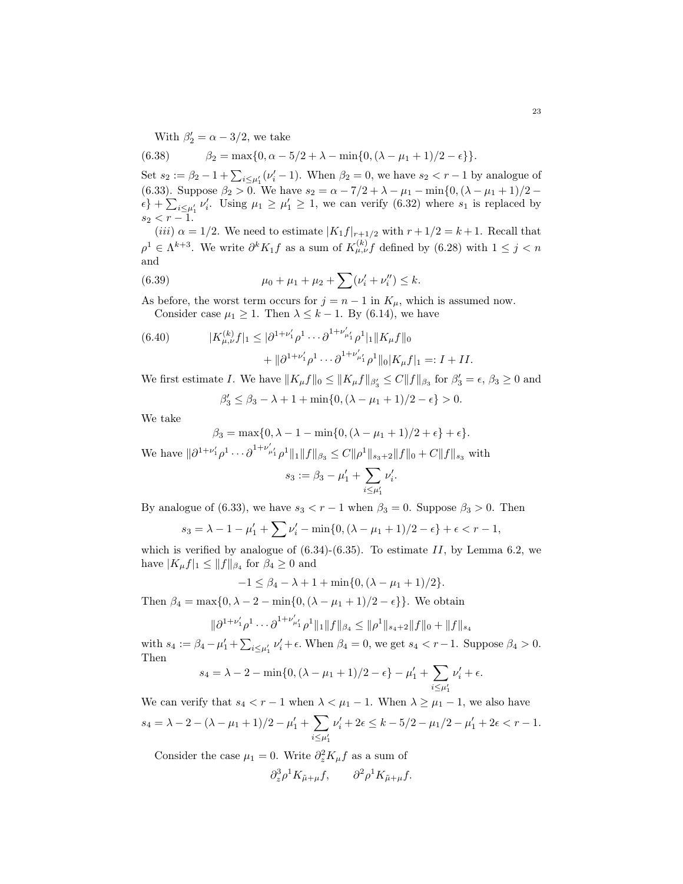With $\beta_2' = \alpha - 3/2$, we take

$$\beta_2 = \max\{0, \alpha - 5/2 + \lambda - \min\{0, (\lambda - \mu_1 + 1)/2 - \epsilon\}\}. \tag{6.38}$$

Set $s_2 := \beta_2 - 1 + \sum_{i \leq \mu_1'} (\nu_i' - 1)$. When $\beta_2 = 0$, we have $s_2 < r - 1$ by analogue of (6.33). Suppose $\beta_2 > 0$. We have $s_2 = \alpha - 7/2 + \lambda - \mu_1 - \min\{0, (\lambda - \mu_1 + 1)/2 - \epsilon\} + \sum_{i \leq \mu_1'} \nu_i'$. Using $\mu_1 \geq \mu_1' \geq 1$, we can verify (6.32) where $s_1$ is replaced by $s_2 < r - 1$.

(*iii*) $\alpha = 1/2$. We need to estimate $|K_1 f|_{r+1/2}$ with $r + 1/2 = k + 1$. Recall that $\rho^1 \in \Lambda^{k+3}$. We write $\partial^k K_1 f$ as a sum of $K_{\mu,\nu}^{(k)} f$ defined by (6.28) with $1 \leq j < n$ and

$$\mu_0 + \mu_1 + \mu_2 + \sum (\nu_i' + \nu_i'') \leq k. \tag{6.39}$$

As before, the worst term occurs for $j = n - 1$ in $K_\mu$, which is assumed now.

Consider case $\mu_1 \geq 1$. Then $\lambda \leq k - 1$. By (6.14), we have

$$\begin{aligned} |K_{\mu,\nu}^{(k)} f|_1 &\leq |\partial^{1+\nu_1'} \rho^1 \cdots \partial^{1+\nu_{\mu_1'}'} \rho^1|_1 \|K_\mu f\|_0 \\ &\quad + \|\partial^{1+\nu_1'} \rho^1 \cdots \partial^{1+\nu_{\mu_1'}'} \rho^1\|_0 |K_\mu f|_1 =: I + II. \end{aligned} \tag{6.40}$$

We first estimate $I$. We have $\|K_\mu f\|_0 \leq \|K_\mu f\|_{\beta_3'} \leq C \|f\|_{\beta_3}$ for $\beta_3' = \epsilon$, $\beta_3 \geq 0$ and

$$\beta_3' \leq \beta_3 - \lambda + 1 + \min\{0, (\lambda - \mu_1 + 1)/2 - \epsilon\} > 0.$$

We take

$$\beta_3 = \max\{0, \lambda - 1 - \min\{0, (\lambda - \mu_1 + 1)/2 + \epsilon\} + \epsilon\}.$$

We have $\|\partial^{1+\nu_1'} \rho^1 \cdots \partial^{1+\nu_{\mu_1'}'} \rho^1\|_1 \|f\|_{\beta_3} \leq C \|\rho^1\|_{s_3+2} \|f\|_0 + C \|f\|_{s_3}$ with

$$s_3 := \beta_3 - \mu_1' + \sum_{i \leq \mu_1'} \nu_i'.$$

By analogue of (6.33), we have $s_3 < r - 1$ when $\beta_3 = 0$. Suppose $\beta_3 > 0$. Then

$$s_3 = \lambda - 1 - \mu_1' + \sum \nu_i' - \min\{0, (\lambda - \mu_1 + 1)/2 - \epsilon\} + \epsilon < r - 1,$$

which is verified by analogue of (6.34)-(6.35). To estimate $II$, by Lemma 6.2, we have $|K_\mu f|_1 \leq \|f\|_{\beta_4}$ for $\beta_4 \geq 0$ and

$$-1 \leq \beta_4 - \lambda + 1 + \min\{0, (\lambda - \mu_1 + 1)/2\}.$$

Then $\beta_4 = \max\{0, \lambda - 2 - \min\{0, (\lambda - \mu_1 + 1)/2 - \epsilon\}\}$. We obtain

$$\|\partial^{1+\nu_1'} \rho^1 \cdots \partial^{1+\nu_{\mu_1'}'} \rho^1\|_1 \|f\|_{\beta_4} \leq \|\rho^1\|_{s_4+2} \|f\|_0 + \|f\|_{s_4}$$

with $s_4 := \beta_4 - \mu_1' + \sum_{i \leq \mu_1'} \nu_i' + \epsilon$. When $\beta_4 = 0$, we get $s_4 < r - 1$. Suppose $\beta_4 > 0$. Then

$$s_4 = \lambda - 2 - \min\{0, (\lambda - \mu_1 + 1)/2 - \epsilon\} - \mu_1' + \sum_{i \leq \mu_1'} \nu_i' + \epsilon.$$

We can verify that $s_4 < r - 1$ when $\lambda < \mu_1 - 1$. When $\lambda \geq \mu_1 - 1$, we also have

$$s_4 = \lambda - 2 - (\lambda - \mu_1 + 1)/2 - \mu_1' + \sum_{i \leq \mu_1'} \nu_i' + 2\epsilon \leq k - 5/2 - \mu_1/2 - \mu_1' + 2\epsilon < r - 1.$$

Consider the case $\mu_1 = 0$. Write $\partial_z^2 K_\mu f$ as a sum of

$$\partial_z^3 \rho^1 K_{\tilde{\mu}+\mu} f, \qquad \partial^2 \rho^1 K_{\tilde{\mu}+\mu} f.$$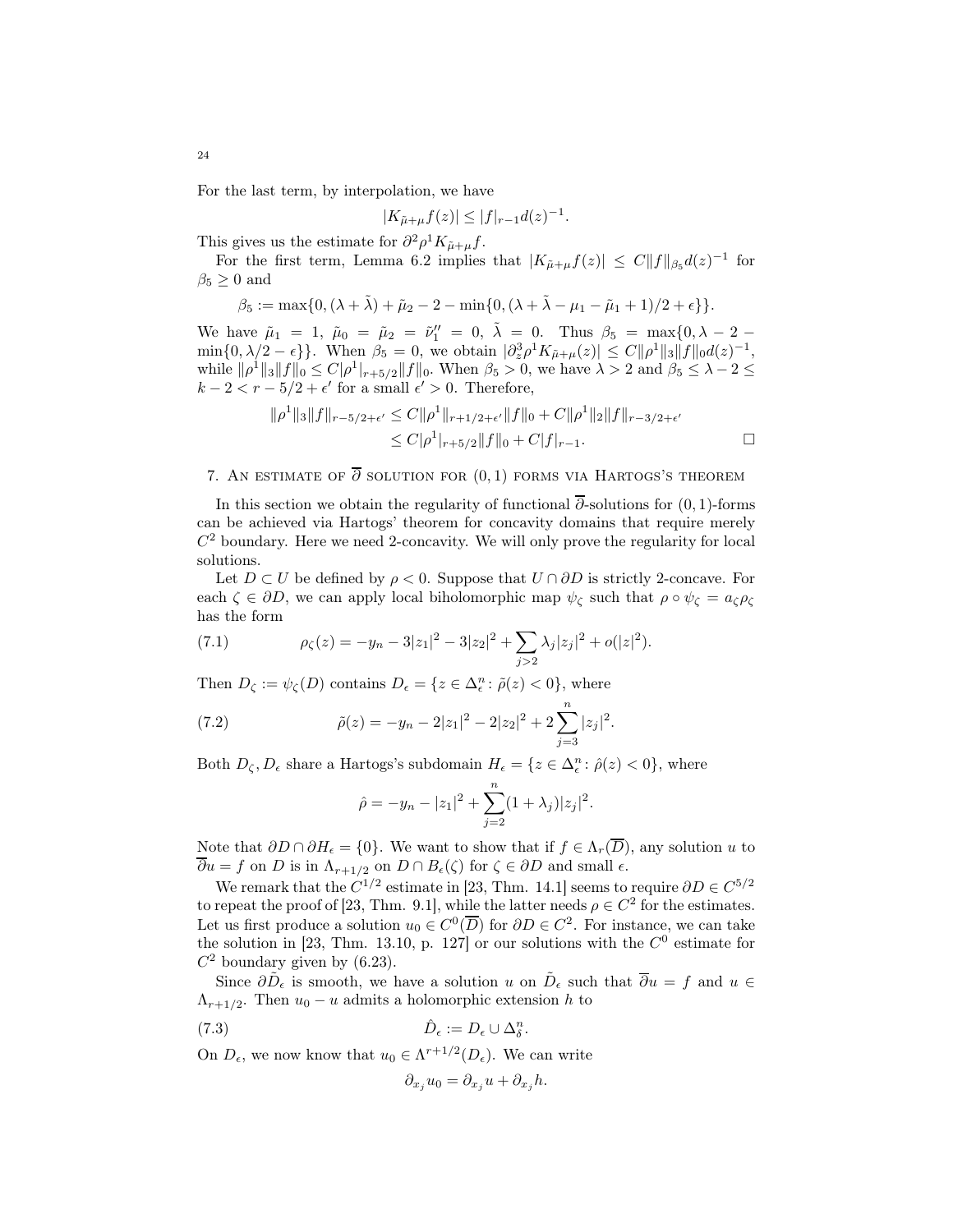For the last term, by interpolation, we have

$$|K_{\tilde{\mu}+\mu}f(z)| \leq |f|_{r-1}d(z)^{-1}.$$

This gives us the estimate for $\partial^2\rho^1 K_{\tilde{\mu}+\mu}f$.

For the first term, Lemma 6.2 implies that $|K_{\tilde{\mu}+\mu}f(z)| \leq C\|f\|_{\beta_5}d(z)^{-1}$ for $\beta_5 \geq 0$ and

$$\beta_5 := \max\{0, (\lambda+\tilde{\lambda}) + \tilde{\mu}_2 - 2 - \min\{0, (\lambda+\tilde{\lambda}-\mu_1-\tilde{\mu}_1+1)/2+\epsilon\}\}.$$

We have $\tilde{\mu}_1 = 1$, $\tilde{\mu}_0 = \tilde{\mu}_2 = \tilde{\nu}_1'' = 0$, $\tilde{\lambda} = 0$. Thus $\beta_5 = \max\{0, \lambda - 2 - \min\{0, \lambda/2 - \epsilon\}\}$. When $\beta_5 = 0$, we obtain $|\partial_z^3\rho^1 K_{\tilde{\mu}+\mu}(z)| \leq C\|\rho^1\|_3\|f\|_0 d(z)^{-1}$, while $\|\rho^1\|_3\|f\|_0 \leq C|\rho^1|_{r+5/2}\|f\|_0$. When $\beta_5 > 0$, we have $\lambda > 2$ and $\beta_5 \leq \lambda - 2 \leq k-2 < r-5/2+\epsilon'$ for a small $\epsilon' > 0$. Therefore,

$$\begin{aligned}\|\rho^1\|_3\|f\|_{r-5/2+\epsilon'} &\leq C\|\rho^1\|_{r+1/2+\epsilon'}\|f\|_0 + C\|\rho^1\|_2\|f\|_{r-3/2+\epsilon'}\\ &\leq C|\rho^1|_{r+5/2}\|f\|_0 + C|f|_{r-1}. \qquad \square\end{aligned}$$

## 7. An estimate of $\overline{\partial}$ solution for $(0,1)$ forms via Hartogs's theorem

In this section we obtain the regularity of functional $\overline{\partial}$-solutions for $(0,1)$-forms can be achieved via Hartogs' theorem for concavity domains that require merely $C^2$ boundary. Here we need 2-concavity. We will only prove the regularity for local solutions.

Let $D \subset U$ be defined by $\rho < 0$. Suppose that $U \cap \partial D$ is strictly 2-concave. For each $\zeta \in \partial D$, we can apply local biholomorphic map $\psi_\zeta$ such that $\rho \circ \psi_\zeta = a_\zeta \rho_\zeta$ has the form

$$\rho_\zeta(z) = -y_n - 3|z_1|^2 - 3|z_2|^2 + \sum_{j>2}\lambda_j|z_j|^2 + o(|z|^2). \tag{7.1}$$

Then $D_\zeta := \psi_\zeta(D)$ contains $D_\epsilon = \{z \in \Delta_\epsilon^n : \tilde{\rho}(z) < 0\}$, where

$$\tilde{\rho}(z) = -y_n - 2|z_1|^2 - 2|z_2|^2 + 2\sum_{j=3}^n |z_j|^2. \tag{7.2}$$

Both $D_\zeta, D_\epsilon$ share a Hartogs's subdomain $H_\epsilon = \{z \in \Delta_\epsilon^n : \hat{\rho}(z) < 0\}$, where

$$\hat{\rho} = -y_n - |z_1|^2 + \sum_{j=2}^n (1+\lambda_j)|z_j|^2.$$

Note that $\partial D \cap \partial H_\epsilon = \{0\}$. We want to show that if $f \in \Lambda_r(\overline{D})$, any solution $u$ to $\overline{\partial}u = f$ on $D$ is in $\Lambda_{r+1/2}$ on $D \cap B_\epsilon(\zeta)$ for $\zeta \in \partial D$ and small $\epsilon$.

We remark that the $C^{1/2}$ estimate in [23, Thm. 14.1] seems to require $\partial D \in C^{5/2}$ to repeat the proof of [23, Thm. 9.1], while the latter needs $\rho \in C^2$ for the estimates. Let us first produce a solution $u_0 \in C^0(\overline{D})$ for $\partial D \in C^2$. For instance, we can take the solution in [23, Thm. 13.10, p. 127] or our solutions with the $C^0$ estimate for $C^2$ boundary given by (6.23).

Since $\partial\tilde{D}_\epsilon$ is smooth, we have a solution $u$ on $\tilde{D}_\epsilon$ such that $\overline{\partial}u = f$ and $u \in \Lambda_{r+1/2}$. Then $u_0 - u$ admits a holomorphic extension $h$ to

$$\hat{D}_\epsilon := D_\epsilon \cup \Delta_\delta^n. \tag{7.3}$$

On $D_\epsilon$, we now know that $u_0 \in \Lambda^{r+1/2}(D_\epsilon)$. We can write

$$\partial_{x_j}u_0 = \partial_{x_j}u + \partial_{x_j}h.$$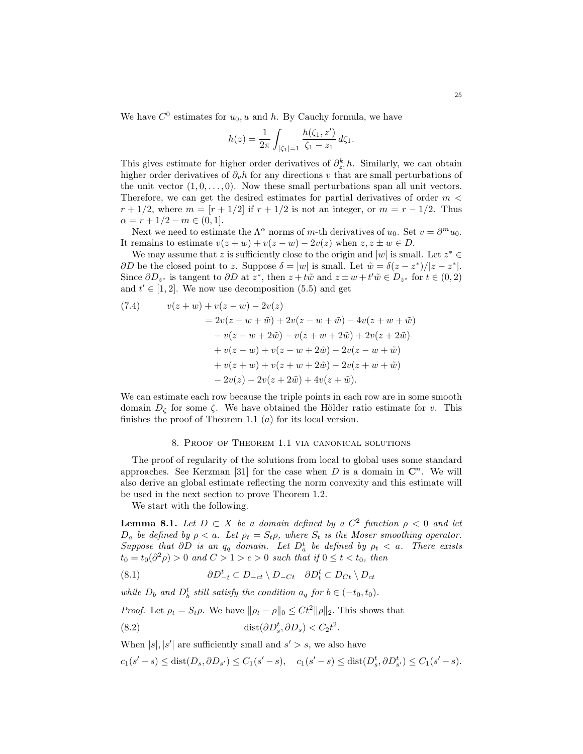We have $C^0$ estimates for $u_0, u$ and $h$. By Cauchy formula, we have

$$h(z) = \frac{1}{2\pi} \int_{|\zeta_1|=1} \frac{h(\zeta_1, z')}{\zeta_1 - z_1} \, d\zeta_1.$$

This gives estimate for higher order derivatives of $\partial_{z_1}^k h$. Similarly, we can obtain higher order derivatives of $\partial_v h$ for any directions $v$ that are small perturbations of the unit vector $(1, 0, \dots, 0)$. Now these small perturbations span all unit vectors. Therefore, we can get the desired estimates for partial derivatives of order $m < r + 1/2$, where $m = [r + 1/2]$ if $r + 1/2$ is not an integer, or $m = r - 1/2$. Thus $\alpha = r + 1/2 - m \in (0, 1]$.

Next we need to estimate the $\Lambda^\alpha$ norms of $m$-th derivatives of $u_0$. Set $v = \partial^m u_0$. It remains to estimate $v(z + w) + v(z - w) - 2v(z)$ when $z, z \pm w \in D$.

We may assume that $z$ is sufficiently close to the origin and $|w|$ is small. Let $z^* \in \partial D$ be the closed point to $z$. Suppose $\delta = |w|$ is small. Let $\tilde{w} = \delta(z - z^*)/|z - z^*|$. Since $\partial D_{z^*}$ is tangent to $\partial D$ at $z^*$, then $z + t\tilde{w}$ and $z \pm w + t'\tilde{w} \in D_{z^*}$ for $t \in (0, 2)$ and $t' \in [1, 2]$. We now use decomposition (5.5) and get

$$\begin{aligned}
(7.4) \qquad & v(z + w) + v(z - w) - 2v(z) \\
&= 2v(z + w + \tilde{w}) + 2v(z - w + \tilde{w}) - 4v(z + w + \tilde{w}) \\
&\quad - v(z - w + 2\tilde{w}) - v(z + w + 2\tilde{w}) + 2v(z + 2\tilde{w}) \\
&\quad + v(z - w) + v(z - w + 2\tilde{w}) - 2v(z - w + \tilde{w}) \\
&\quad + v(z + w) + v(z + w + 2\tilde{w}) - 2v(z + w + \tilde{w}) \\
&\quad - 2v(z) - 2v(z + 2\tilde{w}) + 4v(z + \tilde{w}).
\end{aligned}$$

We can estimate each row because the triple points in each row are in some smooth domain $D_\zeta$ for some $\zeta$. We have obtained the Hölder ratio estimate for $v$. This finishes the proof of Theorem 1.1 $(a)$ for its local version.

## 8. Proof of Theorem 1.1 via canonical solutions

The proof of regularity of the solutions from local to global uses some standard approaches. See Kerzman [31] for the case when $D$ is a domain in $\mathbf{C}^n$. We will also derive an global estimate reflecting the norm convexity and this estimate will be used in the next section to prove Theorem 1.2.

We start with the following.

**Lemma 8.1.** *Let $D \subset X$ be a domain defined by a $C^2$ function $\rho < 0$ and let $D_a$ be defined by $\rho < a$. Let $\rho_t = S_t \rho$, where $S_t$ is the Moser smoothing operator. Suppose that $\partial D$ is an $q_q$ domain. Let $D_a^t$ be defined by $\rho_t < a$. There exists $t_0 = t_0(\partial^2 \rho) > 0$ and $C > 1 > c > 0$ such that if $0 \leq t < t_0$, then*

$$(8.1) \qquad \partial D_{-t}^t \subset D_{-ct} \setminus D_{-Ct} \quad \partial D_t^t \subset D_{Ct} \setminus D_{ct}$$

*while $D_b$ and $D_b^t$ still satisfy the condition $a_q$ for $b \in (-t_0, t_0)$.*

*Proof.* Let $\rho_t = S_t \rho$. We have $\|\rho_t - \rho\|_0 \leq Ct^2 \|\rho\|_2$. This shows that

$$(8.2) \qquad \operatorname{dist}(\partial D_s^t, \partial D_s) < C_2 t^2.$$

When $|s|, |s'|$ are sufficiently small and $s' > s$, we also have

$$c_1(s' - s) \leq \operatorname{dist}(D_s, \partial D_{s'}) \leq C_1(s' - s), \quad c_1(s' - s) \leq \operatorname{dist}(D_s^t, \partial D_{s'}^t) \leq C_1(s' - s).$$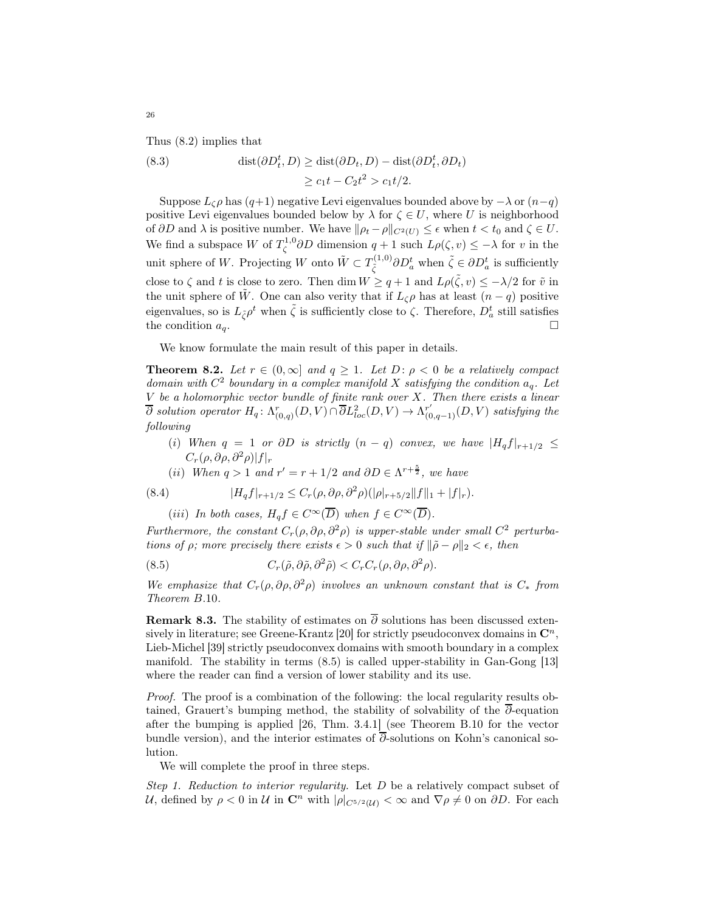Thus (8.2) implies that

$$
\begin{aligned}
\operatorname{dist}(\partial D_t^t, D) &\geq \operatorname{dist}(\partial D_t, D) - \operatorname{dist}(\partial D_t^t, \partial D_t) \\
&\geq c_1 t - C_2 t^2 > c_1 t/2.
\end{aligned} \tag{8.3}
$$

Suppose $L_\zeta \rho$ has $(q+1)$ negative Levi eigenvalues bounded above by $-\lambda$ or $(n-q)$ positive Levi eigenvalues bounded below by $\lambda$ for $\zeta \in U$, where $U$ is neighborhood of $\partial D$ and $\lambda$ is positive number. We have $\|\rho_t - \rho\|_{C^2(U)} \leq \epsilon$ when $t < t_0$ and $\zeta \in U$. We find a subspace $W$ of $T_\zeta^{1,0}\partial D$ dimension $q+1$ such $L\rho(\zeta, v) \leq -\lambda$ for $v$ in the unit sphere of $W$. Projecting $W$ onto $\tilde{W} \subset T_{\tilde{\zeta}}^{(1,0)}\partial D_a^t$ when $\tilde{\zeta} \in \partial D_a^t$ is sufficiently close to $\zeta$ and $t$ is close to zero. Then $\dim W \geq q+1$ and $L\rho(\tilde{\zeta}, v) \leq -\lambda/2$ for $\tilde{v}$ in the unit sphere of $\tilde{W}$. One can also verity that if $L_\zeta \rho$ has at least $(n-q)$ positive eigenvalues, so is $L_{\tilde{\zeta}} \rho^t$ when $\tilde{\zeta}$ is sufficiently close to $\zeta$. Therefore, $D_a^t$ still satisfies the condition $a_q$. $\square$

We know formulate the main result of this paper in details.

**Theorem 8.2.** *Let $r \in (0, \infty]$ and $q \geq 1$. Let $D\colon \rho < 0$ be a relatively compact domain with $C^2$ boundary in a complex manifold $X$ satisfying the condition $a_q$. Let $V$ be a holomorphic vector bundle of finite rank over $X$. Then there exists a linear $\overline{\partial}$ solution operator $H_q \colon \Lambda_{(0,q)}^r(D, V) \cap \overline{\partial} L^2_{loc}(D, V) \to \Lambda_{(0,q-1)}^{r'}(D, V)$ satisfying the following*

- (i) *When $q = 1$ or $\partial D$ is strictly $(n-q)$ convex, we have $|H_q f|_{r+1/2} \leq C_r(\rho, \partial\rho, \partial^2\rho)|f|_r$*
- (ii) *When $q > 1$ and $r' = r + 1/2$ and $\partial D \in \Lambda^{r+\frac{5}{2}}$, we have*

$$
|H_q f|_{r+1/2} \leq C_r(\rho, \partial\rho, \partial^2\rho)(|\rho|_{r+5/2}\|f\|_1 + |f|_r). \tag{8.4}
$$

- (iii) *In both cases, $H_q f \in C^\infty(\overline{D})$ when $f \in C^\infty(\overline{D})$.*

*Furthermore, the constant $C_r(\rho, \partial\rho, \partial^2\rho)$ is upper-stable under small $C^2$ perturbations of $\rho$; more precisely there exists $\epsilon > 0$ such that if $\|\tilde{\rho} - \rho\|_2 < \epsilon$, then*

$$
C_r(\tilde{\rho}, \partial\tilde{\rho}, \partial^2\tilde{\rho}) < C_r C_r(\rho, \partial\rho, \partial^2\rho). \tag{8.5}
$$

*We emphasize that $C_r(\rho, \partial\rho, \partial^2\rho)$ involves an unknown constant that is $C_*$ from Theorem B.10.*

**Remark 8.3.** The stability of estimates on $\overline{\partial}$ solutions has been discussed extensively in literature; see Greene-Krantz [20] for strictly pseudoconvex domains in $\mathbf{C}^n$, Lieb-Michel [39] strictly pseudoconvex domains with smooth boundary in a complex manifold. The stability in terms (8.5) is called upper-stability in Gan-Gong [13] where the reader can find a version of lower stability and its use.

*Proof.* The proof is a combination of the following: the local regularity results obtained, Grauert's bumping method, the stability of solvability of the $\overline{\partial}$-equation after the bumping is applied [26, Thm. 3.4.1] (see Theorem B.10 for the vector bundle version), and the interior estimates of $\overline{\partial}$-solutions on Kohn's canonical solution.

We will complete the proof in three steps.

*Step 1. Reduction to interior regularity.* Let $D$ be a relatively compact subset of $\mathcal{U}$, defined by $\rho < 0$ in $\mathcal{U}$ in $\mathbf{C}^n$ with $|\rho|_{C^{5/2}(\mathcal{U})} < \infty$ and $\nabla\rho \neq 0$ on $\partial D$. For each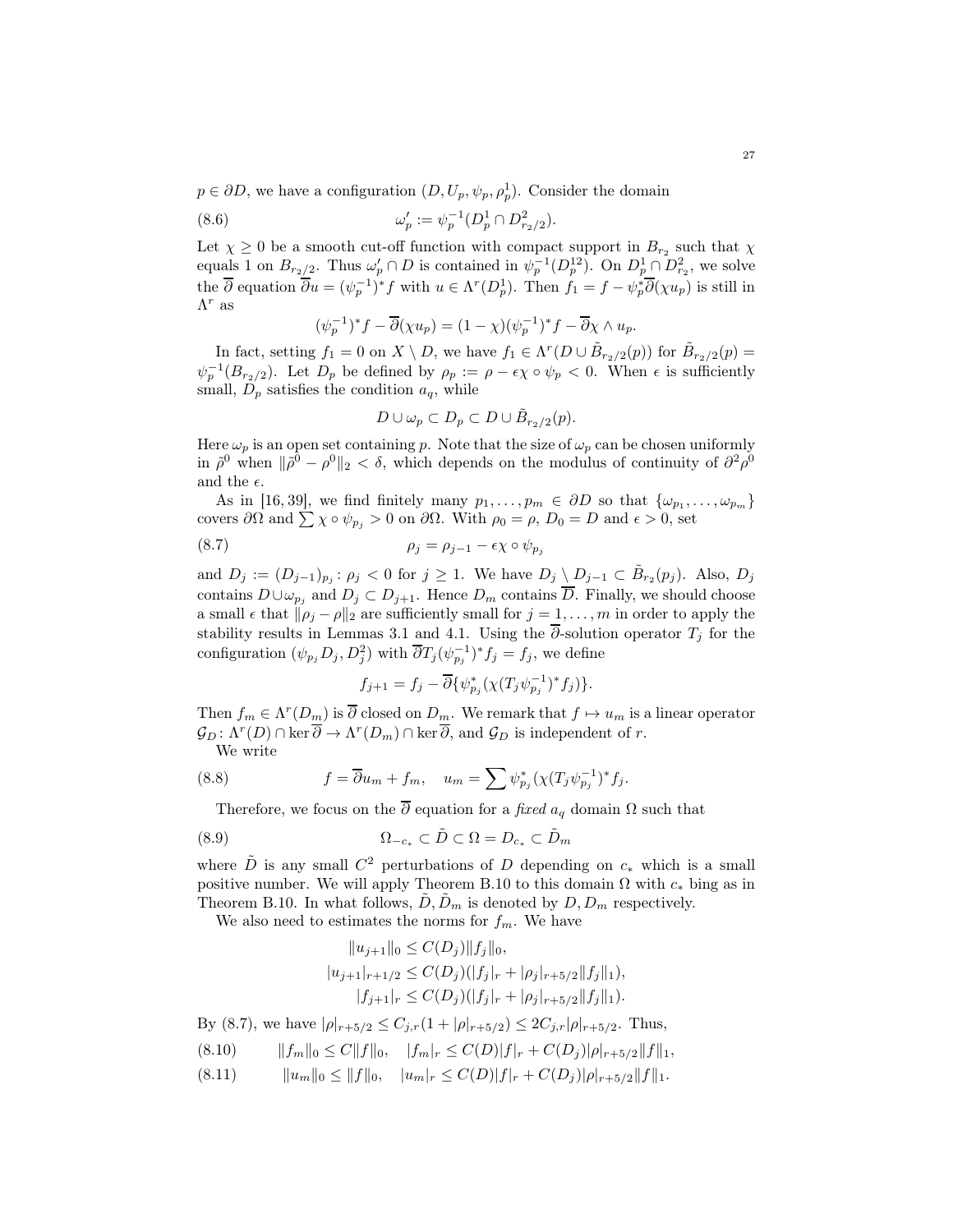$p \in \partial D$, we have a configuration $(D, U_p, \psi_p, \rho_p^1)$. Consider the domain

$$\omega_p' := \psi_p^{-1}(D_p^1 \cap D_{r_2/2}^2). \tag{8.6}$$

Let $\chi \geq 0$ be a smooth cut-off function with compact support in $B_{r_2}$ such that $\chi$ equals 1 on $B_{r_2/2}$. Thus $\omega_p' \cap D$ is contained in $\psi_p^{-1}(D_p^{12})$. On $D_p^1 \cap D_{r_2}^2$, we solve the $\overline{\partial}$ equation $\overline{\partial} u = (\psi_p^{-1})^* f$ with $u \in \Lambda^r(D_p^1)$. Then $f_1 = f - \psi_p^* \overline{\partial}(\chi u_p)$ is still in $\Lambda^r$ as

$$(\psi_p^{-1})^* f - \overline{\partial}(\chi u_p) = (1-\chi)(\psi_p^{-1})^* f - \overline{\partial}\chi \wedge u_p.$$

In fact, setting $f_1 = 0$ on $X \setminus D$, we have $f_1 \in \Lambda^r(D \cup \tilde{B}_{r_2/2}(p))$ for $\tilde{B}_{r_2/2}(p) = \psi_p^{-1}(B_{r_2/2})$. Let $D_p$ be defined by $\rho_p := \rho - \epsilon\chi \circ \psi_p < 0$. When $\epsilon$ is sufficiently small, $D_p$ satisfies the condition $a_q$, while

$$D \cup \omega_p \subset D_p \subset D \cup \tilde{B}_{r_2/2}(p).$$

Here $\omega_p$ is an open set containing $p$. Note that the size of $\omega_p$ can be chosen uniformly in $\tilde{\rho}^0$ when $\|\tilde{\rho}^0 - \rho^0\|_2 < \delta$, which depends on the modulus of continuity of $\partial^2 \rho^0$ and the $\epsilon$.

As in [16, 39], we find finitely many $p_1, \dots, p_m \in \partial D$ so that $\{\omega_{p_1}, \dots, \omega_{p_m}\}$ covers $\partial\Omega$ and $\sum \chi \circ \psi_{p_j} > 0$ on $\partial\Omega$. With $\rho_0 = \rho$, $D_0 = D$ and $\epsilon > 0$, set

$$\rho_j = \rho_{j-1} - \epsilon\chi \circ \psi_{p_j} \tag{8.7}$$

and $D_j := (D_{j-1})_{p_j} : \rho_j < 0$ for $j \geq 1$. We have $D_j \setminus D_{j-1} \subset \tilde{B}_{r_2}(p_j)$. Also, $D_j$ contains $D \cup \omega_{p_j}$ and $D_j \subset D_{j+1}$. Hence $D_m$ contains $\overline{D}$. Finally, we should choose a small $\epsilon$ that $\|\rho_j - \rho\|_2$ are sufficiently small for $j = 1, \dots, m$ in order to apply the stability results in Lemmas 3.1 and 4.1. Using the $\overline{\partial}$-solution operator $T_j$ for the configuration $(\psi_{p_j} D_j, D_j^2)$ with $\overline{\partial} T_j (\psi_{p_j}^{-1})^* f_j = f_j$, we define

$$f_{j+1} = f_j - \overline{\partial}\{\psi_{p_j}^*(\chi(T_j \psi_{p_j}^{-1})^* f_j)\}.$$

Then $f_m \in \Lambda^r(D_{\underline{m}})$ is $\overline{\partial}$ closed on $D_{\underline{m}}$. We remark that $f \mapsto u_m$ is a linear operator $\mathcal{G}_D \colon \Lambda^r(D) \cap \ker \overline{\partial} \to \Lambda^r(D_m) \cap \ker \overline{\partial}$, and $\mathcal{G}_D$ is independent of $r$.

We write

$$f = \overline{\partial} u_m + f_m, \quad u_m = \sum \psi_{p_j}^*(\chi(T_j \psi_{p_j}^{-1})^* f_j). \tag{8.8}$$

Therefore, we focus on the $\overline{\partial}$ equation for a *fixed* $a_q$ domain $\Omega$ such that

$$\Omega_{-c_*} \subset \tilde{D} \subset \Omega = D_{c_*} \subset \tilde{D}_m \tag{8.9}$$

where $\tilde{D}$ is any small $C^2$ perturbations of $D$ depending on $c_*$ which is a small positive number. We will apply Theorem B.10 to this domain $\Omega$ with $c_*$ bing as in Theorem B.10. In what follows, $\tilde{D}, \tilde{D}_m$ is denoted by $D, D_m$ respectively.

We also need to estimates the norms for $f_m$. We have

$$\begin{aligned}
\|u_{j+1}\|_0 &\leq C(D_j)\|f_j\|_0, \\
|u_{j+1}|_{r+1/2} &\leq C(D_j)(|f_j|_r + |\rho_j|_{r+5/2}\|f_j\|_1), \\
|f_{j+1}|_r &\leq C(D_j)(|f_j|_r + |\rho_j|_{r+5/2}\|f_j\|_1).
\end{aligned}$$

By (8.7), we have $|\rho|_{r+5/2} \leq C_{j,r}(1 + |\rho|_{r+5/2}) \leq 2C_{j,r}|\rho|_{r+5/2}$. Thus,

$$\|f_m\|_0 \leq C\|f\|_0, \quad |f_m|_r \leq C(D)|f|_r + C(D_j)|\rho|_{r+5/2}\|f\|_1, \tag{8.10}$$

$$\|u_m\|_0 \leq \|f\|_0, \quad |u_m|_r \leq C(D)|f|_r + C(D_j)|\rho|_{r+5/2}\|f\|_1. \tag{8.11}$$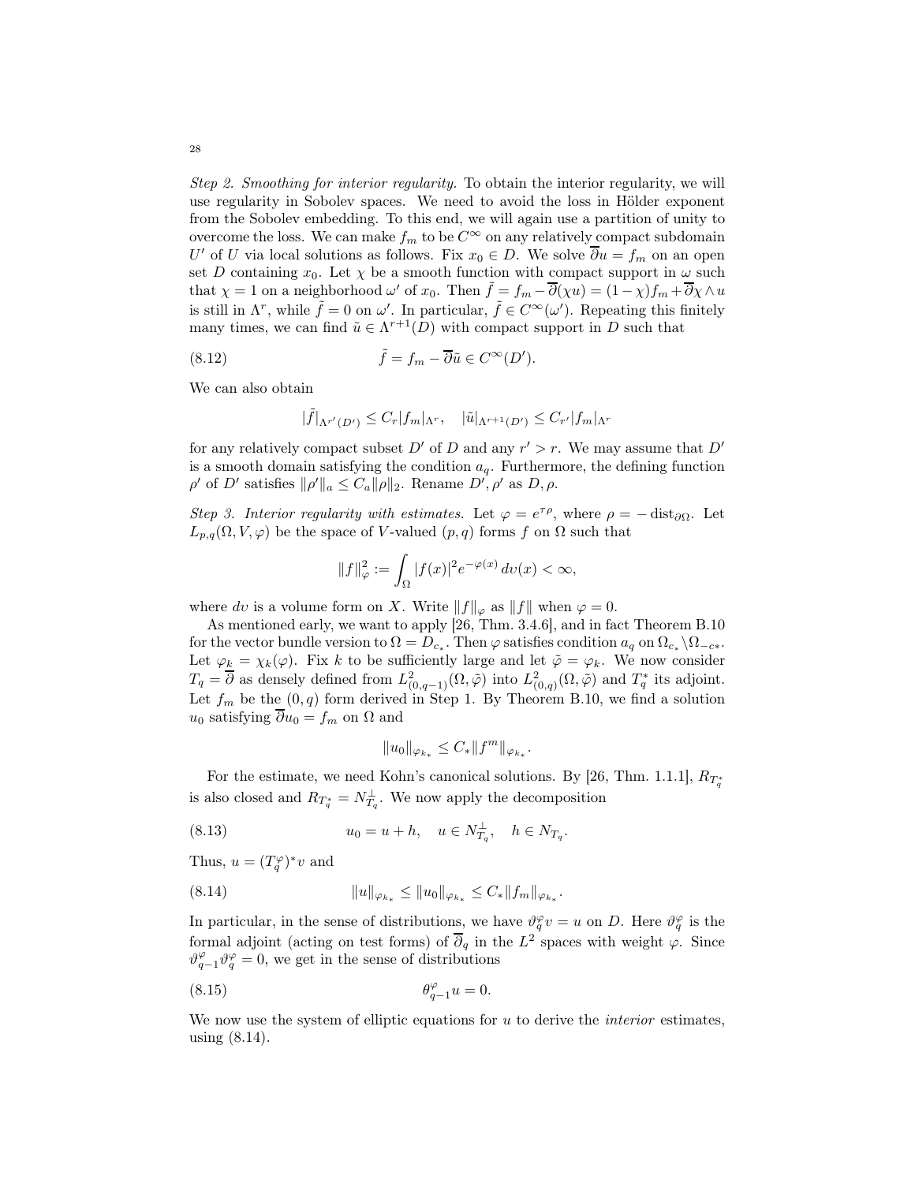*Step 2. Smoothing for interior regularity.* To obtain the interior regularity, we will use regularity in Sobolev spaces. We need to avoid the loss in Hölder exponent from the Sobolev embedding. To this end, we will again use a partition of unity to overcome the loss. We can make $f_m$ to be $C^\infty$ on any relatively compact subdomain $U'$ of $U$ via local solutions as follows. Fix $x_0 \in D$. We solve $\overline{\partial} u = f_m$ on an open set $D$ containing $x_0$. Let $\chi$ be a smooth function with compact support in $\omega$ such that $\chi = 1$ on a neighborhood $\omega'$ of $x_0$. Then $\tilde{f} = f_m - \overline{\partial}(\chi u) = (1-\chi) f_m + \overline{\partial}\chi \wedge u$ is still in $\Lambda^r$, while $\tilde{f} = 0$ on $\omega'$. In particular, $\tilde{f} \in C^\infty(\omega')$. Repeating this finitely many times, we can find $\tilde{u} \in \Lambda^{r+1}(D)$ with compact support in $D$ such that

$$\tilde{f} = f_m - \overline{\partial}\tilde{u} \in C^\infty(D'). \tag{8.12}$$

We can also obtain

$$|\tilde{f}|_{\Lambda^{r'}(D')} \leq C_r |f_m|_{\Lambda^r}, \quad |\tilde{u}|_{\Lambda^{r+1}(D')} \leq C_{r'} |f_m|_{\Lambda^r}$$

for any relatively compact subset $D'$ of $D$ and any $r' > r$. We may assume that $D'$ is a smooth domain satisfying the condition $a_q$. Furthermore, the defining function $\rho'$ of $D'$ satisfies $\|\rho'\|_a \leq C_a \|\rho\|_2$. Rename $D', \rho'$ as $D, \rho$.

*Step 3. Interior regularity with estimates.* Let $\varphi = e^{\tau\rho}$, where $\rho = -\operatorname{dist}_{\partial\Omega}$. Let $L_{p,q}(\Omega, V, \varphi)$ be the space of $V$-valued $(p,q)$ forms $f$ on $\Omega$ such that

$$\|f\|_\varphi^2 := \int_\Omega |f(x)|^2 e^{-\varphi(x)}\, dv(x) < \infty,$$

where $dv$ is a volume form on $X$. Write $\|f\|_\varphi$ as $\|f\|$ when $\varphi = 0$.

As mentioned early, we want to apply [26, Thm. 3.4.6], and in fact Theorem B.10 for the vector bundle version to $\Omega = D_{c_*}$. Then $\varphi$ satisfies condition $a_q$ on $\Omega_{c_*} \setminus \Omega_{-c*}$. Let $\varphi_k = \chi_k(\varphi)$. Fix $k$ to be sufficiently large and let $\tilde{\varphi} = \varphi_k$. We now consider $T_q = \overline{\partial}$ as densely defined from $L^2_{(0,q-1)}(\Omega, \tilde{\varphi})$ into $L^2_{(0,q)}(\Omega, \tilde{\varphi})$ and $T_q^*$ its adjoint. Let $f_m$ be the $(0,q)$ form derived in Step 1. By Theorem B.10, we find a solution $u_0$ satisfying $\overline{\partial} u_0 = f_m$ on $\Omega$ and

$$\|u_0\|_{\varphi_{k_*}} \leq C_* \|f^m\|_{\varphi_{k_*}}.$$

For the estimate, we need Kohn's canonical solutions. By [26, Thm. 1.1.1], $R_{T_q^*}$ is also closed and $R_{T_q^*} = N_{T_q}^\perp$. We now apply the decomposition

$$u_0 = u + h, \quad u \in N_{T_q}^\perp, \quad h \in N_{T_q}. \tag{8.13}$$

Thus, $u = (T_q^\varphi)^* v$ and

$$\|u\|_{\varphi_{k_*}} \leq \|u_0\|_{\varphi_{k_*}} \leq C_* \|f_m\|_{\varphi_{k_*}}. \tag{8.14}$$

In particular, in the sense of distributions, we have $\vartheta_q^\varphi v = u$ on $D$. Here $\vartheta_q^\varphi$ is the formal adjoint (acting on test forms) of $\overline{\partial}_q$ in the $L^2$ spaces with weight $\varphi$. Since $\vartheta_{q-1}^\varphi \vartheta_q^\varphi = 0$, we get in the sense of distributions

$$\theta_{q-1}^\varphi u = 0. \tag{8.15}$$

We now use the system of elliptic equations for $u$ to derive the *interior* estimates, using (8.14).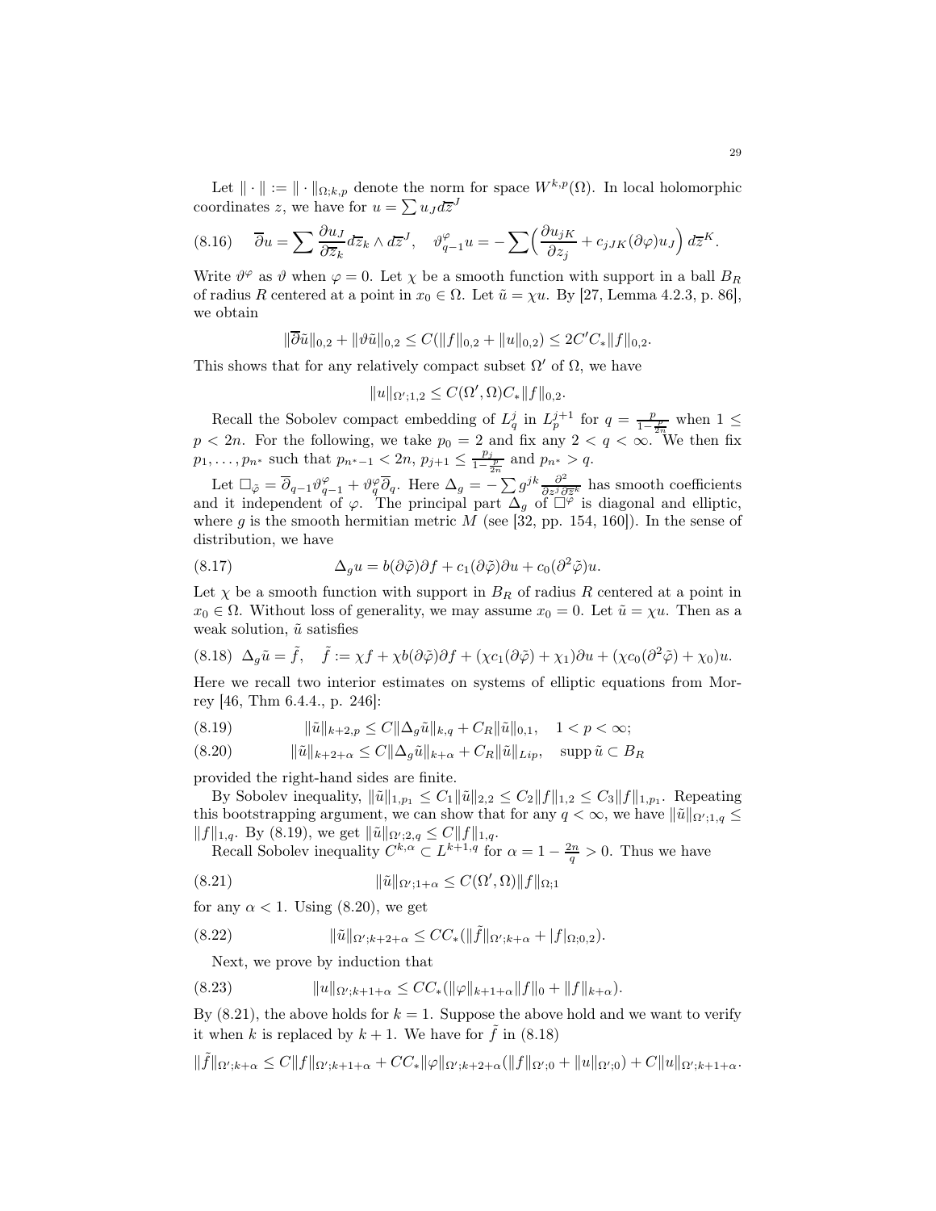Let $\|\cdot\| := \|\cdot\|_{\Omega;k,p}$ denote the norm for space $W^{k,p}(\Omega)$. In local holomorphic coordinates $z$, we have for $u = \sum u_J d\overline{z}^J$

$$
(8.16) \quad \overline{\partial} u = \sum \frac{\partial u_J}{\partial \overline{z}_k} d\overline{z}_k \wedge d\overline{z}^J, \quad \vartheta_{q-1}^{\varphi} u = -\sum \Big( \frac{\partial u_{jK}}{\partial z_j} + c_{jJK}(\partial\varphi) u_J \Big)\, d\overline{z}^K.
$$

Write $\vartheta^\varphi$ as $\vartheta$ when $\varphi = 0$. Let $\chi$ be a smooth function with support in a ball $B_R$ of radius $R$ centered at a point in $x_0 \in \Omega$. Let $\tilde{u} = \chi u$. By [27, Lemma 4.2.3, p. 86], we obtain

$$
\|\overline{\partial}\tilde{u}\|_{0,2} + \|\vartheta \tilde{u}\|_{0,2} \leq C(\|f\|_{0,2} + \|u\|_{0,2}) \leq 2C' C_* \|f\|_{0,2}.
$$

This shows that for any relatively compact subset $\Omega'$ of $\Omega$, we have

$$
\|u\|_{\Omega';1,2} \leq C(\Omega', \Omega) C_* \|f\|_{0,2}.
$$

Recall the Sobolev compact embedding of $L^j_q$ in $L^{j+1}_p$ for $q = \frac{p}{1-\frac{p}{2n}}$ when $1 \leq p < 2n$. For the following, we take $p_0 = 2$ and fix any $2 < q < \infty$. We then fix $p_1, \dots, p_{n^*}$ such that $p_{n^*-1} < 2n$, $p_{j+1} \leq \frac{p_j}{1-\frac{p}{2n}}$ and $p_{n^*} > q$.

Let $\Box_{\tilde{\varphi}} = \overline{\partial}_{q-1}\vartheta^{\varphi}_{q-1} + \vartheta^{\varphi}_q \overline{\partial}_q$. Here $\Delta_g = -\sum g^{jk} \frac{\partial^2}{\partial z^j \partial \overline{z}^k}$ has smooth coefficients and it independent of $\varphi$. The principal part $\Delta_g$ of $\Box^\varphi$ is diagonal and elliptic, where $g$ is the smooth hermitian metric $M$ (see [32, pp. 154, 160]). In the sense of distribution, we have

$$
(8.17) \qquad \Delta_g u = b(\partial\tilde{\varphi})\partial f + c_1(\partial\tilde{\varphi})\partial u + c_0(\partial^2\tilde{\varphi})u.
$$

Let $\chi$ be a smooth function with support in $B_R$ of radius $R$ centered at a point in $x_0 \in \Omega$. Without loss of generality, we may assume $x_0 = 0$. Let $\tilde{u} = \chi u$. Then as a weak solution, $\tilde{u}$ satisfies

$$
(8.18) \quad \Delta_g \tilde{u} = \tilde{f}, \quad \tilde{f} := \chi f + \chi b(\partial\tilde{\varphi})\partial f + (\chi c_1(\partial\tilde{\varphi}) + \chi_1)\partial u + (\chi c_0(\partial^2\tilde{\varphi}) + \chi_0)u.
$$

Here we recall two interior estimates on systems of elliptic equations from Morrey [46, Thm 6.4.4., p. 246]:

$$
(8.19) \qquad \|\tilde{u}\|_{k+2,p} \leq C\|\Delta_g \tilde{u}\|_{k,q} + C_R\|\tilde{u}\|_{0,1}, \quad 1 < p < \infty;
$$

$$
(8.20) \qquad \|\tilde{u}\|_{k+2+\alpha} \leq C\|\Delta_g \tilde{u}\|_{k+\alpha} + C_R\|\tilde{u}\|_{Lip}, \quad \operatorname{supp}\tilde{u} \subset B_R
$$

provided the right-hand sides are finite.

By Sobolev inequality, $\|\tilde{u}\|_{1,p_1} \leq C_1\|\tilde{u}\|_{2,2} \leq C_2\|f\|_{1,2} \leq C_3\|f\|_{1,p_1}$. Repeating this bootstrapping argument, we can show that for any $q < \infty$, we have $\|\tilde{u}\|_{\Omega';1,q} \leq \|f\|_{1,q}$. By (8.19), we get $\|\tilde{u}\|_{\Omega';2,q} \leq C\|f\|_{1,q}$.

Recall Sobolev inequality $C^{k,\alpha} \subset L^{k+1,q}$ for $\alpha = 1 - \frac{2n}{q} > 0$. Thus we have

$$
(8.21) \qquad \|\tilde{u}\|_{\Omega';1+\alpha} \leq C(\Omega', \Omega)\|f\|_{\Omega;1}
$$

for any $\alpha < 1$. Using (8.20), we get

$$
(8.22) \qquad \|\tilde{u}\|_{\Omega';k+2+\alpha} \leq CC_*(\|\tilde{f}\|_{\Omega';k+\alpha} + |f|_{\Omega;0,2}).
$$

Next, we prove by induction that

$$
(8.23) \qquad \|u\|_{\Omega';k+1+\alpha} \leq CC_*(\|\varphi\|_{k+1+\alpha}\|f\|_0 + \|f\|_{k+\alpha}).
$$

By (8.21), the above holds for $k = 1$. Suppose the above hold and we want to verify it when $k$ is replaced by $k+1$. We have for $\tilde{f}$ in (8.18)

$$
\|\tilde{f}\|_{\Omega';k+\alpha} \leq C\|f\|_{\Omega';k+1+\alpha} + CC_*\|\varphi\|_{\Omega';k+2+\alpha}(\|f\|_{\Omega';0} + \|u\|_{\Omega';0}) + C\|u\|_{\Omega';k+1+\alpha}.
$$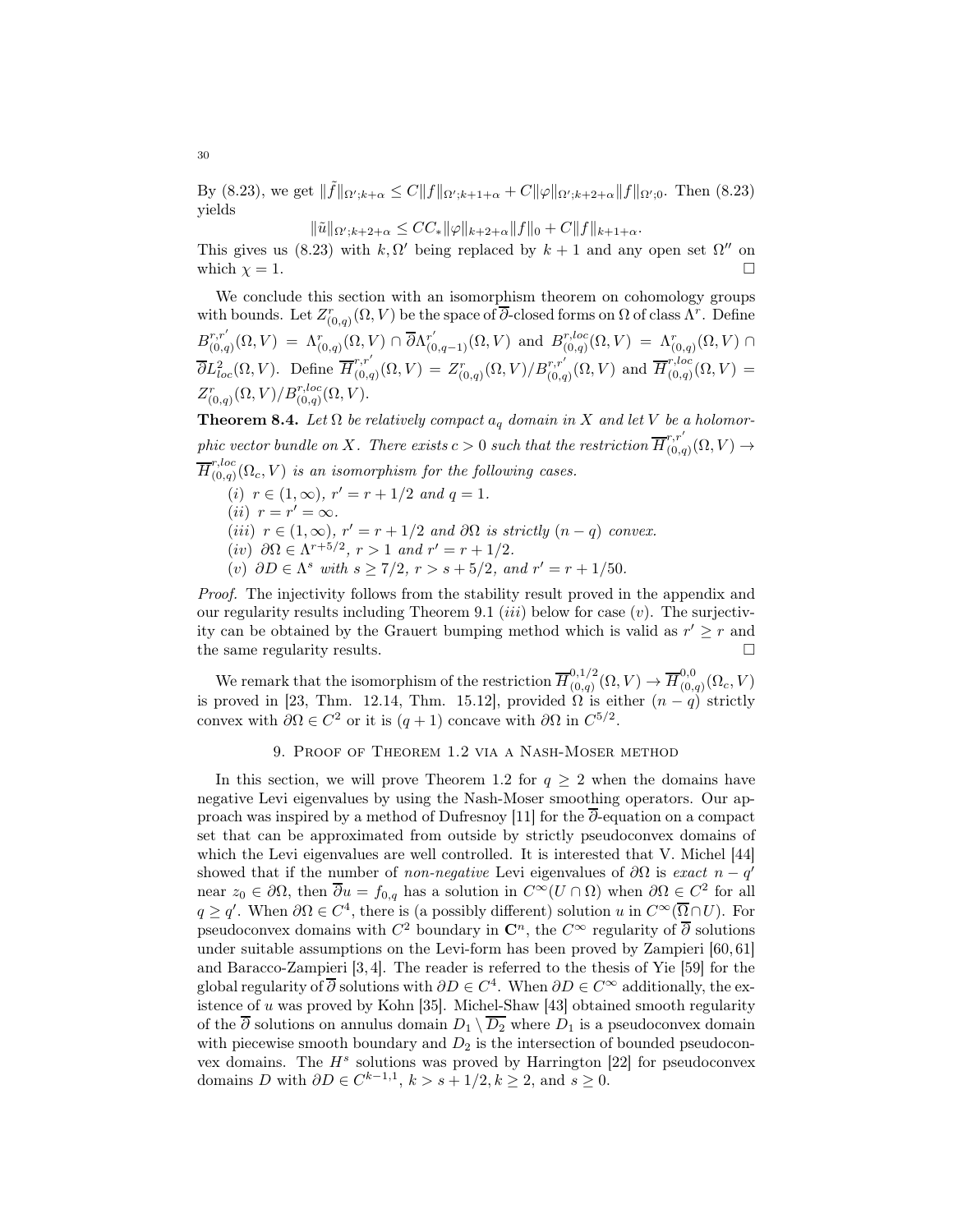By (8.23), we get $\|\tilde{f}\|_{\Omega';k+\alpha} \leq C\|f\|_{\Omega';k+1+\alpha} + C\|\varphi\|_{\Omega';k+2+\alpha}\|f\|_{\Omega';0}$. Then (8.23) yields

$$\|\tilde{u}\|_{\Omega';k+2+\alpha} \leq CC_*\|\varphi\|_{k+2+\alpha}\|f\|_0 + C\|f\|_{k+1+\alpha}.$$

This gives us (8.23) with $k, \Omega'$ being replaced by $k+1$ and any open set $\Omega''$ on which $\chi = 1$. $\square$

We conclude this section with an isomorphism theorem on cohomology groups with bounds. Let $Z^r_{(0,q)}(\Omega, V)$ be the space of $\overline{\partial}$-closed forms on $\Omega$ of class $\Lambda^r$. Define $B^{r,r'}_{(0,q)}(\Omega, V) = \Lambda^r_{(0,q)}(\Omega, V) \cap \overline{\partial}\Lambda^{r'}_{(0,q-1)}(\Omega, V)$ and $B^{r,loc}_{(0,q)}(\Omega, V) = \Lambda^r_{(0,q)}(\Omega, V) \cap \overline{\partial}L^2_{loc}(\Omega, V)$. Define $\overline{H}^{r,r'}_{(0,q)}(\Omega, V) = Z^r_{(0,q)}(\Omega, V)/B^{r,r'}_{(0,q)}(\Omega, V)$ and $\overline{H}^{r,loc}_{(0,q)}(\Omega, V) = Z^r_{(0,q)}(\Omega, V)/B^{r,loc}_{(0,q)}(\Omega, V)$.

**Theorem 8.4.** *Let $\Omega$ be relatively compact $a_q$ domain in $X$ and let $V$ be a holomorphic vector bundle on $X$. There exists $c > 0$ such that the restriction $\overline{H}^{r,r'}_{(0,q)}(\Omega, V) \to \overline{H}^{r,loc}_{(0,q)}(\Omega_c, V)$ is an isomorphism for the following cases.*

*(i) $r \in (1, \infty)$, $r' = r + 1/2$ and $q = 1$.*
*(ii) $r = r' = \infty$.*
*(iii) $r \in (1, \infty)$, $r' = r + 1/2$ and $\partial\Omega$ is strictly $(n-q)$ convex.*
*(iv) $\partial\Omega \in \Lambda^{r+5/2}$, $r > 1$ and $r' = r + 1/2$.*
*(v) $\partial D \in \Lambda^s$ with $s \geq 7/2$, $r > s + 5/2$, and $r' = r + 1/50$.*

*Proof.* The injectivity follows from the stability result proved in the appendix and our regularity results including Theorem 9.1 $(iii)$ below for case $(v)$. The surjectivity can be obtained by the Grauert bumping method which is valid as $r' \geq r$ and the same regularity results. $\square$

We remark that the isomorphism of the restriction $\overline{H}^{0,1/2}_{(0,q)}(\Omega, V) \to \overline{H}^{0,0}_{(0,q)}(\Omega_c, V)$ is proved in [23, Thm. 12.14, Thm. 15.12], provided $\Omega$ is either $(n-q)$ strictly convex with $\partial\Omega \in C^2$ or it is $(q+1)$ concave with $\partial\Omega$ in $C^{5/2}$.

## 9. Proof of Theorem 1.2 via a Nash-Moser method

In this section, we will prove Theorem 1.2 for $q \geq 2$ when the domains have negative Levi eigenvalues by using the Nash-Moser smoothing operators. Our approach was inspired by a method of Dufresnoy [11] for the $\overline{\partial}$-equation on a compact set that can be approximated from outside by strictly pseudoconvex domains of which the Levi eigenvalues are well controlled. It is interested that V. Michel [44] showed that if the number of *non-negative* Levi eigenvalues of $\partial\Omega$ is *exact* $n - q'$ near $z_0 \in \partial\Omega$, then $\overline{\partial}u = f_{0,q}$ has a solution in $C^\infty(U \cap \Omega)$ when $\partial\Omega \in C^2$ for all $q \geq q'$. When $\partial\Omega \in C^4$, there is (a possibly different) solution $u$ in $C^\infty(\overline{\Omega} \cap U)$. For pseudoconvex domains with $C^2$ boundary in $\mathbf{C}^n$, the $C^\infty$ regularity of $\overline{\partial}$ solutions under suitable assumptions on the Levi-form has been proved by Zampieri [60, 61] and Baracco-Zampieri [3, 4]. The reader is referred to the thesis of Yie [59] for the global regularity of $\overline{\partial}$ solutions with $\partial D \in C^4$. When $\partial D \in C^\infty$ additionally, the existence of $u$ was proved by Kohn [35]. Michel-Shaw [43] obtained smooth regularity of the $\overline{\partial}$ solutions on annulus domain $D_1 \setminus \overline{D_2}$ where $D_1$ is a pseudoconvex domain with piecewise smooth boundary and $D_2$ is the intersection of bounded pseudoconvex domains. The $H^s$ solutions was proved by Harrington [22] for pseudoconvex domains $D$ with $\partial D \in C^{k-1,1}$, $k > s + 1/2, k \geq 2$, and $s \geq 0$.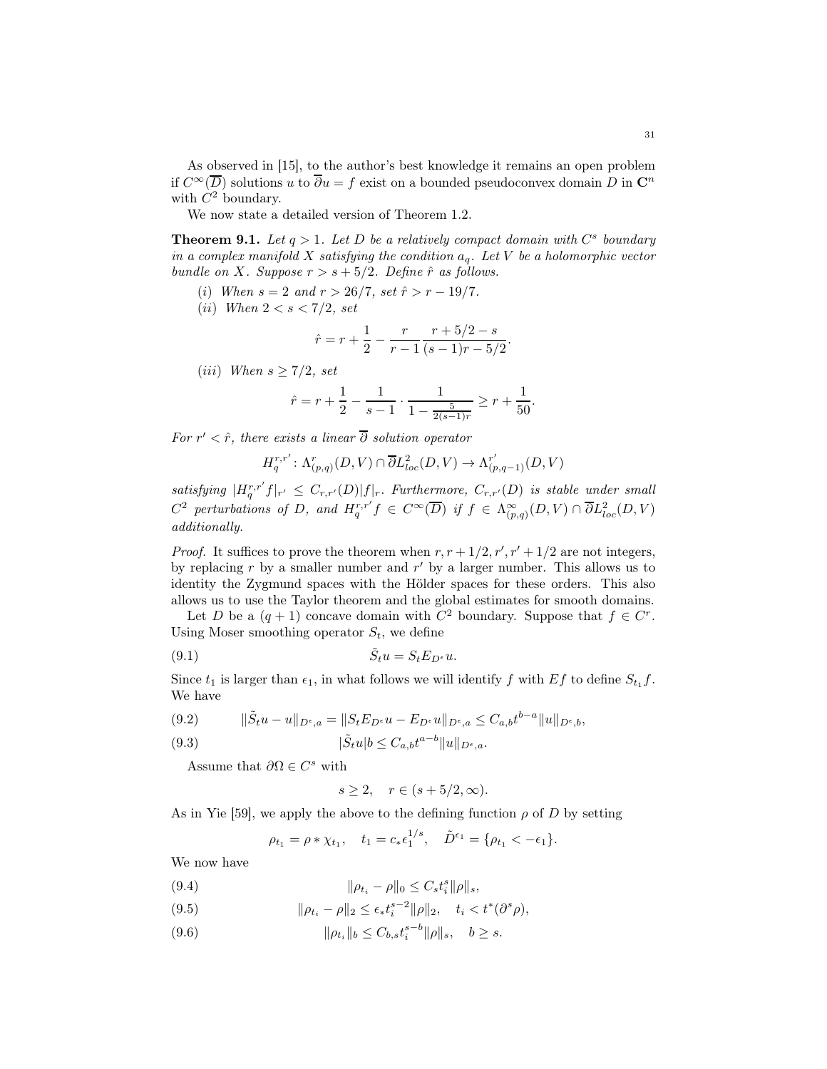As observed in [15], to the author's best knowledge it remains an open problem if $C^\infty(\overline{D})$ solutions $u$ to $\overline{\partial} u = f$ exist on a bounded pseudoconvex domain $D$ in $\mathbf{C}^n$ with $C^2$ boundary.

We now state a detailed version of Theorem 1.2.

**Theorem 9.1.** *Let $q > 1$. Let $D$ be a relatively compact domain with $C^s$ boundary in a complex manifold $X$ satisfying the condition $a_q$. Let $V$ be a holomorphic vector bundle on $X$. Suppose $r > s + 5/2$. Define $\hat{r}$ as follows.*

(*i*) *When $s = 2$ and $r > 26/7$, set $\hat{r} > r - 19/7$.*

(*ii*) *When $2 < s < 7/2$, set*

$$\hat{r} = r + \frac{1}{2} - \frac{r}{r-1} \frac{r + 5/2 - s}{(s-1)r - 5/2}.$$

(*iii*) *When $s \geq 7/2$, set*

$$\hat{r} = r + \frac{1}{2} - \frac{1}{s-1} \cdot \frac{1}{1 - \frac{5}{2(s-1)r}} \geq r + \frac{1}{50}.$$

*For $r' < \hat{r}$, there exists a linear $\overline{\partial}$ solution operator*

$$H_q^{r,r'} \colon \Lambda^r_{(p,q)}(D, V) \cap \overline{\partial} L^2_{loc}(D, V) \to \Lambda^{r'}_{(p,q-1)}(D, V)$$

*satisfying $|H_q^{r,r'} f|_{r'} \leq C_{r,r'}(D)|f|_r$. Furthermore, $C_{r,r'}(D)$ is stable under small $C^2$ perturbations of $D$, and $H_q^{r,r'} f \in C^\infty(\overline{D})$ if $f \in \Lambda^\infty_{(p,q)}(D, V) \cap \overline{\partial} L^2_{loc}(D, V)$ additionally.*

*Proof.* It suffices to prove the theorem when $r, r + 1/2, r', r' + 1/2$ are not integers, by replacing $r$ by a smaller number and $r'$ by a larger number. This allows us to identity the Zygmund spaces with the Hölder spaces for these orders. This also allows us to use the Taylor theorem and the global estimates for smooth domains.

Let $D$ be a $(q+1)$ concave domain with $C^2$ boundary. Suppose that $f \in C^r$. Using Moser smoothing operator $S_t$, we define

$$\tilde{S}_t u = S_t E_{D^\epsilon} u. \tag{9.1}$$

Since $t_1$ is larger than $\epsilon_1$, in what follows we will identify $f$ with $Ef$ to define $S_{t_1} f$. We have

$$\|\tilde{S}_t u - u\|_{D^\epsilon, a} = \|S_t E_{D^\epsilon} u - E_{D^\epsilon} u\|_{D^\epsilon, a} \leq C_{a,b} t^{b-a} \|u\|_{D^\epsilon, b}, \tag{9.2}$$

$$|\tilde{S}_t u| b \leq C_{a,b} t^{a-b} \|u\|_{D^\epsilon, a}. \tag{9.3}$$

Assume that $\partial\Omega \in C^s$ with

$$s \geq 2, \quad r \in (s + 5/2, \infty).$$

As in Yie [59], we apply the above to the defining function $\rho$ of $D$ by setting

$$\rho_{t_1} = \rho * \chi_{t_1}, \quad t_1 = c_* \epsilon_1^{1/s}, \quad \tilde{D}^{\epsilon_1} = \{\rho_{t_1} < -\epsilon_1\}.$$

We now have

$$\|\rho_{t_i} - \rho\|_0 \leq C_s t_i^s \|\rho\|_s, \tag{9.4}$$

$$\|\rho_{t_i} - \rho\|_2 \leq \epsilon_* t_i^{s-2} \|\rho\|_2, \quad t_i < t^*(\partial^s \rho), \tag{9.5}$$

$$\|\rho_{t_i}\|_b \leq C_{b,s} t_i^{s-b} \|\rho\|_s, \quad b \geq s. \tag{9.6}$$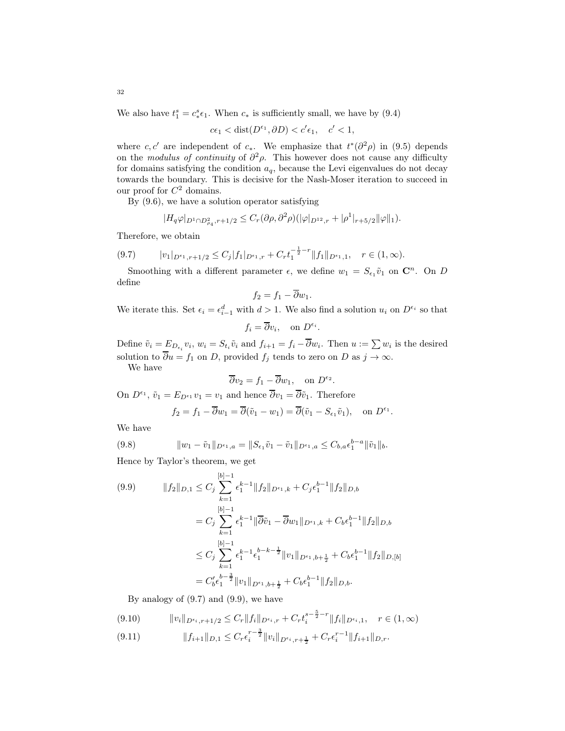We also have $t_1^s = c_*^s \epsilon_1$. When $c_*$ is sufficiently small, we have by (9.4)

$$c\epsilon_1 < \operatorname{dist}(D^{\epsilon_1}, \partial D) < c'\epsilon_1, \quad c' < 1,$$

where $c, c'$ are independent of $c_*$. We emphasize that $t^*(\partial^2\rho)$ in (9.5) depends on the *modulus of continuity* of $\partial^2\rho$. This however does not cause any difficulty for domains satisfying the condition $a_q$, because the Levi eigenvalues do not decay towards the boundary. This is decisive for the Nash-Moser iteration to succeed in our proof for $C^2$ domains.

By (9.6), we have a solution operator satisfying

$$|H_q\varphi|_{D^1\cap D^2_{\rho_4}, r+1/2} \leq C_r(\partial\rho, \partial^2\rho)(|\varphi|_{D^{12},r} + |\rho^1|_{r+5/2}\|\varphi\|_1).$$

Therefore, we obtain

$$|v_1|_{D^{\epsilon_1}, r+1/2} \leq C_j|f_1|_{D^{\epsilon_1}, r} + C_r t_1^{-\frac{1}{2}-r}\|f_1\|_{D^{\epsilon_1},1}, \quad r \in (1,\infty). \tag{9.7}$$

Smoothing with a different parameter $\epsilon$, we define $w_1 = S_{\epsilon_1}\tilde{v}_1$ on $\mathbf{C}^n$. On $D$ define

$$f_2 = f_1 - \overline{\partial} w_1.$$

We iterate this. Set $\epsilon_i = \epsilon_{i-1}^d$ with $d > 1$. We also find a solution $u_i$ on $D^{\epsilon_i}$ so that

$$f_i = \overline{\partial} v_i, \quad \text{on } D^{\epsilon_i}.$$

Define $\tilde{v}_i = E_{D_{\epsilon_i}} v_i$, $w_i = S_{t_i}\tilde{v}_i$ and $f_{i+1} = f_i - \overline{\partial} w_i$. Then $u := \sum w_i$ is the desired solution to $\overline{\partial} u = f_1$ on $D$, provided $f_j$ tends to zero on $D$ as $j \to \infty$.

We have

$$\overline{\partial} v_2 = f_1 - \overline{\partial} w_1, \quad \text{on } D^{\epsilon_2}.$$

On $D^{\epsilon_1}$, $\tilde{v}_1 = E_{D^{\epsilon_1}} v_1 = v_1$ and hence $\overline{\partial} v_1 = \overline{\partial}\tilde{v}_1$. Therefore

$$f_2 = f_1 - \overline{\partial} w_1 = \overline{\partial}(\tilde{v}_1 - w_1) = \overline{\partial}(\tilde{v}_1 - S_{\epsilon_1}\tilde{v}_1), \quad \text{on } D^{\epsilon_1}.$$

We have

$$\|w_1 - \tilde{v}_1\|_{D^{\epsilon_1}, a} = \|S_{\epsilon_1}\tilde{v}_1 - \tilde{v}_1\|_{D^{\epsilon_1}, a} \leq C_{b,a}\epsilon_1^{b-a}\|\tilde{v}_1\|_b. \tag{9.8}$$

Hence by Taylor's theorem, we get

$$\begin{aligned}
\|f_2\|_{D,1} &\leq C_j \sum_{k=1}^{[b]-1} \epsilon_1^{k-1}\|f_2\|_{D^{\epsilon_1},k} + C_j\epsilon_1^{b-1}\|f_2\|_{D,b} \\
&= C_j \sum_{k=1}^{[b]-1} \epsilon_1^{k-1}\|\overline{\partial}\tilde{v}_1 - \overline{\partial} w_1\|_{D^{\epsilon_1},k} + C_b\epsilon_1^{b-1}\|f_2\|_{D,b} \\
&\leq C_j \sum_{k=1}^{[b]-1} \epsilon_1^{k-1}\epsilon_1^{b-k-\frac{1}{2}}\|v_1\|_{D^{\epsilon_1}, b+\frac{1}{2}} + C_b\epsilon_1^{b-1}\|f_2\|_{D,[b]} \\
&= C_b'\epsilon_1^{b-\frac{3}{2}}\|v_1\|_{D^{\epsilon_1}, b+\frac{1}{2}} + C_b\epsilon_1^{b-1}\|f_2\|_{D,b}.
\end{aligned} \tag{9.9}$$

By analogy of (9.7) and (9.9), we have

$$\|v_i\|_{D^{\epsilon_i}, r+1/2} \leq C_r\|f_i\|_{D^{\epsilon_i},r} + C_r t_i^{s-\frac{5}{2}-r}\|f_i\|_{D^{\epsilon_i},1}, \quad r \in (1,\infty) \tag{9.10}$$

$$\|f_{i+1}\|_{D,1} \leq C_r\epsilon_i^{r-\frac{3}{2}}\|v_i\|_{D^{\epsilon_i}, r+\frac{1}{2}} + C_r\epsilon_i^{r-1}\|f_{i+1}\|_{D,r}. \tag{9.11}$$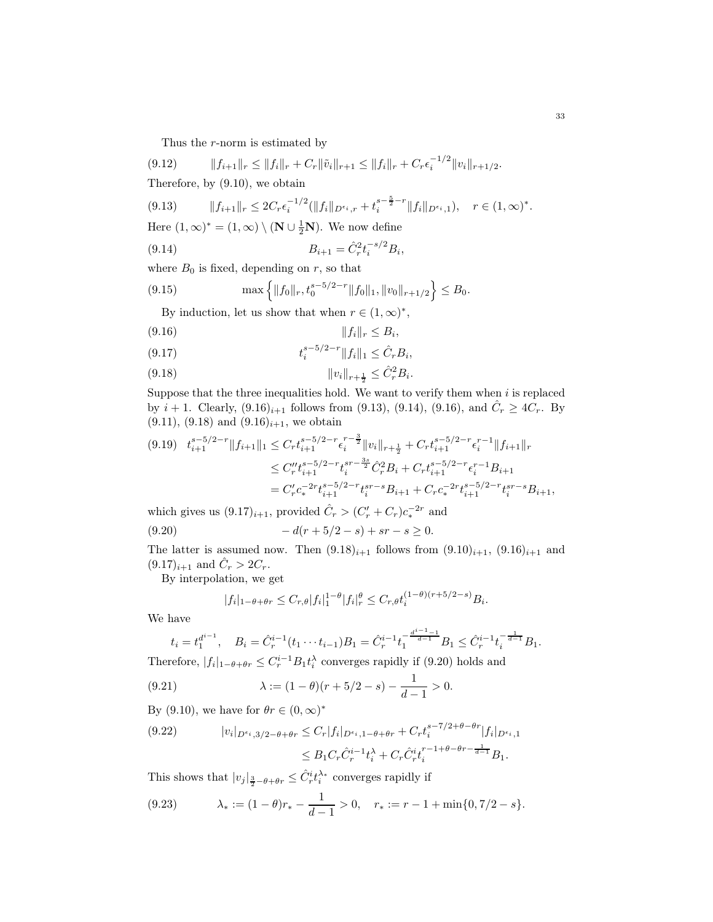Thus the $r$-norm is estimated by

$$\|f_{i+1}\|_r \le \|f_i\|_r + C_r\|\tilde{v}_i\|_{r+1} \le \|f_i\|_r + C_r\epsilon_i^{-1/2}\|v_i\|_{r+1/2}. \tag{9.12}$$

Therefore, by (9.10), we obtain

$$\|f_{i+1}\|_r \le 2C_r\epsilon_i^{-1/2}(\|f_i\|_{D^{\epsilon_i},r} + t_i^{s-\frac{5}{2}-r}\|f_i\|_{D^{\epsilon_i},1}), \quad r \in (1,\infty)^*. \tag{9.13}$$

Here $(1,\infty)^* = (1,\infty)\setminus(\mathbf{N}\cup\frac{1}{2}\mathbf{N})$. We now define

$$B_{i+1} = \hat{C}_r^2 t_i^{-s/2} B_i, \tag{9.14}$$

where $B_0$ is fixed, depending on $r$, so that

$$\max\left\{\|f_0\|_r, t_0^{s-5/2-r}\|f_0\|_1, \|v_0\|_{r+1/2}\right\} \le B_0. \tag{9.15}$$

By induction, let us show that when $r \in (1,\infty)^*$,

$$\|f_i\|_r \le B_i, \tag{9.16}$$

$$t_i^{s-5/2-r}\|f_i\|_1 \le \hat{C}_r B_i, \tag{9.17}$$

$$\|v_i\|_{r+\frac{1}{2}} \le \hat{C}_r^2 B_i. \tag{9.18}$$

Suppose that the three inequalities hold. We want to verify them when $i$ is replaced by $i+1$. Clearly, $(9.16)_{i+1}$ follows from (9.13), (9.14), (9.16), and $\hat{C}_r \ge 4C_r$. By (9.11), (9.18) and $(9.16)_{i+1}$, we obtain

$$\begin{aligned} t_{i+1}^{s-5/2-r}\|f_{i+1}\|_1 &\le C_r t_{i+1}^{s-5/2-r}\epsilon_i^{r-\frac{3}{2}}\|v_i\|_{r+\frac{1}{2}} + C_r t_{i+1}^{s-5/2-r}\epsilon_i^{r-1}\|f_{i+1}\|_r \\ &\le C_r'' t_{i+1}^{s-5/2-r} t_i^{sr-\frac{3s}{2}}\hat{C}_r^2 B_i + C_r t_{i+1}^{s-5/2-r}\epsilon_i^{r-1}B_{i+1} \\ &= C_r' c_*^{-2r} t_{i+1}^{s-5/2-r} t_i^{sr-s} B_{i+1} + C_r c_*^{-2r} t_{i+1}^{s-5/2-r} t_i^{sr-s} B_{i+1}, \end{aligned} \tag{9.19}$$

which gives us $(9.17)_{i+1}$, provided $\hat{C}_r > (C_r' + C_r)c_*^{-2r}$ and

$$-d(r+5/2-s) + sr - s \ge 0. \tag{9.20}$$

The latter is assumed now. Then $(9.18)_{i+1}$ follows from $(9.10)_{i+1}$, $(9.16)_{i+1}$ and $(9.17)_{i+1}$ and $\hat{C}_r > 2C_r$.

By interpolation, we get

$$|f_i|_{1-\theta+\theta r} \le C_{r,\theta}|f_i|_1^{1-\theta}|f_i|_r^\theta \le C_{r,\theta} t_i^{(1-\theta)(r+5/2-s)} B_i.$$

We have

$$t_i = t_1^{d^{i-1}}, \quad B_i = \hat{C}_r^{i-1}(t_1\cdots t_{i-1})B_1 = \hat{C}_r^{i-1} t_1^{-\frac{d^{i-1}-1}{d-1}} B_1 \le \hat{C}_r^{i-1} t_i^{-\frac{1}{d-1}} B_1.$$

Therefore, $|f_i|_{1-\theta+\theta r} \le C_r^{i-1}B_1 t_i^\lambda$ converges rapidly if (9.20) holds and

$$\lambda := (1-\theta)(r+5/2-s) - \frac{1}{d-1} > 0. \tag{9.21}$$

By (9.10), we have for $\theta r \in (0,\infty)^*$

$$\begin{aligned} |v_i|_{D^{\epsilon_i},3/2-\theta+\theta r} &\le C_r|f_i|_{D^{\epsilon_i},1-\theta+\theta r} + C_r t_i^{s-7/2+\theta-\theta r}|f_i|_{D^{\epsilon_i},1} \\ &\le B_1 C_r \hat{C}_r^{i-1} t_i^\lambda + C_r \hat{C}_r^i t_i^{r-1+\theta-\theta r-\frac{1}{d-1}} B_1. \end{aligned} \tag{9.22}$$

This shows that $|v_j|_{\frac{3}{2}-\theta+\theta r} \le \hat{C}_r^i t_i^{\lambda_*}$ converges rapidly if

$$\lambda_* := (1-\theta)r_* - \frac{1}{d-1} > 0, \quad r_* := r - 1 + \min\{0, 7/2 - s\}. \tag{9.23}$$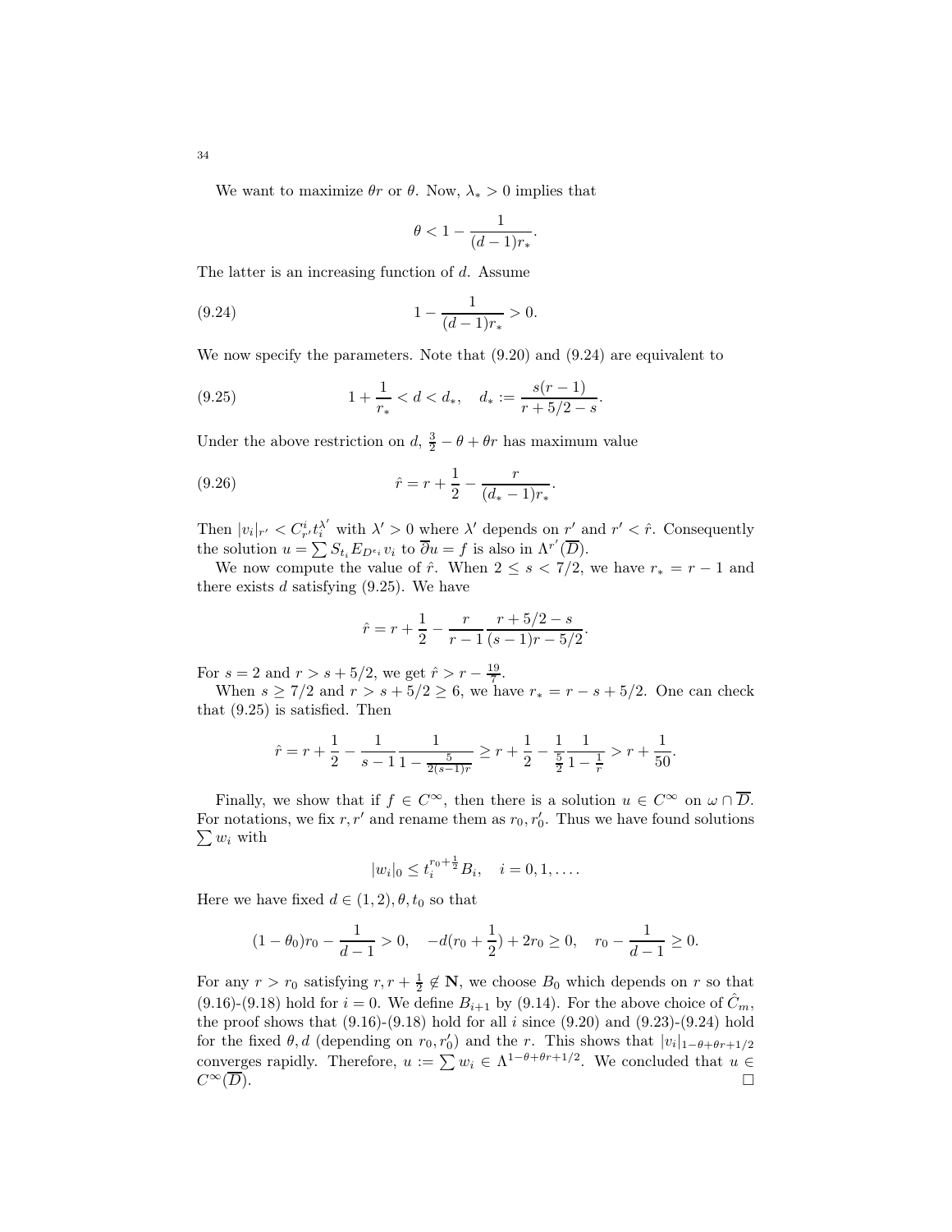We want to maximize $\theta r$ or $\theta$. Now, $\lambda_* > 0$ implies that

$$\theta < 1 - \frac{1}{(d-1)r_*}.$$

The latter is an increasing function of $d$. Assume

$$1 - \frac{1}{(d-1)r_*} > 0. \tag{9.24}$$

We now specify the parameters. Note that (9.20) and (9.24) are equivalent to

$$1 + \frac{1}{r_*} < d < d_*, \quad d_* := \frac{s(r-1)}{r + 5/2 - s}. \tag{9.25}$$

Under the above restriction on $d$, $\frac{3}{2} - \theta + \theta r$ has maximum value

$$\hat{r} = r + \frac{1}{2} - \frac{r}{(d_* - 1)r_*}. \tag{9.26}$$

Then $|v_i|_{r'} < C^i_{r'} t_i^{\lambda'}$ with $\lambda' > 0$ where $\lambda'$ depends on $r'$ and $r' < \hat{r}$. Consequently the solution $u = \sum S_{t_i} E_{D^{\epsilon_i}} v_i$ to $\overline{\partial} u = f$ is also in $\Lambda^{r'}(\overline{D})$.

We now compute the value of $\hat{r}$. When $2 \leq s < 7/2$, we have $r_* = r - 1$ and there exists $d$ satisfying (9.25). We have

$$\hat{r} = r + \frac{1}{2} - \frac{r}{r-1} \frac{r + 5/2 - s}{(s-1)r - 5/2}.$$

For $s = 2$ and $r > s + 5/2$, we get $\hat{r} > r - \frac{19}{7}$.

When $s \geq 7/2$ and $r > s + 5/2 \geq 6$, we have $r_* = r - s + 5/2$. One can check that (9.25) is satisfied. Then

$$\hat{r} = r + \frac{1}{2} - \frac{1}{s-1} \frac{1}{1 - \frac{5}{2(s-1)r}} \geq r + \frac{1}{2} - \frac{1}{\frac{5}{2}} \frac{1}{1 - \frac{1}{r}} > r + \frac{1}{50}.$$

Finally, we show that if $f \in C^\infty$, then there is a solution $u \in C^\infty$ on $\omega \cap \overline{D}$. For notations, we fix $r, r'$ and rename them as $r_0, r_0'$. Thus we have found solutions $\sum w_i$ with

$$|w_i|_0 \leq t_i^{r_0 + \frac{1}{2}} B_i, \quad i = 0, 1, \dots.$$

Here we have fixed $d \in (1, 2), \theta, t_0$ so that

$$(1 - \theta_0) r_0 - \frac{1}{d-1} > 0, \quad -d(r_0 + \frac{1}{2}) + 2r_0 \geq 0, \quad r_0 - \frac{1}{d-1} \geq 0.$$

For any $r > r_0$ satisfying $r, r + \frac{1}{2} \notin \mathbf{N}$, we choose $B_0$ which depends on $r$ so that (9.16)-(9.18) hold for $i = 0$. We define $B_{i+1}$ by (9.14). For the above choice of $\hat{C}_m$, the proof shows that (9.16)-(9.18) hold for all $i$ since (9.20) and (9.23)-(9.24) hold for the fixed $\theta, d$ (depending on $r_0, r_0'$) and the $r$. This shows that $|v_i|_{1-\theta+\theta r+1/2}$ converges rapidly. Therefore, $u := \sum w_i \in \Lambda^{1-\theta+\theta r+1/2}$. We concluded that $u \in C^\infty(\overline{D})$. $\square$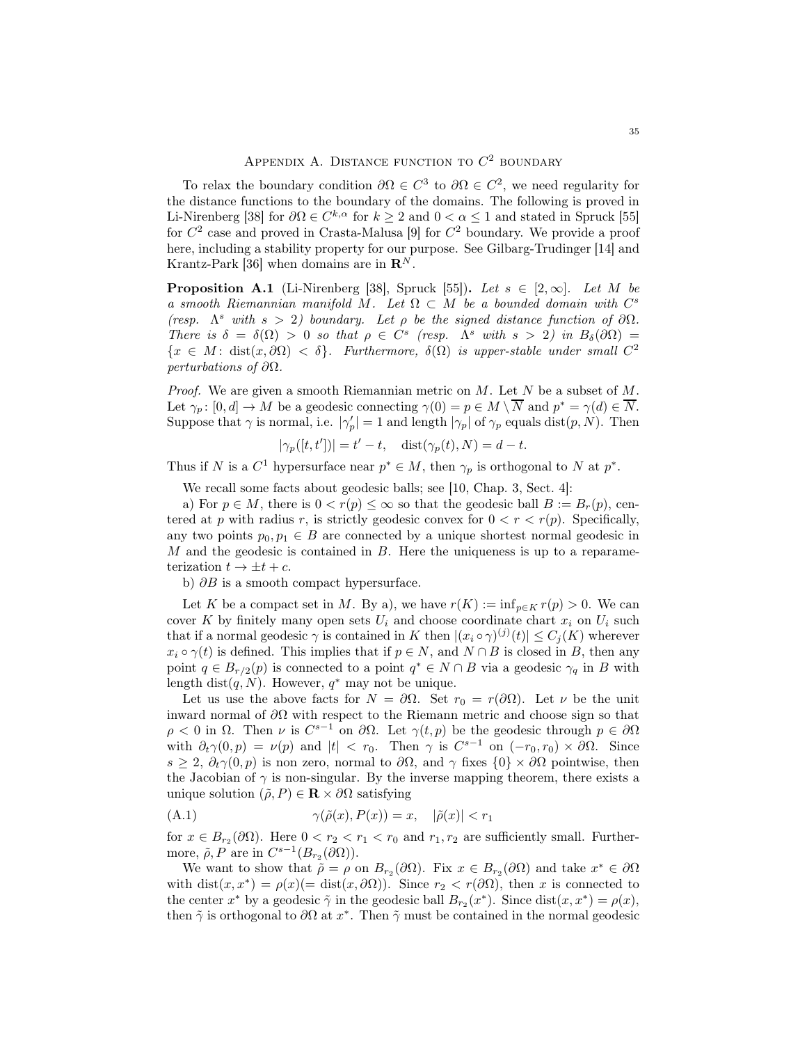## Appendix A. Distance function to $C^2$ boundary

To relax the boundary condition $\partial\Omega \in C^3$ to $\partial\Omega \in C^2$, we need regularity for the distance functions to the boundary of the domains. The following is proved in Li-Nirenberg [38] for $\partial\Omega \in C^{k,\alpha}$ for $k \geq 2$ and $0 < \alpha \leq 1$ and stated in Spruck [55] for $C^2$ case and proved in Crasta-Malusa [9] for $C^2$ boundary. We provide a proof here, including a stability property for our purpose. See Gilbarg-Trudinger [14] and Krantz-Park [36] when domains are in $\mathbf{R}^N$.

**Proposition A.1** (Li-Nirenberg [38], Spruck [55]). *Let $s \in [2, \infty]$. Let $M$ be a smooth Riemannian manifold $M$. Let $\Omega \subset M$ be a bounded domain with $C^s$ (resp. $\Lambda^s$ with $s > 2$) boundary. Let $\rho$ be the signed distance function of $\partial\Omega$. There is $\delta = \delta(\Omega) > 0$ so that $\rho \in C^s$ (resp. $\Lambda^s$ with $s > 2$) in $B_\delta(\partial\Omega) = \{x \in M \colon \operatorname{dist}(x, \partial\Omega) < \delta\}$. Furthermore, $\delta(\Omega)$ is upper-stable under small $C^2$ perturbations of $\partial\Omega$.*

*Proof.* We are given a smooth Riemannian metric on $M$. Let $N$ be a subset of $M$. Let $\gamma_p \colon [0, d] \to M$ be a geodesic connecting $\gamma(0) = p \in M \setminus \overline{N}$ and $p^* = \gamma(d) \in \overline{N}$. Suppose that $\gamma$ is normal, i.e. $|\gamma_p'| = 1$ and length $|\gamma_p|$ of $\gamma_p$ equals $\operatorname{dist}(p, N)$. Then

$$|\gamma_p([t,t'])| = t' - t, \quad \operatorname{dist}(\gamma_p(t), N) = d - t.$$

Thus if $N$ is a $C^1$ hypersurface near $p^* \in M$, then $\gamma_p$ is orthogonal to $N$ at $p^*$.

We recall some facts about geodesic balls; see [10, Chap. 3, Sect. 4]:

a) For $p \in M$, there is $0 < r(p) \leq \infty$ so that the geodesic ball $B := B_r(p)$, centered at $p$ with radius $r$, is strictly geodesic convex for $0 < r < r(p)$. Specifically, any two points $p_0, p_1 \in B$ are connected by a unique shortest normal geodesic in $M$ and the geodesic is contained in $B$. Here the uniqueness is up to a reparameterization $t \to \pm t + c$.

b) $\partial B$ is a smooth compact hypersurface.

Let $K$ be a compact set in $M$. By a), we have $r(K) := \inf_{p \in K} r(p) > 0$. We can cover $K$ by finitely many open sets $U_i$ and choose coordinate chart $x_i$ on $U_i$ such that if a normal geodesic $\gamma$ is contained in $K$ then $|(x_i \circ \gamma)^{(j)}(t)| \leq C_j(K)$ wherever $x_i \circ \gamma(t)$ is defined. This implies that if $p \in N$, and $N \cap B$ is closed in $B$, then any point $q \in B_{r/2}(p)$ is connected to a point $q^* \in N \cap B$ via a geodesic $\gamma_q$ in $B$ with length $\operatorname{dist}(q, N)$. However, $q^*$ may not be unique.

Let us use the above facts for $N = \partial\Omega$. Set $r_0 = r(\partial\Omega)$. Let $\nu$ be the unit inward normal of $\partial\Omega$ with respect to the Riemann metric and choose sign so that $\rho < 0$ in $\Omega$. Then $\nu$ is $C^{s-1}$ on $\partial\Omega$. Let $\gamma(t,p)$ be the geodesic through $p \in \partial\Omega$ with $\partial_t\gamma(0,p) = \nu(p)$ and $|t| < r_0$. Then $\gamma$ is $C^{s-1}$ on $(-r_0, r_0) \times \partial\Omega$. Since $s \geq 2$, $\partial_t\gamma(0,p)$ is non zero, normal to $\partial\Omega$, and $\gamma$ fixes $\{0\} \times \partial\Omega$ pointwise, then the Jacobian of $\gamma$ is non-singular. By the inverse mapping theorem, there exists a unique solution $(\tilde\rho, P) \in \mathbf{R} \times \partial\Omega$ satisfying

$$\gamma(\tilde\rho(x), P(x)) = x, \quad |\tilde\rho(x)| < r_1 \tag{A.1}$$

for $x \in B_{r_2}(\partial\Omega)$. Here $0 < r_2 < r_1 < r_0$ and $r_1, r_2$ are sufficiently small. Furthermore, $\tilde\rho, P$ are in $C^{s-1}(B_{r_2}(\partial\Omega))$.

We want to show that $\tilde\rho = \rho$ on $B_{r_2}(\partial\Omega)$. Fix $x \in B_{r_2}(\partial\Omega)$ and take $x^* \in \partial\Omega$ with $\operatorname{dist}(x, x^*) = \rho(x) (= \operatorname{dist}(x, \partial\Omega))$. Since $r_2 < r(\partial\Omega)$, then $x$ is connected to the center $x^*$ by a geodesic $\tilde\gamma$ in the geodesic ball $B_{r_2}(x^*)$. Since $\operatorname{dist}(x, x^*) = \rho(x)$, then $\tilde\gamma$ is orthogonal to $\partial\Omega$ at $x^*$. Then $\tilde\gamma$ must be contained in the normal geodesic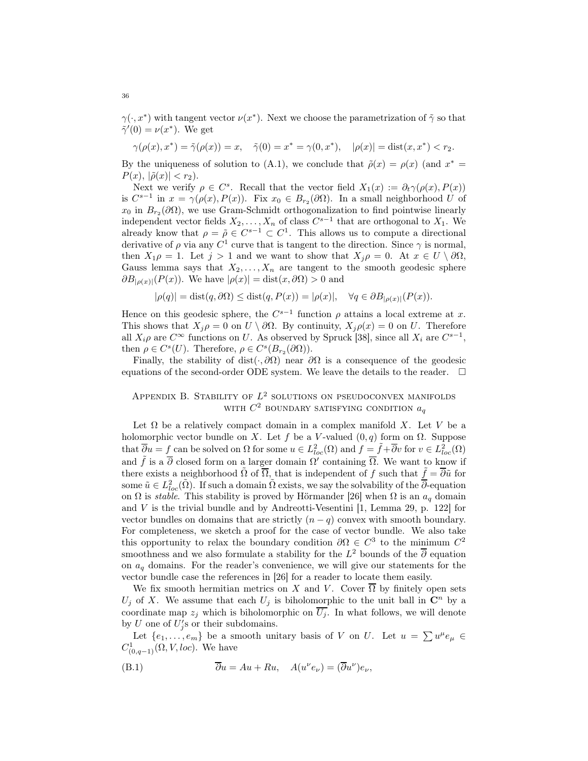$\gamma(\cdot, x^*)$ with tangent vector $\nu(x^*)$. Next we choose the parametrization of $\tilde\gamma$ so that $\tilde\gamma'(0) = \nu(x^*)$. We get

$$\gamma(\rho(x), x^*) = \tilde\gamma(\rho(x)) = x, \quad \tilde\gamma(0) = x^* = \gamma(0, x^*), \quad |\rho(x)| = \operatorname{dist}(x, x^*) < r_2.$$

By the uniqueness of solution to (A.1), we conclude that $\tilde\rho(x) = \rho(x)$ (and $x^* = P(x)$, $|\tilde\rho(x)| < r_2$).

Next we verify $\rho \in C^s$. Recall that the vector field $X_1(x) := \partial_t \gamma(\rho(x), P(x))$ is $C^{s-1}$ in $x = \gamma(\rho(x), P(x))$. Fix $x_0 \in B_{r_2}(\partial\Omega)$. In a small neighborhood $U$ of $x_0$ in $B_{r_2}(\partial\Omega)$, we use Gram-Schmidt orthogonalization to find pointwise linearly independent vector fields $X_2, \dots, X_n$ of class $C^{s-1}$ that are orthogonal to $X_1$. We already know that $\rho = \tilde\rho \in C^{s-1} \subset C^1$. This allows us to compute a directional derivative of $\rho$ via any $C^1$ curve that is tangent to the direction. Since $\gamma$ is normal, then $X_1\rho = 1$. Let $j > 1$ and we want to show that $X_j\rho = 0$. At $x \in U \setminus \partial\Omega$, Gauss lemma says that $X_2, \dots, X_n$ are tangent to the smooth geodesic sphere $\partial B_{|\rho(x)|}(P(x))$. We have $|\rho(x)| = \operatorname{dist}(x, \partial\Omega) > 0$ and

$$|\rho(q)| = \operatorname{dist}(q, \partial\Omega) \le \operatorname{dist}(q, P(x)) = |\rho(x)|, \quad \forall q \in \partial B_{|\rho(x)|}(P(x)).$$

Hence on this geodesic sphere, the $C^{s-1}$ function $\rho$ attains a local extreme at $x$. This shows that $X_j\rho = 0$ on $U \setminus \partial\Omega$. By continuity, $X_j\rho(x) = 0$ on $U$. Therefore all $X_i\rho$ are $C^\infty$ functions on $U$. As observed by Spruck [38], since all $X_i$ are $C^{s-1}$, then $\rho \in C^s(U)$. Therefore, $\rho \in C^s(B_{r_2}(\partial\Omega))$.

Finally, the stability of $\operatorname{dist}(\cdot, \partial\Omega)$ near $\partial\Omega$ is a consequence of the geodesic equations of the second-order ODE system. We leave the details to the reader. $\square$

## Appendix B. Stability of $L^2$ solutions on pseudoconvex manifolds with $C^2$ boundary satisfying condition $a_q$

Let $\Omega$ be a relatively compact domain in a complex manifold $X$. Let $V$ be a holomorphic vector bundle on $X$. Let $f$ be a $V$-valued $(0,q)$ form on $\Omega$. Suppose that $\overline\partial u = f$ can be solved on $\Omega$ for some $u \in L^2_{loc}(\Omega)$ and $f = \tilde f + \overline\partial v$ for $v \in L^2_{loc}(\Omega)$ and $\tilde f$ is a $\overline\partial$ closed form on a larger domain $\Omega'$ containing $\overline\Omega$. We want to know if there exists a neighborhood $\tilde\Omega$ of $\overline\Omega$, that is independent of $f$ such that $\tilde f = \overline\partial\tilde u$ for some $\tilde u \in L^2_{loc}(\tilde\Omega)$. If such a domain $\tilde\Omega$ exists, we say the solvability of the $\overline\partial$-equation on $\Omega$ is *stable*. This stability is proved by Hörmander [26] when $\Omega$ is an $a_q$ domain and $V$ is the trivial bundle and by Andreotti-Vesentini [1, Lemma 29, p. 122] for vector bundles on domains that are strictly $(n-q)$ convex with smooth boundary. For completeness, we sketch a proof for the case of vector bundle. We also take this opportunity to relax the boundary condition $\partial\Omega \in C^3$ to the minimum $C^2$ smoothness and we also formulate a stability for the $L^2$ bounds of the $\overline\partial$ equation on $a_q$ domains. For the reader's convenience, we will give our statements for the vector bundle case the references in [26] for a reader to locate them easily.

We fix smooth hermitian metrics on $X$ and $V$. Cover $\overline\Omega$ by finitely open sets $U_j$ of $X$. We assume that each $U_j$ is biholomorphic to the unit ball in $\mathbf{C}^n$ by a coordinate map $z_j$ which is biholomorphic on $\overline{U_j}$. In what follows, we will denote by $U$ one of $U_j'$s or their subdomains.

Let $\{e_1, \dots, e_m\}$ be a smooth unitary basis of $V$ on $U$. Let $u = \sum u^\mu e_\mu \in C^1_{(0,q-1)}(\Omega, V, loc)$. We have

$$\overline\partial u = Au + Ru, \quad A(u^\nu e_\nu) = (\overline\partial u^\nu)e_\nu, \tag{B.1}$$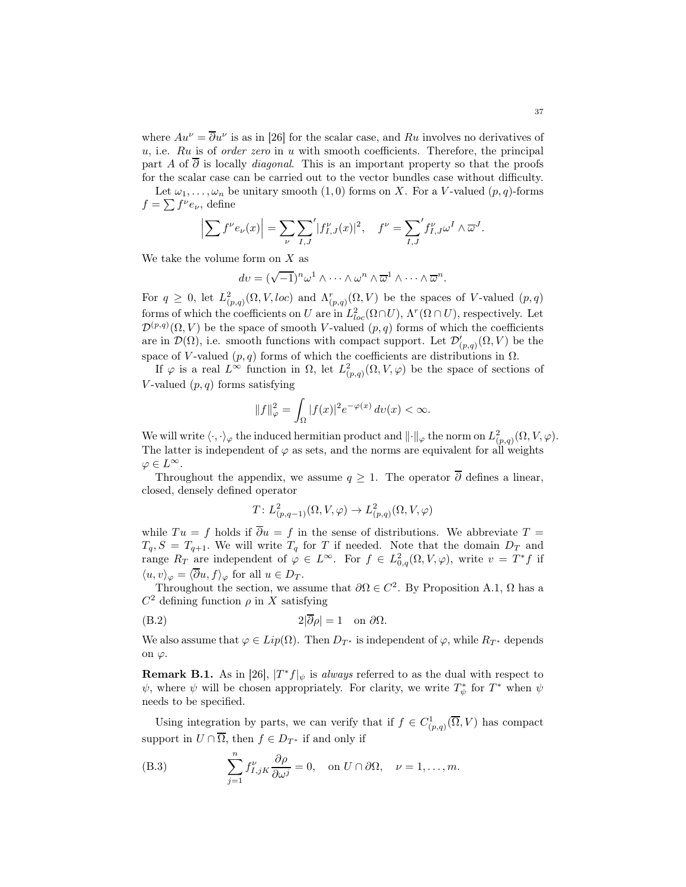where $Au^\nu = \overline{\partial} u^\nu$ is as in [26] for the scalar case, and $Ru$ involves no derivatives of $u$, i.e. $Ru$ is of *order zero* in $u$ with smooth coefficients. Therefore, the principal part $A$ of $\overline{\partial}$ is locally *diagonal*. This is an important property so that the proofs for the scalar case can be carried out to the vector bundles case without difficulty.

Let $\omega_1, \dots, \omega_n$ be unitary smooth $(1,0)$ forms on $X$. For a $V$-valued $(p,q)$-forms $f = \sum f^\nu e_\nu$, define

$$\left| \sum f^\nu e_\nu(x) \right| = \sum_\nu {\sum_{I,J}}' |f^\nu_{I,J}(x)|^2, \quad f^\nu = {\sum_{I,J}}' f^\nu_{I,J} \omega^I \wedge \overline{\omega}^J.$$

We take the volume form on $X$ as

$$dv = (\sqrt{-1})^n \omega^1 \wedge \cdots \wedge \omega^n \wedge \overline{\omega}^1 \wedge \cdots \wedge \overline{\omega}^n.$$

For $q \geq 0$, let $L^2_{(p,q)}(\Omega, V, loc)$ and $\Lambda^r_{(p,q)}(\Omega, V)$ be the spaces of $V$-valued $(p,q)$ forms of which the coefficients on $U$ are in $L^2_{loc}(\Omega \cap U)$, $\Lambda^r(\Omega \cap U)$, respectively. Let $\mathcal{D}^{(p,q)}(\Omega, V)$ be the space of smooth $V$-valued $(p,q)$ forms of which the coefficients are in $\mathcal{D}(\Omega)$, i.e. smooth functions with compact support. Let $\mathcal{D}'_{(p,q)}(\Omega, V)$ be the space of $V$-valued $(p,q)$ forms of which the coefficients are distributions in $\Omega$.

If $\varphi$ is a real $L^\infty$ function in $\Omega$, let $L^2_{(p,q)}(\Omega, V, \varphi)$ be the space of sections of $V$-valued $(p,q)$ forms satisfying

$$\|f\|^2_\varphi = \int_\Omega |f(x)|^2 e^{-\varphi(x)}\, dv(x) < \infty.$$

We will write $\langle \cdot, \cdot \rangle_\varphi$ the induced hermitian product and $\|\cdot\|_\varphi$ the norm on $L^2_{(p,q)}(\Omega, V, \varphi)$. The latter is independent of $\varphi$ as sets, and the norms are equivalent for all weights $\varphi \in L^\infty$.

Throughout the appendix, we assume $q \geq 1$. The operator $\overline{\partial}$ defines a linear, closed, densely defined operator

$$T \colon L^2_{(p,q-1)}(\Omega, V, \varphi) \to L^2_{(p,q)}(\Omega, V, \varphi)$$

while $Tu = f$ holds if $\overline{\partial} u = f$ in the sense of distributions. We abbreviate $T = T_q, S = T_{q+1}$. We will write $T_q$ for $T$ if needed. Note that the domain $D_T$ and range $R_T$ are independent of $\varphi \in L^\infty$. For $f \in L^2_{0,q}(\Omega, V, \varphi)$, write $v = T^* f$ if $\langle u, v \rangle_\varphi = \langle \overline{\partial} u, f \rangle_\varphi$ for all $u \in D_T$.

Throughout the section, we assume that $\partial\Omega \in C^2$. By Proposition A.1, $\Omega$ has a $C^2$ defining function $\rho$ in $X$ satisfying

$$2|\overline{\partial}\rho| = 1 \quad \text{on } \partial\Omega. \tag{B.2}$$

We also assume that $\varphi \in Lip(\Omega)$. Then $D_{T^*}$ is independent of $\varphi$, while $R_{T^*}$ depends on $\varphi$.

**Remark B.1.** As in [26], $|T^* f|_\psi$ is *always* referred to as the dual with respect to $\psi$, where $\psi$ will be chosen appropriately. For clarity, we write $T^*_\psi$ for $T^*$ when $\psi$ needs to be specified.

Using integration by parts, we can verify that if $f \in C^1_{(p,q)}(\overline{\Omega}, V)$ has compact support in $U \cap \overline{\Omega}$, then $f \in D_{T^*}$ if and only if

$$\sum_{j=1}^n f^\nu_{I,jK} \frac{\partial \rho}{\partial \omega^j} = 0, \quad \text{on } U \cap \partial\Omega, \quad \nu = 1, \dots, m. \tag{B.3}$$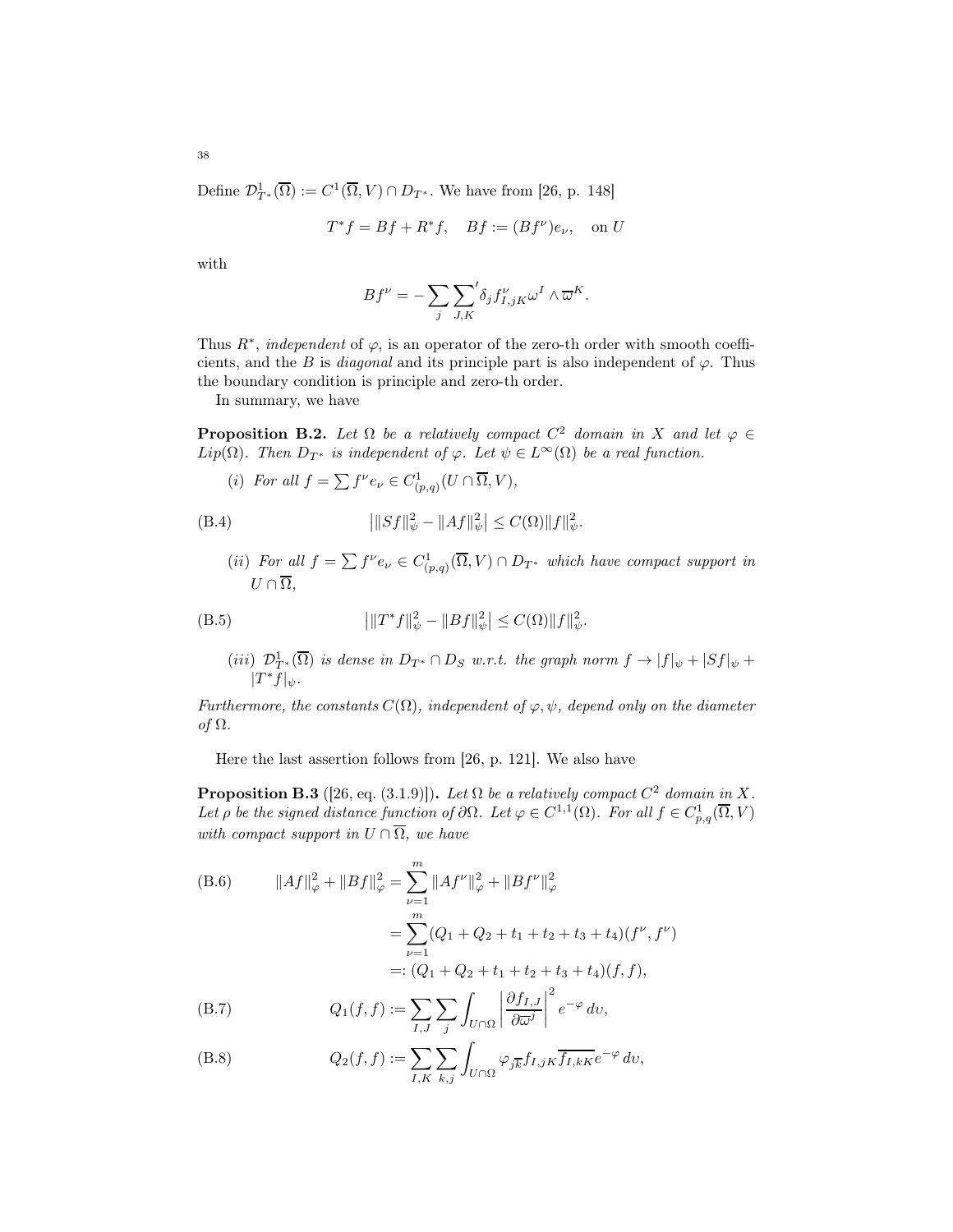Define $\mathcal{D}^1_{T^*}(\overline{\Omega}) := C^1(\overline{\Omega}, V) \cap D_{T^*}$. We have from [26, p. 148]

$$T^*f = Bf + R^*f, \quad Bf := (Bf^\nu)e_\nu, \quad \text{on } U$$

with

$$Bf^\nu = -\sum_j {\sum_{J,K}}' \delta_j f^\nu_{I,jK} \omega^I \wedge \overline{\omega}^K.$$

Thus $R^*$, *independent* of $\varphi$, is an operator of the zero-th order with smooth coefficients, and the $B$ is *diagonal* and its principle part is also independent of $\varphi$. Thus the boundary condition is principle and zero-th order.

In summary, we have

**Proposition B.2.** *Let $\Omega$ be a relatively compact $C^2$ domain in $X$ and let $\varphi \in Lip(\Omega)$. Then $D_{T^*}$ is independent of $\varphi$. Let $\psi \in L^\infty(\Omega)$ be a real function.*

*(i) For all $f = \sum f^\nu e_\nu \in C^1_{(p,q)}(U \cap \overline{\Omega}, V)$,*

$$\big| \|Sf\|^2_\psi - \|Af\|^2_\psi \big| \le C(\Omega)\|f\|^2_\psi. \tag{B.4}$$

*(ii) For all $f = \sum f^\nu e_\nu \in C^1_{(p,q)}(\overline{\Omega}, V) \cap D_{T^*}$ which have compact support in $U \cap \overline{\Omega}$,*

$$\big| \|T^*f\|^2_\psi - \|Bf\|^2_\psi \big| \le C(\Omega)\|f\|^2_\psi. \tag{B.5}$$

*(iii) $\mathcal{D}^1_{T^*}(\overline{\Omega})$ is dense in $D_{T^*} \cap D_S$ w.r.t. the graph norm $f \to |f|_\psi + |Sf|_\psi + |T^*f|_\psi$.*

*Furthermore, the constants $C(\Omega)$, independent of $\varphi, \psi$, depend only on the diameter of $\Omega$.*

Here the last assertion follows from [26, p. 121]. We also have

**Proposition B.3** ([26, eq. (3.1.9)]). *Let $\Omega$ be a relatively compact $C^2$ domain in $X$. Let $\rho$ be the signed distance function of $\partial\Omega$. Let $\varphi \in C^{1,1}(\Omega)$. For all $f \in C^1_{p,q}(\overline{\Omega}, V)$ with compact support in $U \cap \overline{\Omega}$, we have*

$$\begin{aligned}
\|Af\|^2_\varphi + \|Bf\|^2_\varphi &= \sum_{\nu=1}^m \|Af^\nu\|^2_\varphi + \|Bf^\nu\|^2_\varphi \\
&= \sum_{\nu=1}^m (Q_1 + Q_2 + t_1 + t_2 + t_3 + t_4)(f^\nu, f^\nu) \\
&=: (Q_1 + Q_2 + t_1 + t_2 + t_3 + t_4)(f, f),
\end{aligned} \tag{B.6}$$

$$Q_1(f,f) := \sum_{I,J} \sum_j \int_{U\cap\Omega} \left| \frac{\partial f_{I,J}}{\partial \overline{\omega}^j} \right|^2 e^{-\varphi}\, dv, \tag{B.7}$$

$$Q_2(f,f) := \sum_{I,K} \sum_{k,j} \int_{U\cap\Omega} \varphi_{j\overline{k}} f_{I,jK} \overline{f_{I,kK}} e^{-\varphi}\, dv, \tag{B.8}$$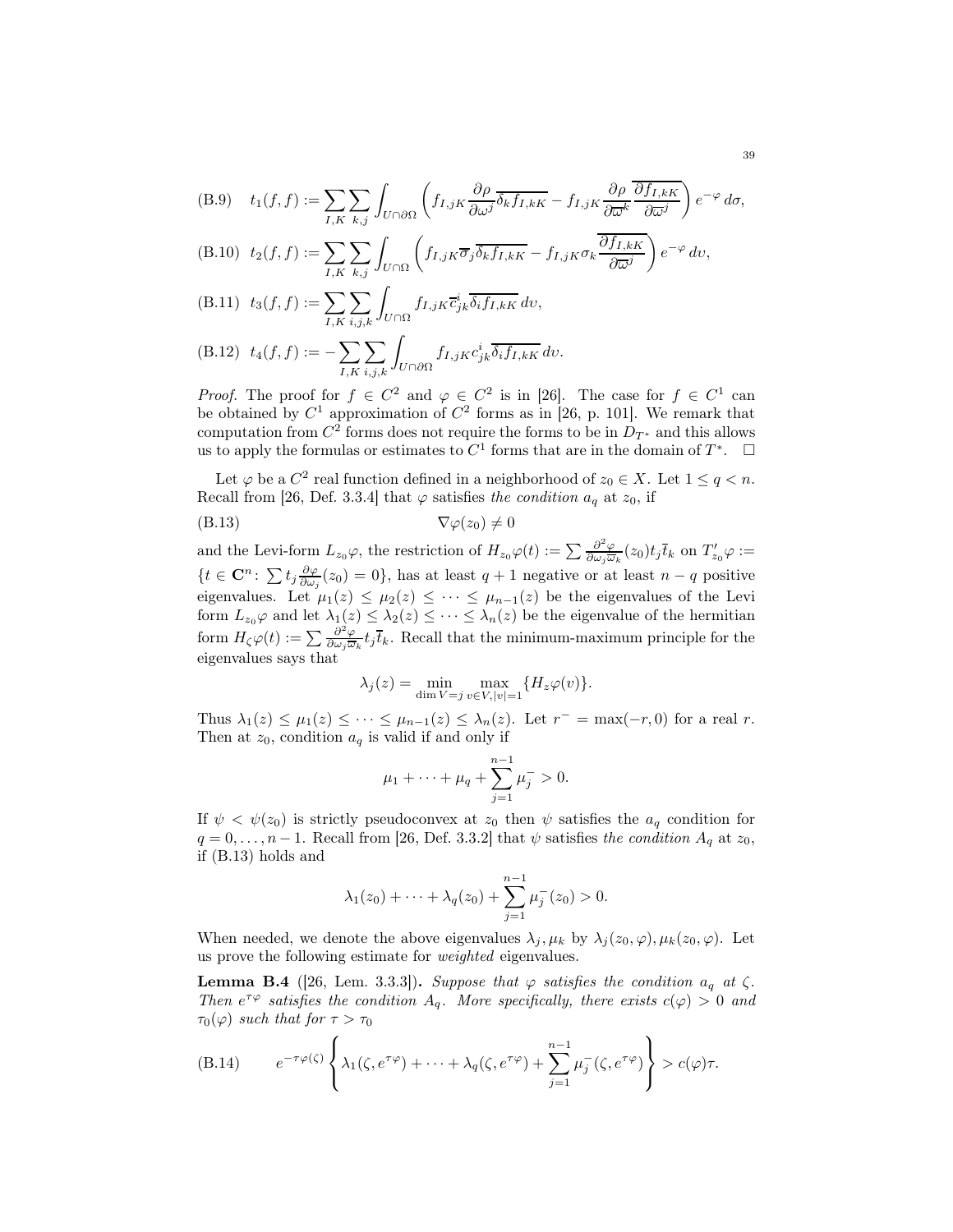$$\text{(B.9)}\quad t_1(f,f) := \sum_{I,K}\sum_{k,j}\int_{U\cap\partial\Omega}\left(f_{I,jK}\frac{\partial\rho}{\partial\omega^j}\overline{\delta_k f_{I,kK}} - f_{I,jK}\frac{\partial\rho}{\partial\overline{\omega}^k}\overline{\frac{\partial f_{I,kK}}{\partial\overline{\omega}^j}}\right)e^{-\varphi}\,d\sigma,$$

$$\text{(B.10)}\quad t_2(f,f) := \sum_{I,K}\sum_{k,j}\int_{U\cap\Omega}\left(f_{I,jK}\overline{\sigma}_j\overline{\delta_k f_{I,kK}} - f_{I,jK}\sigma_k\overline{\frac{\partial f_{I,kK}}{\partial\overline{\omega}^j}}\right)e^{-\varphi}\,dv,$$

$$\text{(B.11)}\quad t_3(f,f) := \sum_{I,K}\sum_{i,j,k}\int_{U\cap\Omega}f_{I,jK}\overline{c}^i_{jk}\overline{\delta_i f_{I,kK}}\,dv,$$

$$\text{(B.12)}\quad t_4(f,f) := -\sum_{I,K}\sum_{i,j,k}\int_{U\cap\partial\Omega}f_{I,jK}c^i_{jk}\overline{\delta_i f_{I,kK}}\,dv.$$

*Proof.* The proof for $f\in C^2$ and $\varphi\in C^2$ is in [26]. The case for $f\in C^1$ can be obtained by $C^1$ approximation of $C^2$ forms as in [26, p. 101]. We remark that computation from $C^2$ forms does not require the forms to be in $D_{T^*}$ and this allows us to apply the formulas or estimates to $C^1$ forms that are in the domain of $T^*$. $\square$

Let $\varphi$ be a $C^2$ real function defined in a neighborhood of $z_0\in X$. Let $1\leq q<n$. Recall from [26, Def. 3.3.4] that $\varphi$ satisfies *the condition $a_q$* at $z_0$, if

$$\text{(B.13)}\qquad \nabla\varphi(z_0)\neq 0$$

and the Levi-form $L_{z_0}\varphi$, the restriction of $H_{z_0}\varphi(t) := \sum\frac{\partial^2\varphi}{\partial\omega_j\overline{\omega}_k}(z_0)t_j\overline{t}_k$ on $T'_{z_0}\varphi := \{t\in\mathbf{C}^n\colon \sum t_j\frac{\partial\varphi}{\partial\omega_j}(z_0)=0\}$, has at least $q+1$ negative or at least $n-q$ positive eigenvalues. Let $\mu_1(z)\leq\mu_2(z)\leq\cdots\leq\mu_{n-1}(z)$ be the eigenvalues of the Levi form $L_{z_0}\varphi$ and let $\lambda_1(z)\leq\lambda_2(z)\leq\cdots\leq\lambda_n(z)$ be the eigenvalue of the hermitian form $H_\zeta\varphi(t) := \sum\frac{\partial^2\varphi}{\partial\omega_j\overline{\omega}_k}t_j\overline{t}_k$. Recall that the minimum-maximum principle for the eigenvalues says that

$$\lambda_j(z) = \min_{\dim V=j}\max_{v\in V,|v|=1}\{H_z\varphi(v)\}.$$

Thus $\lambda_1(z)\leq\mu_1(z)\leq\cdots\leq\mu_{n-1}(z)\leq\lambda_n(z)$. Let $r^- = \max(-r,0)$ for a real $r$. Then at $z_0$, condition $a_q$ is valid if and only if

$$\mu_1+\cdots+\mu_q+\sum_{j=1}^{n-1}\mu_j^- > 0.$$

If $\psi<\psi(z_0)$ is strictly pseudoconvex at $z_0$ then $\psi$ satisfies the $a_q$ condition for $q=0,\dots,n-1$. Recall from [26, Def. 3.3.2] that $\psi$ satisfies *the condition $A_q$* at $z_0$, if (B.13) holds and

$$\lambda_1(z_0)+\cdots+\lambda_q(z_0)+\sum_{j=1}^{n-1}\mu_j^-(z_0) > 0.$$

When needed, we denote the above eigenvalues $\lambda_j,\mu_k$ by $\lambda_j(z_0,\varphi),\mu_k(z_0,\varphi)$. Let us prove the following estimate for *weighted* eigenvalues.

**Lemma B.4** ([26, Lem. 3.3.3])**.** *Suppose that $\varphi$ satisfies the condition $a_q$ at $\zeta$. Then $e^{\tau\varphi}$ satisfies the condition $A_q$. More specifically, there exists $c(\varphi)>0$ and $\tau_0(\varphi)$ such that for $\tau>\tau_0$*

$$\text{(B.14)}\qquad e^{-\tau\varphi(\zeta)}\left\{\lambda_1(\zeta,e^{\tau\varphi})+\cdots+\lambda_q(\zeta,e^{\tau\varphi})+\sum_{j=1}^{n-1}\mu_j^-(\zeta,e^{\tau\varphi})\right\} > c(\varphi)\tau.$$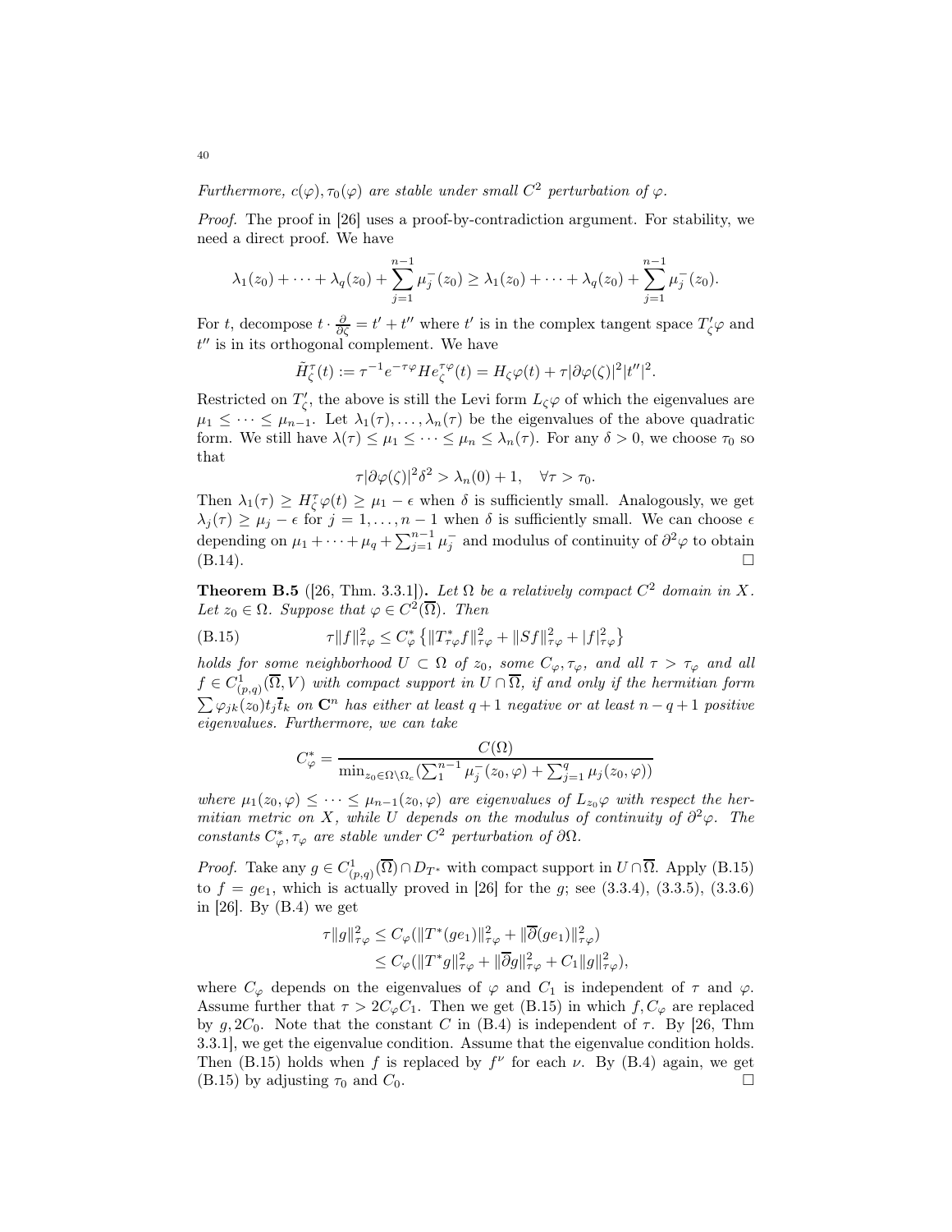*Furthermore, $c(\varphi), \tau_0(\varphi)$ are stable under small $C^2$ perturbation of $\varphi$.*

*Proof.* The proof in [26] uses a proof-by-contradiction argument. For stability, we need a direct proof. We have

$$\lambda_1(z_0) + \cdots + \lambda_q(z_0) + \sum_{j=1}^{n-1} \mu_j^-(z_0) \geq \lambda_1(z_0) + \cdots + \lambda_q(z_0) + \sum_{j=1}^{n-1} \mu_j^-(z_0).$$

For $t$, decompose $t \cdot \frac{\partial}{\partial \zeta} = t' + t''$ where $t'$ is in the complex tangent space $T'_\zeta \varphi$ and $t''$ is in its orthogonal complement. We have

$$\tilde{H}_\zeta^\tau(t) := \tau^{-1} e^{-\tau\varphi} H e_\zeta^{\tau\varphi}(t) = H_\zeta\varphi(t) + \tau|\partial\varphi(\zeta)|^2|t''|^2.$$

Restricted on $T'_\zeta$, the above is still the Levi form $L_\zeta\varphi$ of which the eigenvalues are $\mu_1 \leq \cdots \leq \mu_{n-1}$. Let $\lambda_1(\tau), \dots, \lambda_n(\tau)$ be the eigenvalues of the above quadratic form. We still have $\lambda(\tau) \leq \mu_1 \leq \cdots \leq \mu_n \leq \lambda_n(\tau)$. For any $\delta > 0$, we choose $\tau_0$ so that

$$\tau|\partial\varphi(\zeta)|^2\delta^2 > \lambda_n(0) + 1, \quad \forall \tau > \tau_0.$$

Then $\lambda_1(\tau) \geq H_\zeta^\tau \varphi(t) \geq \mu_1 - \epsilon$ when $\delta$ is sufficiently small. Analogously, we get $\lambda_j(\tau) \geq \mu_j - \epsilon$ for $j = 1, \dots, n-1$ when $\delta$ is sufficiently small. We can choose $\epsilon$ depending on $\mu_1 + \cdots + \mu_q + \sum_{j=1}^{n-1} \mu_j^-$ and modulus of continuity of $\partial^2\varphi$ to obtain (B.14). $\square$

**Theorem B.5** ([26, Thm. 3.3.1]). *Let $\Omega$ be a relatively compact $C^2$ domain in $X$. Let $z_0 \in \Omega$. Suppose that $\varphi \in C^2(\overline{\Omega})$. Then*

$$\tau\|f\|_{\tau\varphi}^2 \leq C_\varphi^* \left\{\|T_{\tau\varphi}^* f\|_{\tau\varphi}^2 + \|Sf\|_{\tau\varphi}^2 + |f|_{\tau\varphi}^2\right\} \tag{B.15}$$

*holds for some neighborhood $U \subset \Omega$ of $z_0$, some $C_\varphi, \tau_\varphi$, and all $\tau > \tau_\varphi$ and all $f \in C^1_{(p,q)}(\overline{\Omega}, V)$ with compact support in $U \cap \overline{\Omega}$, if and only if the hermitian form $\sum \varphi_{jk}(z_0) t_j \overline{t}_k$ on $\mathbf{C}^n$ has either at least $q+1$ negative or at least $n-q+1$ positive eigenvalues. Furthermore, we can take*

$$C_\varphi^* = \frac{C(\Omega)}{\min_{z_0 \in \Omega \setminus \Omega_c}(\sum_1^{n-1} \mu_j^-(z_0, \varphi) + \sum_{j=1}^q \mu_j(z_0, \varphi))}$$

*where $\mu_1(z_0, \varphi) \leq \cdots \leq \mu_{n-1}(z_0, \varphi)$ are eigenvalues of $L_{z_0}\varphi$ with respect the hermitian metric on $X$, while $U$ depends on the modulus of continuity of $\partial^2\varphi$. The constants $C_\varphi^*, \tau_\varphi$ are stable under $C^2$ perturbation of $\partial\Omega$.*

*Proof.* Take any $g \in C^1_{(p,q)}(\overline{\Omega}) \cap D_{T^*}$ with compact support in $U \cap \overline{\Omega}$. Apply (B.15) to $f = ge_1$, which is actually proved in [26] for the $g$; see (3.3.4), (3.3.5), (3.3.6) in [26]. By (B.4) we get

$$\begin{aligned}
\tau\|g\|_{\tau\varphi}^2 &\leq C_\varphi(\|T^*(ge_1)\|_{\tau\varphi}^2 + \|\overline{\partial}(ge_1)\|_{\tau\varphi}^2) \\
&\leq C_\varphi(\|T^*g\|_{\tau\varphi}^2 + \|\overline{\partial}g\|_{\tau\varphi}^2 + C_1\|g\|_{\tau\varphi}^2),
\end{aligned}$$

where $C_\varphi$ depends on the eigenvalues of $\varphi$ and $C_1$ is independent of $\tau$ and $\varphi$. Assume further that $\tau > 2C_\varphi C_1$. Then we get (B.15) in which $f, C_\varphi$ are replaced by $g, 2C_0$. Note that the constant $C$ in (B.4) is independent of $\tau$. By [26, Thm 3.3.1], we get the eigenvalue condition. Assume that the eigenvalue condition holds. Then (B.15) holds when $f$ is replaced by $f^\nu$ for each $\nu$. By (B.4) again, we get (B.15) by adjusting $\tau_0$ and $C_0$. $\square$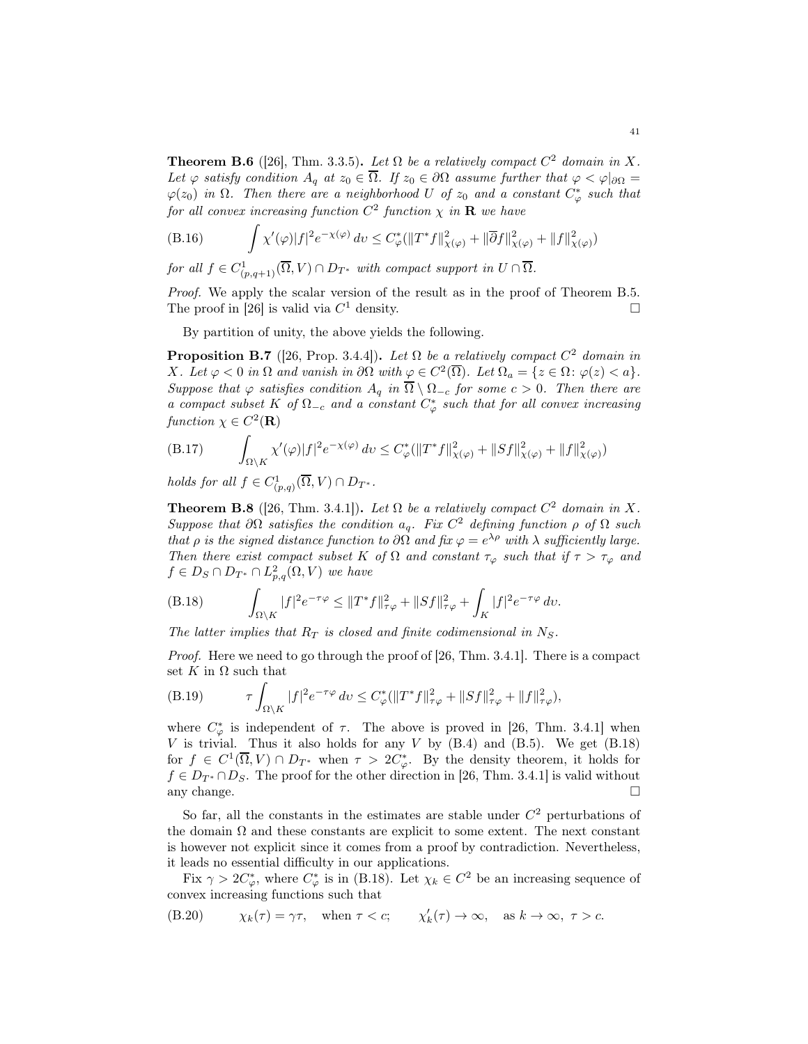**Theorem B.6** ([26], Thm. 3.3.5)**.** *Let $\Omega$ be a relatively compact $C^2$ domain in $X$. Let $\varphi$ satisfy condition $A_q$ at $z_0 \in \overline{\Omega}$. If $z_0 \in \partial\Omega$ assume further that $\varphi < \varphi|_{\partial\Omega} = \varphi(z_0)$ in $\Omega$. Then there are a neighborhood $U$ of $z_0$ and a constant $C^*_\varphi$ such that for all convex increasing function $C^2$ function $\chi$ in $\mathbf{R}$ we have*

$$
\int \chi'(\varphi)|f|^2 e^{-\chi(\varphi)}\, dv \le C^*_\varphi(\|T^*f\|^2_{\chi(\varphi)} + \|\overline{\partial} f\|^2_{\chi(\varphi)} + \|f\|^2_{\chi(\varphi)}) \tag{B.16}
$$

*for all $f \in C^1_{(p,q+1)}(\overline{\Omega}, V) \cap D_{T^*}$ with compact support in $U \cap \overline{\Omega}$.*

*Proof.* We apply the scalar version of the result as in the proof of Theorem B.5. The proof in [26] is valid via $C^1$ density. □

By partition of unity, the above yields the following.

**Proposition B.7** ([26, Prop. 3.4.4])**.** *Let $\Omega$ be a relatively compact $C^2$ domain in $X$. Let $\varphi < 0$ in $\Omega$ and vanish in $\partial\Omega$ with $\varphi \in C^2(\overline{\Omega})$. Let $\Omega_a = \{z \in \Omega\colon \varphi(z) < a\}$. Suppose that $\varphi$ satisfies condition $A_q$ in $\overline{\Omega} \setminus \Omega_{-c}$ for some $c > 0$. Then there are a compact subset $K$ of $\Omega_{-c}$ and a constant $C^*_\varphi$ such that for all convex increasing function $\chi \in C^2(\mathbf{R})$*

$$
\int_{\Omega\setminus K} \chi'(\varphi)|f|^2 e^{-\chi(\varphi)}\, dv \le C^*_\varphi(\|T^*f\|^2_{\chi(\varphi)} + \|Sf\|^2_{\chi(\varphi)} + \|f\|^2_{\chi(\varphi)}) \tag{B.17}
$$

*holds for all $f \in C^1_{(p,q)}(\overline{\Omega}, V) \cap D_{T^*}$.*

**Theorem B.8** ([26, Thm. 3.4.1])**.** *Let $\Omega$ be a relatively compact $C^2$ domain in $X$. Suppose that $\partial\Omega$ satisfies the condition $a_q$. Fix $C^2$ defining function $\rho$ of $\Omega$ such that $\rho$ is the signed distance function to $\partial\Omega$ and fix $\varphi = e^{\lambda\rho}$ with $\lambda$ sufficiently large. Then there exist compact subset $K$ of $\Omega$ and constant $\tau_\varphi$ such that if $\tau > \tau_\varphi$ and $f \in D_S \cap D_{T^*} \cap L^2_{p,q}(\Omega, V)$ we have*

$$
\int_{\Omega\setminus K} |f|^2 e^{-\tau\varphi} \le \|T^*f\|^2_{\tau\varphi} + \|Sf\|^2_{\tau\varphi} + \int_K |f|^2 e^{-\tau\varphi}\, dv. \tag{B.18}
$$

*The latter implies that $R_T$ is closed and finite codimensional in $N_S$.*

*Proof.* Here we need to go through the proof of [26, Thm. 3.4.1]. There is a compact set $K$ in $\Omega$ such that

$$
\tau \int_{\Omega\setminus K} |f|^2 e^{-\tau\varphi}\, dv \le C^*_\varphi(\|T^*f\|^2_{\tau\varphi} + \|Sf\|^2_{\tau\varphi} + \|f\|^2_{\tau\varphi}), \tag{B.19}
$$

where $C^*_\varphi$ is independent of $\tau$. The above is proved in [26, Thm. 3.4.1] when $V$ is trivial. Thus it also holds for any $V$ by (B.4) and (B.5). We get (B.18) for $f \in C^1(\overline{\Omega}, V) \cap D_{T^*}$ when $\tau > 2C^*_\varphi$. By the density theorem, it holds for $f \in D_{T^*} \cap D_S$. The proof for the other direction in [26, Thm. 3.4.1] is valid without any change. □

So far, all the constants in the estimates are stable under $C^2$ perturbations of the domain $\Omega$ and these constants are explicit to some extent. The next constant is however not explicit since it comes from a proof by contradiction. Nevertheless, it leads no essential difficulty in our applications.

Fix $\gamma > 2C^*_\varphi$, where $C^*_\varphi$ is in (B.18). Let $\chi_k \in C^2$ be an increasing sequence of convex increasing functions such that

$$
\chi_k(\tau) = \gamma\tau, \quad \text{when } \tau < c; \qquad \chi_k'(\tau) \to \infty, \quad \text{as } k \to \infty,\ \tau > c. \tag{B.20}
$$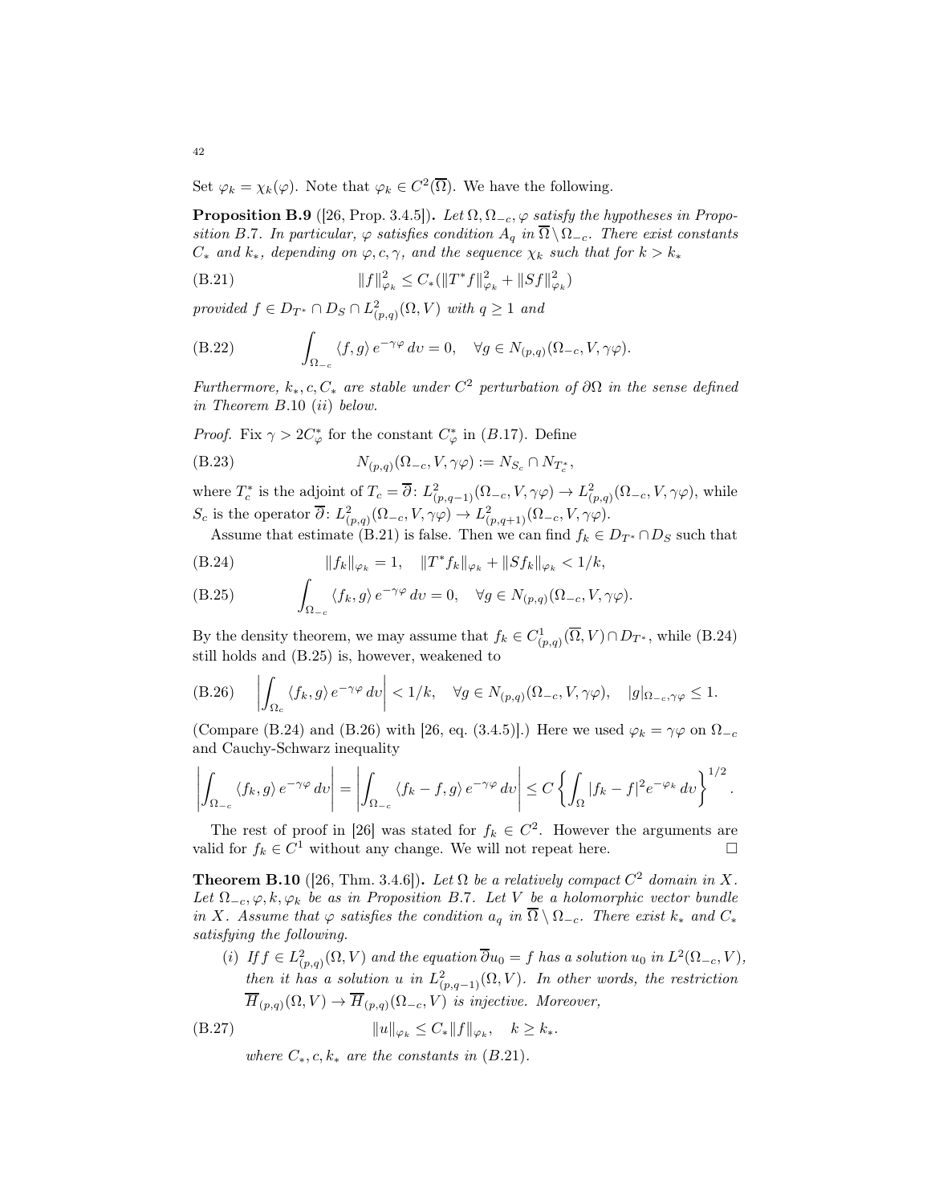Set $\varphi_k = \chi_k(\varphi)$. Note that $\varphi_k \in C^2(\overline{\Omega})$. We have the following.

**Proposition B.9** ([26, Prop. 3.4.5]). *Let $\Omega, \Omega_{-c}, \varphi$ satisfy the hypotheses in Proposition B.7. In particular, $\varphi$ satisfies condition $A_q$ in $\overline{\Omega}\setminus\Omega_{-c}$. There exist constants $C_*$ and $k_*$, depending on $\varphi, c, \gamma$, and the sequence $\chi_k$ such that for $k > k_*$*

$$\|f\|^2_{\varphi_k} \leq C_*(\|T^*f\|^2_{\varphi_k} + \|Sf\|^2_{\varphi_k}) \tag{B.21}$$

*provided $f \in D_{T^*} \cap D_S \cap L^2_{(p,q)}(\Omega, V)$ with $q \geq 1$ and*

$$\int_{\Omega_{-c}} \langle f, g\rangle\, e^{-\gamma\varphi}\, dv = 0, \quad \forall g \in N_{(p,q)}(\Omega_{-c}, V, \gamma\varphi). \tag{B.22}$$

*Furthermore, $k_*, c, C_*$ are stable under $C^2$ perturbation of $\partial\Omega$ in the sense defined in Theorem B.10 (ii) below.*

*Proof.* Fix $\gamma > 2C^*_\varphi$ for the constant $C^*_\varphi$ in $(B.17)$. Define

$$N_{(p,q)}(\Omega_{-c}, V, \gamma\varphi) := N_{S_c} \cap N_{T_c^*}, \tag{B.23}$$

where $T_c^*$ is the adjoint of $T_c = \overline{\partial}\colon L^2_{(p,q-1)}(\Omega_{-c}, V, \gamma\varphi) \to L^2_{(p,q)}(\Omega_{-c}, V, \gamma\varphi)$, while $S_c$ is the operator $\overline{\partial}\colon L^2_{(p,q)}(\Omega_{-c}, V, \gamma\varphi) \to L^2_{(p,q+1)}(\Omega_{-c}, V, \gamma\varphi)$.

Assume that estimate (B.21) is false. Then we can find $f_k \in D_{T^*} \cap D_S$ such that

$$\|f_k\|_{\varphi_k} = 1, \quad \|T^*f_k\|_{\varphi_k} + \|Sf_k\|_{\varphi_k} < 1/k, \tag{B.24}$$

$$\int_{\Omega_{-c}} \langle f_k, g\rangle\, e^{-\gamma\varphi}\, dv = 0, \quad \forall g \in N_{(p,q)}(\Omega_{-c}, V, \gamma\varphi). \tag{B.25}$$

By the density theorem, we may assume that $f_k \in C^1_{(p,q)}(\overline{\Omega}, V) \cap D_{T^*}$, while (B.24) still holds and (B.25) is, however, weakened to

$$\left|\int_{\Omega_c} \langle f_k, g\rangle\, e^{-\gamma\varphi}\, dv\right| < 1/k, \quad \forall g \in N_{(p,q)}(\Omega_{-c}, V, \gamma\varphi), \quad |g|_{\Omega_{-c},\gamma\varphi} \leq 1. \tag{B.26}$$

(Compare (B.24) and (B.26) with [26, eq. (3.4.5)].) Here we used $\varphi_k = \gamma\varphi$ on $\Omega_{-c}$ and Cauchy-Schwarz inequality

$$\left|\int_{\Omega_{-c}} \langle f_k, g\rangle\, e^{-\gamma\varphi}\, dv\right| = \left|\int_{\Omega_{-c}} \langle f_k - f, g\rangle\, e^{-\gamma\varphi}\, dv\right| \leq C\left\{\int_{\Omega} |f_k - f|^2 e^{-\varphi_k}\, dv\right\}^{1/2}.$$

The rest of proof in [26] was stated for $f_k \in C^2$. However the arguments are valid for $f_k \in C^1$ without any change. We will not repeat here. $\square$

**Theorem B.10** ([26, Thm. 3.4.6]). *Let $\Omega$ be a relatively compact $C^2$ domain in $X$. Let $\Omega_{-c}, \varphi, k, \varphi_k$ be as in Proposition B.7. Let $V$ be a holomorphic vector bundle in $X$. Assume that $\varphi$ satisfies the condition $a_q$ in $\overline{\Omega}\setminus\Omega_{-c}$. There exist $k_*$ and $C_*$ satisfying the following.*

(i) *If $f \in L^2_{(p,q)}(\Omega, V)$ and the equation $\overline{\partial}u_0 = f$ has a solution $u_0$ in $L^2(\Omega_{-c}, V)$, then it has a solution $u$ in $L^2_{(p,q-1)}(\Omega, V)$. In other words, the restriction $\overline{H}_{(p,q)}(\Omega, V) \to \overline{H}_{(p,q)}(\Omega_{-c}, V)$ is injective. Moreover,*

$$\|u\|_{\varphi_k} \leq C_*\|f\|_{\varphi_k}, \quad k \geq k_*. \tag{B.27}$$

*where $C_*, c, k_*$ are the constants in $(B.21)$.*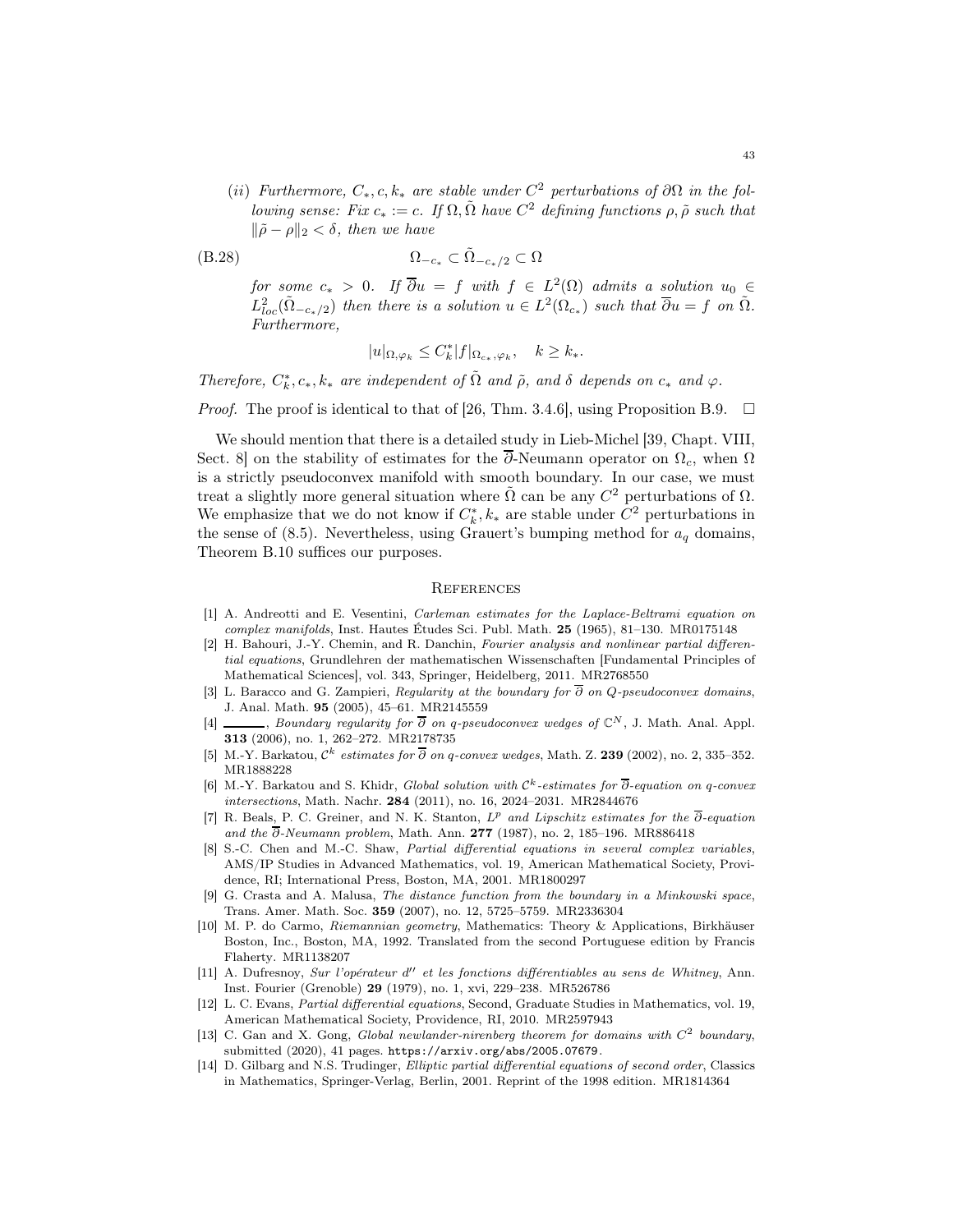(*ii*) *Furthermore, $C_*, c, k_*$ are stable under $C^2$ perturbations of $\partial\Omega$ in the following sense: Fix $c_* := c$. If $\Omega, \tilde{\Omega}$ have $C^2$ defining functions $\rho, \tilde{\rho}$ such that $\|\tilde{\rho} - \rho\|_2 < \delta$, then we have*

$$\Omega_{-c_*} \subset \tilde{\Omega}_{-c_*/2} \subset \Omega \tag{B.28}$$

*for some $c_* > 0$. If $\overline{\partial} u = f$ with $f \in L^2(\Omega)$ admits a solution $u_0 \in L^2_{loc}(\tilde{\Omega}_{-c_*/2})$ then there is a solution $u \in L^2(\Omega_{c_*})$ such that $\overline{\partial} u = f$ on $\tilde{\Omega}$. Furthermore,*

$$|u|_{\Omega, \varphi_k} \leq C_k^* |f|_{\Omega_{c_*}, \varphi_k}, \quad k \geq k_*.$$

*Therefore, $C_k^*, c_*, k_*$ are independent of $\tilde{\Omega}$ and $\tilde{\rho}$, and $\delta$ depends on $c_*$ and $\varphi$.*

*Proof.* The proof is identical to that of [26, Thm. 3.4.6], using Proposition B.9. □

We should mention that there is a detailed study in Lieb-Michel [39, Chapt. VIII, Sect. 8] on the stability of estimates for the $\overline{\partial}$-Neumann operator on $\Omega_c$, when $\Omega$ is a strictly pseudoconvex manifold with smooth boundary. In our case, we must treat a slightly more general situation where $\tilde{\Omega}$ can be any $C^2$ perturbations of $\Omega$. We emphasize that we do not know if $C_k^*, k_*$ are stable under $C^2$ perturbations in the sense of (8.5). Nevertheless, using Grauert's bumping method for $a_q$ domains, Theorem B.10 suffices our purposes.

## References

[1] A. Andreotti and E. Vesentini, *Carleman estimates for the Laplace-Beltrami equation on complex manifolds*, Inst. Hautes Études Sci. Publ. Math. **25** (1965), 81–130. MR0175148

[2] H. Bahouri, J.-Y. Chemin, and R. Danchin, *Fourier analysis and nonlinear partial differential equations*, Grundlehren der mathematischen Wissenschaften [Fundamental Principles of Mathematical Sciences], vol. 343, Springer, Heidelberg, 2011. MR2768550

[3] L. Baracco and G. Zampieri, *Regularity at the boundary for $\overline{\partial}$ on Q-pseudoconvex domains*, J. Anal. Math. **95** (2005), 45–61. MR2145559

[4] ———, *Boundary regularity for $\overline{\partial}$ on q-pseudoconvex wedges of $\mathbb{C}^N$*, J. Math. Anal. Appl. **313** (2006), no. 1, 262–272. MR2178735

[5] M.-Y. Barkatou, *$\mathcal{C}^k$ estimates for $\overline{\partial}$ on q-convex wedges*, Math. Z. **239** (2002), no. 2, 335–352. MR1888228

[6] M.-Y. Barkatou and S. Khidr, *Global solution with $\mathcal{C}^k$-estimates for $\overline{\partial}$-equation on q-convex intersections*, Math. Nachr. **284** (2011), no. 16, 2024–2031. MR2844676

[7] R. Beals, P. C. Greiner, and N. K. Stanton, *$L^p$ and Lipschitz estimates for the $\overline{\partial}$-equation and the $\overline{\partial}$-Neumann problem*, Math. Ann. **277** (1987), no. 2, 185–196. MR886418

[8] S.-C. Chen and M.-C. Shaw, *Partial differential equations in several complex variables*, AMS/IP Studies in Advanced Mathematics, vol. 19, American Mathematical Society, Providence, RI; International Press, Boston, MA, 2001. MR1800297

[9] G. Crasta and A. Malusa, *The distance function from the boundary in a Minkowski space*, Trans. Amer. Math. Soc. **359** (2007), no. 12, 5725–5759. MR2336304

[10] M. P. do Carmo, *Riemannian geometry*, Mathematics: Theory & Applications, Birkhäuser Boston, Inc., Boston, MA, 1992. Translated from the second Portuguese edition by Francis Flaherty. MR1138207

[11] A. Dufresnoy, *Sur l'opérateur $d''$ et les fonctions différentiables au sens de Whitney*, Ann. Inst. Fourier (Grenoble) **29** (1979), no. 1, xvi, 229–238. MR526786

[12] L. C. Evans, *Partial differential equations*, Second, Graduate Studies in Mathematics, vol. 19, American Mathematical Society, Providence, RI, 2010. MR2597943

[13] C. Gan and X. Gong, *Global newlander-nirenberg theorem for domains with $C^2$ boundary*, submitted (2020), 41 pages. https://arxiv.org/abs/2005.07679.

[14] D. Gilbarg and N.S. Trudinger, *Elliptic partial differential equations of second order*, Classics in Mathematics, Springer-Verlag, Berlin, 2001. Reprint of the 1998 edition. MR1814364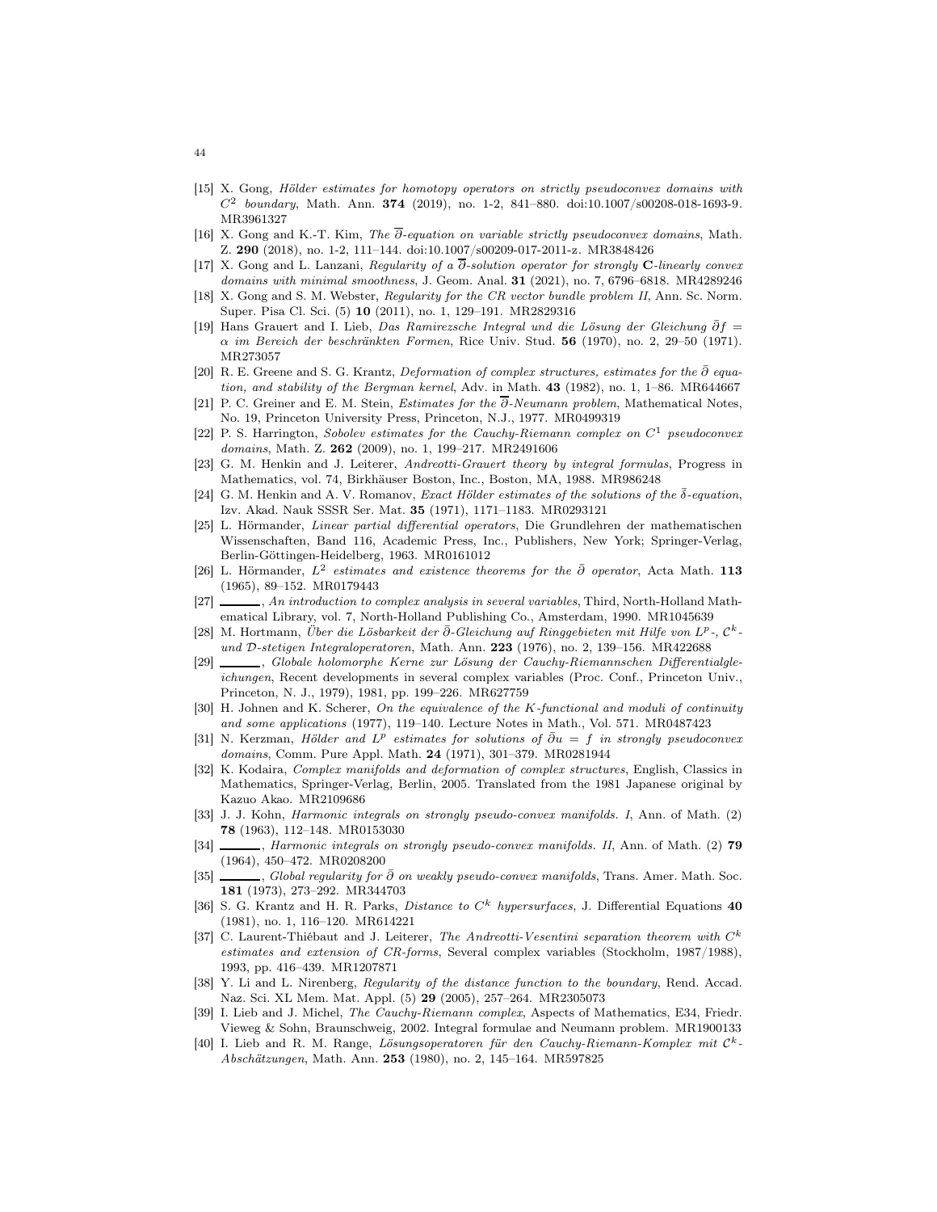[15] X. Gong, *Hölder estimates for homotopy operators on strictly pseudoconvex domains with $C^2$ boundary*, Math. Ann. **374** (2019), no. 1-2, 841–880. doi:10.1007/s00208-018-1693-9. MR3961327

[16] X. Gong and K.-T. Kim, *The $\overline{\partial}$-equation on variable strictly pseudoconvex domains*, Math. Z. **290** (2018), no. 1-2, 111–144. doi:10.1007/s00209-017-2011-z. MR3848426

[17] X. Gong and L. Lanzani, *Regularity of a $\overline{\partial}$-solution operator for strongly* **C***-linearly convex domains with minimal smoothness*, J. Geom. Anal. **31** (2021), no. 7, 6796–6818. MR4289246

[18] X. Gong and S. M. Webster, *Regularity for the CR vector bundle problem II*, Ann. Sc. Norm. Super. Pisa Cl. Sci. (5) **10** (2011), no. 1, 129–191. MR2829316

[19] Hans Grauert and I. Lieb, *Das Ramirezsche Integral und die Lösung der Gleichung $\bar{\partial} f = \alpha$ im Bereich der beschränkten Formen*, Rice Univ. Stud. **56** (1970), no. 2, 29–50 (1971). MR273057

[20] R. E. Greene and S. G. Krantz, *Deformation of complex structures, estimates for the $\bar{\partial}$ equation, and stability of the Bergman kernel*, Adv. in Math. **43** (1982), no. 1, 1–86. MR644667

[21] P. C. Greiner and E. M. Stein, *Estimates for the $\overline{\partial}$-Neumann problem*, Mathematical Notes, No. 19, Princeton University Press, Princeton, N.J., 1977. MR0499319

[22] P. S. Harrington, *Sobolev estimates for the Cauchy-Riemann complex on $C^1$ pseudoconvex domains*, Math. Z. **262** (2009), no. 1, 199–217. MR2491606

[23] G. M. Henkin and J. Leiterer, *Andreotti-Grauert theory by integral formulas*, Progress in Mathematics, vol. 74, Birkhäuser Boston, Inc., Boston, MA, 1988. MR986248

[24] G. M. Henkin and A. V. Romanov, *Exact Hölder estimates of the solutions of the $\bar{\delta}$-equation*, Izv. Akad. Nauk SSSR Ser. Mat. **35** (1971), 1171–1183. MR0293121

[25] L. Hörmander, *Linear partial differential operators*, Die Grundlehren der mathematischen Wissenschaften, Band 116, Academic Press, Inc., Publishers, New York; Springer-Verlag, Berlin-Göttingen-Heidelberg, 1963. MR0161012

[26] L. Hörmander, *$L^2$ estimates and existence theorems for the $\bar{\partial}$ operator*, Acta Math. **113** (1965), 89–152. MR0179443

[27] ______, *An introduction to complex analysis in several variables*, Third, North-Holland Mathematical Library, vol. 7, North-Holland Publishing Co., Amsterdam, 1990. MR1045639

[28] M. Hortmann, *Über die Lösbarkeit der $\bar{\partial}$-Gleichung auf Ringgebieten mit Hilfe von $L^p$-, $\mathcal{C}^k$- und $\mathcal{D}$-stetigen Integraloperatoren*, Math. Ann. **223** (1976), no. 2, 139–156. MR422688

[29] ______, *Globale holomorphe Kerne zur Lösung der Cauchy-Riemannschen Differentialgleichungen*, Recent developments in several complex variables (Proc. Conf., Princeton Univ., Princeton, N. J., 1979), 1981, pp. 199–226. MR627759

[30] H. Johnen and K. Scherer, *On the equivalence of the K-functional and moduli of continuity and some applications* (1977), 119–140. Lecture Notes in Math., Vol. 571. MR0487423

[31] N. Kerzman, *Hölder and $L^p$ estimates for solutions of $\bar{\partial} u = f$ in strongly pseudoconvex domains*, Comm. Pure Appl. Math. **24** (1971), 301–379. MR0281944

[32] K. Kodaira, *Complex manifolds and deformation of complex structures*, English, Classics in Mathematics, Springer-Verlag, Berlin, 2005. Translated from the 1981 Japanese original by Kazuo Akao. MR2109686

[33] J. J. Kohn, *Harmonic integrals on strongly pseudo-convex manifolds. I*, Ann. of Math. (2) **78** (1963), 112–148. MR0153030

[34] ______, *Harmonic integrals on strongly pseudo-convex manifolds. II*, Ann. of Math. (2) **79** (1964), 450–472. MR0208200

[35] ______, *Global regularity for $\bar{\partial}$ on weakly pseudo-convex manifolds*, Trans. Amer. Math. Soc. **181** (1973), 273–292. MR344703

[36] S. G. Krantz and H. R. Parks, *Distance to $C^k$ hypersurfaces*, J. Differential Equations **40** (1981), no. 1, 116–120. MR614221

[37] C. Laurent-Thiébaut and J. Leiterer, *The Andreotti-Vesentini separation theorem with $C^k$ estimates and extension of CR-forms*, Several complex variables (Stockholm, 1987/1988), 1993, pp. 416–439. MR1207871

[38] Y. Li and L. Nirenberg, *Regularity of the distance function to the boundary*, Rend. Accad. Naz. Sci. XL Mem. Mat. Appl. (5) **29** (2005), 257–264. MR2305073

[39] I. Lieb and J. Michel, *The Cauchy-Riemann complex*, Aspects of Mathematics, E34, Friedr. Vieweg & Sohn, Braunschweig, 2002. Integral formulae and Neumann problem. MR1900133

[40] I. Lieb and R. M. Range, *Lösungsoperatoren für den Cauchy-Riemann-Komplex mit $\mathcal{C}^k$-Abschätzungen*, Math. Ann. **253** (1980), no. 2, 145–164. MR597825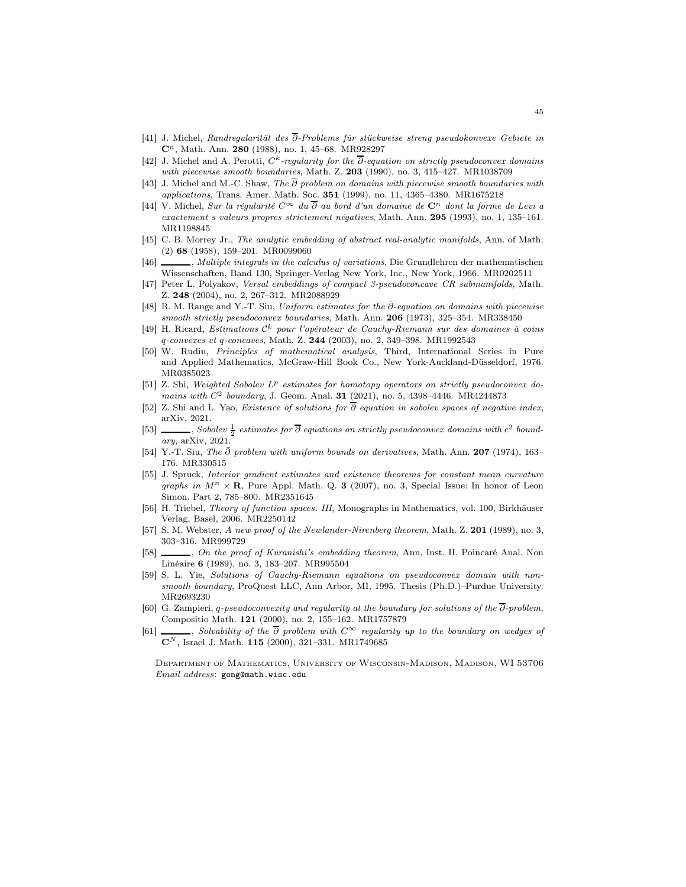[41] J. Michel, *Randregularität des $\overline{\partial}$-Problems für stückweise streng pseudokonvexe Gebiete in* $\mathbf{C}^n$, Math. Ann. **280** (1988), no. 1, 45–68. MR928297

[42] J. Michel and A. Perotti, *$C^k$-regularity for the $\overline{\partial}$-equation on strictly pseudoconvex domains with piecewise smooth boundaries*, Math. Z. **203** (1990), no. 3, 415–427. MR1038709

[43] J. Michel and M.-C. Shaw, *The $\overline{\partial}$ problem on domains with piecewise smooth boundaries with applications*, Trans. Amer. Math. Soc. **351** (1999), no. 11, 4365–4380. MR1675218

[44] V. Michel, *Sur la régularité $C^\infty$ du $\overline{\partial}$ au bord d'un domaine de $\mathbf{C}^n$ dont la forme de Levi a exactement s valeurs propres strictement négatives*, Math. Ann. **295** (1993), no. 1, 135–161. MR1198845

[45] C. B. Morrey Jr., *The analytic embedding of abstract real-analytic manifolds*, Ann. of Math. (2) **68** (1958), 159–201. MR0099060

[46] ———, *Multiple integrals in the calculus of variations*, Die Grundlehren der mathematischen Wissenschaften, Band 130, Springer-Verlag New York, Inc., New York, 1966. MR0202511

[47] Peter L. Polyakov, *Versal embeddings of compact 3-pseudoconcave CR submanifolds*, Math. Z. **248** (2004), no. 2, 267–312. MR2088929

[48] R. M. Range and Y.-T. Siu, *Uniform estimates for the $\bar{\partial}$-equation on domains with piecewise smooth strictly pseudoconvex boundaries*, Math. Ann. **206** (1973), 325–354. MR338450

[49] H. Ricard, *Estimations $\mathcal{C}^k$ pour l'opérateur de Cauchy-Riemann sur des domaines à coins q-convexes et q-concaves*, Math. Z. **244** (2003), no. 2, 349–398. MR1992543

[50] W. Rudin, *Principles of mathematical analysis*, Third, International Series in Pure and Applied Mathematics, McGraw-Hill Book Co., New York-Auckland-Düsseldorf, 1976. MR0385023

[51] Z. Shi, *Weighted Sobolev $L^p$ estimates for homotopy operators on strictly pseudoconvex domains with $C^2$ boundary*, J. Geom. Anal. **31** (2021), no. 5, 4398–4446. MR4244873

[52] Z. Shi and L. Yao, *Existence of solutions for $\overline{\partial}$ equation in sobolev spaces of negative index*, arXiv, 2021.

[53] ———, *Sobolev $\frac{1}{2}$ estimates for $\overline{\partial}$ equations on strictly pseudoconvex domains with $c^2$ boundary*, arXiv, 2021.

[54] Y.-T. Siu, *The $\bar{\partial}$ problem with uniform bounds on derivatives*, Math. Ann. **207** (1974), 163–176. MR330515

[55] J. Spruck, *Interior gradient estimates and existence theorems for constant mean curvature graphs in $M^n \times \mathbf{R}$*, Pure Appl. Math. Q. **3** (2007), no. 3, Special Issue: In honor of Leon Simon. Part 2, 785–800. MR2351645

[56] H. Triebel, *Theory of function spaces. III*, Monographs in Mathematics, vol. 100, Birkhäuser Verlag, Basel, 2006. MR2250142

[57] S. M. Webster, *A new proof of the Newlander-Nirenberg theorem*, Math. Z. **201** (1989), no. 3, 303–316. MR999729

[58] ———, *On the proof of Kuranishi's embedding theorem*, Ann. Inst. H. Poincaré Anal. Non Linéaire **6** (1989), no. 3, 183–207. MR995504

[59] S. L. Yie, *Solutions of Cauchy-Riemann equations on pseudoconvex domain with non-smooth boundary*, ProQuest LLC, Ann Arbor, MI, 1995. Thesis (Ph.D.)–Purdue University. MR2693230

[60] G. Zampieri, *q-pseudoconvexity and regularity at the boundary for solutions of the $\overline{\partial}$-problem*, Compositio Math. **121** (2000), no. 2, 155–162. MR1757879

[61] ———, *Solvability of the $\overline{\partial}$ problem with $C^\infty$ regularity up to the boundary on wedges of* $\mathbf{C}^N$, Israel J. Math. **115** (2000), 321–331. MR1749685

Department of Mathematics, University of Wisconsin-Madison, Madison, WI 53706
*Email address*: gong@math.wisc.edu